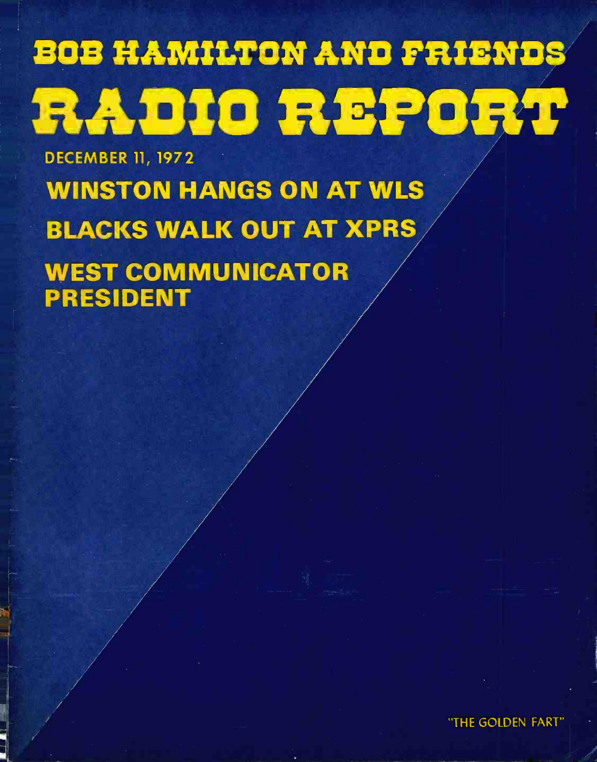# BOB HAMILTON AND FRIENDS

# RADIO REPORT

DECEMBER 11, 1972

## WINSTON HANGS ON AT WLS

## BLACKS WALK OUT AT XPRS

## WEST COMMUNICATOR PRESIDENT

"THE GOLDEN FART"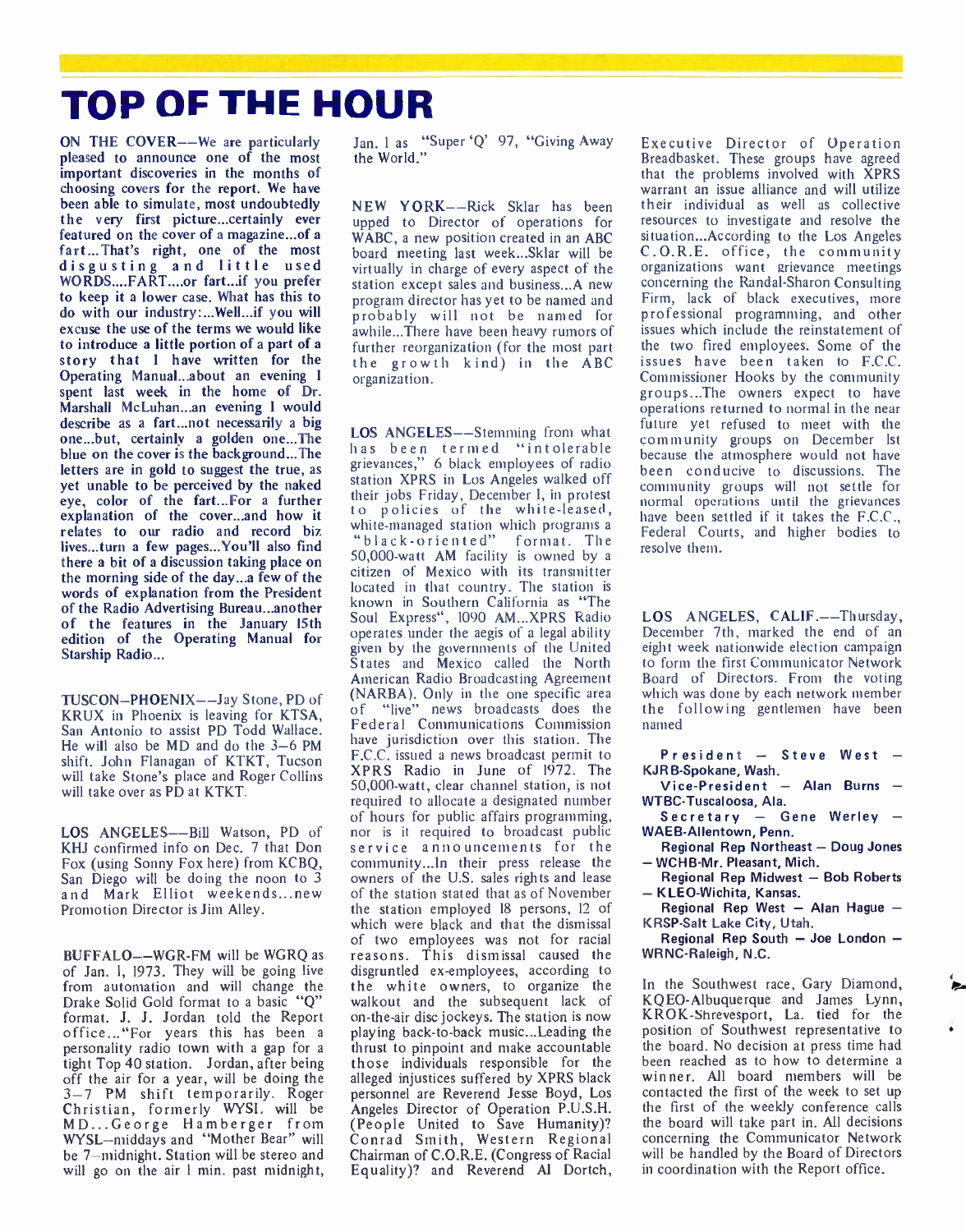# TOP OF THE HOUR

**ON THE COVER—We are particularly pleased to announce one of the most important discoveries in the months of choosing covers for the report. We have been able to simulate, most undoubtedly the very first picture...certainly ever featured on the cover of a magazine...of a fart...That's right, one of the most disgusting and little used WORDS....FART....or fart...if you prefer to keep it a lower case. What has this to do with our industry:...Well...if you will excuse the use of the terms we would like to introduce a little portion of a part of a story that I have written for the Operating Manual...about an evening I spent last week in the home of Dr. Marshall McLuhan...an evening I would describe as a fart...not necessarily a big one...but, certainly a golden one...The blue on the cover is the background...The letters are in gold to suggest the true, as yet unable to be perceived by the naked eye, color of the fart...For a further explanation of the cover...and how it relates to our radio and record biz lives...turn a few pages...You'll also find there a bit of a discussion taking place on the morning side of the day...a few of the words of explanation from the President of the Radio Advertising Bureau...another of the features in the January 15th edition of the Operating Manual for Starship Radio...**

TUSCON–PHOENIX—Jay Stone, PD of KRUX in Phoenix is leaving for KTSA, San Antonio to assist PD Todd Wallace. He will also be MD and do the 3–6 PM shift. John Flanagan of KTKT, Tucson will take Stone's place and Roger Collins will take over as PD at KTKT.

LOS ANGELES—Bill Watson, PD of KHJ confirmed info on Dec. 7 that Don Fox (using Sonny Fox here) from KCBQ, San Diego will be doing the noon to 3 and Mark Elliot weekends...new Promotion Director is Jim Alley.

BUFFALO—WGR-FM will be WGRQ as of Jan. 1, 1973. They will be going live from automation and will change the Drake Solid Gold format to a basic "Q" format. J. J. Jordan told the Report office..."For years this has been a personality radio town with a gap for a tight Top 40 station. Jordan, after being off the air for a year, will be doing the 3–7 PM shift temporarily. Roger Christian, formerly WYSL will be MD...George Hamberger from WYSL–middays and "Mother Bear" will be 7–midnight. Station will be stereo and will go on the air 1 min. past midnight, Jan. 1 as "Super 'Q' 97, "Giving Away the World."

NEW YORK—Rick Sklar has been upped to Director of operations for WABC, a new position created in an ABC board meeting last week...Sklar will be virtually in charge of every aspect of the station except sales and business...A new program director has yet to be named and probably will not be named for awhile...There have been heavy rumors of further reorganization (for the most part the growth kind) in the ABC organization.

LOS ANGELES—Stemming from what has been termed "intolerable grievances," 6 black employees of radio station XPRS in Los Angeles walked off their jobs Friday, December 1, in protest to policies of the white-leased, white-managed station which programs a "black-oriented" format. The 50,000-watt AM facility is owned by a citizen of Mexico with its transmitter located in that country. The station is known in Southern California as "The Soul Express", 1090 AM...XPRS Radio operates under the aegis of a legal ability given by the governments of the United States and Mexico called the North American Radio Broadcasting Agreement (NARBA). Only in the one specific area of "live" news broadcasts does the Federal Communications Commission have jurisdiction over this station. The F.C.C. issued a news broadcast permit to XPRS Radio in June of 1972. The 50,000-watt, clear channel station, is not required to allocate a designated number of hours for public affairs programming, nor is it required to broadcast public service announcements for the community...In their press release the owners of the U.S. sales rights and lease of the station stated that as of November the station employed 18 persons, 12 of which were black and that the dismissal of two employees was not for racial reasons. This dismissal caused the disgruntled ex-employees, according to the white owners, to organize the walkout and the subsequent lack of on-the-air disc jockeys. The station is now playing back-to-back music...Leading the thrust to pinpoint and make accountable those individuals responsible for the alleged injustices suffered by XPRS black personnel are Reverend Jesse Boyd, Los Angeles Director of Operation P.U.S.H. (People United to Save Humanity)? Conrad Smith, Western Regional Chairman of C.O.R.E. (Congress of Racial Equality)? and Reverend Al Dortch, Executive Director of Operation Breadbasket. These groups have agreed that the problems involved with XPRS warrant an issue alliance and will utilize their individual as well as collective resources to investigate and resolve the situation...According to the Los Angeles C.O.R.E. office, the community organizations want grievance meetings concerning the Randal-Sharon Consulting Firm, lack of black executives, more professional programming, and other issues which include the reinstatement of the two fired employees. Some of the issues have been taken to F.C.C. Commissioner Hooks by the community groups...The owners expect to have operations returned to normal in the near future yet refused to meet with the community groups on December 1st because the atmosphere would not have been conducive to discussions. The community groups will not settle for normal operations until the grievances have been settled if it takes the F.C.C., Federal Courts, and higher bodies to resolve them.

LOS ANGELES, CALIF.—Thursday, December 7th, marked the end of an eight week nationwide election campaign to form the first Communicator Network Board of Directors. From the voting which was done by each network member the following gentlemen have been named

**President – Steve West – KJRB-Spokane, Wash.**

**Vice-President – Alan Burns – WTBC-Tuscaloosa, Ala.**

**Secretary – Gene Werley – WAEB-Allentown, Penn.**

**Regional Rep Northeast – Doug Jones – WCHB-Mr. Pleasant, Mich.**

**Regional Rep Midwest – Bob Roberts – KLEO-Wichita, Kansas.**

**Regional Rep West – Alan Hague – KRSP-Salt Lake City, Utah.**

**Regional Rep South – Joe London – WRNC-Raleigh, N.C.**

In the Southwest race, Gary Diamond, KQEO-Albuquerque and James Lynn, KROK-Shrevesport, La. tied for the position of Southwest representative to the board. No decision at press time had been reached as to how to determine a winner. All board members will be contacted the first of the week to set up the first of the weekly conference calls the board will take part in. All decisions concerning the Communicator Network will be handled by the Board of Directors in coordination with the Report office.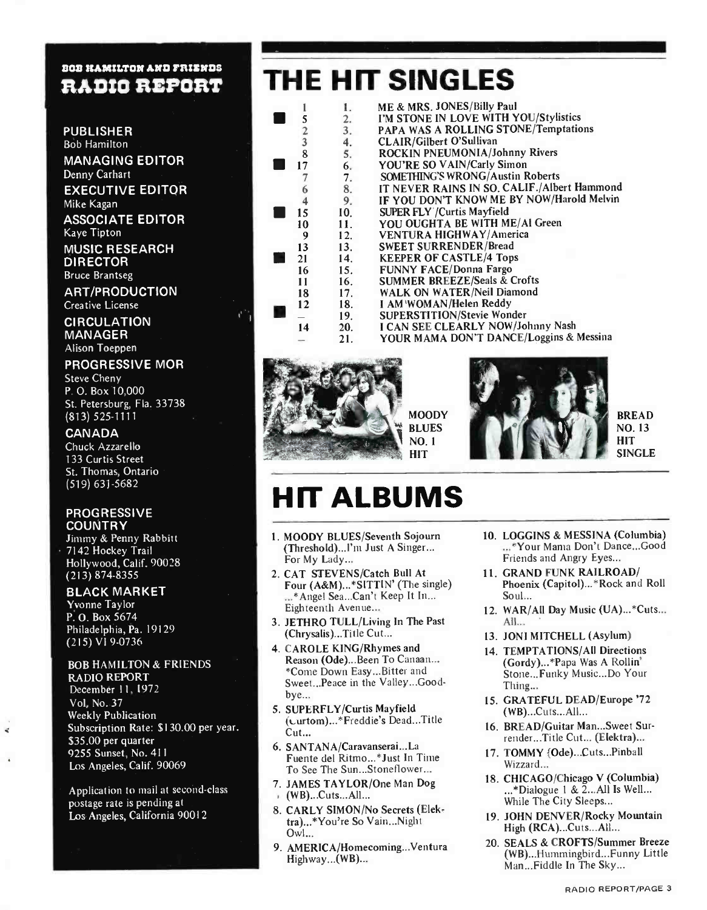## BOB HAMILTON AND FRIENDS RADIO REPORT

**PUBLISHER**
Bob Hamilton

**MANAGING EDITOR**
Denny Carhart

**EXECUTIVE EDITOR**
Mike Kagan

**ASSOCIATE EDITOR**
Kaye Tipton

**MUSIC RESEARCH DIRECTOR**
Bruce Brantseg

**ART/PRODUCTION**
Creative License

**CIRCULATION MANAGER**
Alison Toeppen

**PROGRESSIVE MOR**
Steve Cheny
P. O. Box 10,000
St. Petersburg, Fla. 33738
(813) 525-1111

**CANADA**
Chuck Azzarello
133 Curtis Street
St. Thomas, Ontario
(519) 631-5682

**PROGRESSIVE COUNTRY**
Jimmy & Penny Rabbitt
7142 Hockey Trail
Hollywood, Calif. 90028
(213) 874-8355

**BLACK MARKET**
Yvonne Taylor
P. O. Box 5674
Philadelphia, Pa. 19129
(215) VI 9-0736

BOB HAMILTON & FRIENDS RADIO REPORT
December 11, 1972
Vol. No. 37
Weekly Publication
Subscription Rate: $130.00 per year.
$35.00 per quarter
9255 Sunset, No. 411
Los Angeles, Calif. 90069

Application to mail at second-class postage rate is pending at Los Angeles, California 90012

# THE HIT SINGLES

| | Last Week | This Week | Title/Artist |
|---|---|---|---|
| | 1 | 1. | ME & MRS. JONES/Billy Paul |
| ■ | 5 | 2. | I'M STONE IN LOVE WITH YOU/Stylistics |
| | 2 | 3. | PAPA WAS A ROLLING STONE/Temptations |
| | 3 | 4. | CLAIR/Gilbert O'Sullivan |
| | 8 | 5. | ROCKIN PNEUMONIA/Johnny Rivers |
| ■ | 17 | 6. | YOU'RE SO VAIN/Carly Simon |
| | 7 | 7. | SOMETHING'S WRONG/Austin Roberts |
| | 6 | 8. | IT NEVER RAINS IN SO. CALIF./Albert Hammond |
| | 4 | 9. | IF YOU DON'T KNOW ME BY NOW/Harold Melvin |
| ■ | 15 | 10. | SUPER FLY /Curtis Mayfield |
| | 10 | 11. | YOU OUGHTA BE WITH ME/Al Green |
| | 9 | 12. | VENTURA HIGHWAY/America |
| | 13 | 13. | SWEET SURRENDER/Bread |
| ■ | 21 | 14. | KEEPER OF CASTLE/4 Tops |
| | 16 | 15. | FUNNY FACE/Donna Fargo |
| | 11 | 16. | SUMMER BREEZE/Seals & Crofts |
| | 18 | 17. | WALK ON WATER/Neil Diamond |
| | 12 | 18. | I AM WOMAN/Helen Reddy |
| ■ | — | 19. | SUPERSTITION/Stevie Wonder |
| | 14 | 20. | I CAN SEE CLEARLY NOW/Johnny Nash |
| | — | 21. | YOUR MAMA DON'T DANCE/Loggins & Messina |

MOODY BLUES NO. 1 HIT

BREAD NO. 13 HIT SINGLE

# HIT ALBUMS

1. MOODY BLUES/Seventh Sojourn (Threshold)...I'm Just A Singer... For My Lady...
2. CAT STEVENS/Catch Bull At Four (A&M)...*SITTIN' (The single) ...*Angel Sea...Can't Keep It In... Eighteenth Avenue...
3. JETHRO TULL/Living In The Past (Chrysalis)...Title Cut...
4. CAROLE KING/Rhymes and Reason (Ode)...Been To Canaan... *Come Down Easy...Bitter and Sweet...Peace in the Valley...Goodbye...
5. SUPERFLY/Curtis Mayfield (Curtom)...*Freddie's Dead...Title Cut...
6. SANTANA/Caravanserai...La Fuente del Ritmo...*Just In Time To See The Sun...Stoneflower...
7. JAMES TAYLOR/One Man Dog (WB)...Cuts...All...
8. CARLY SIMON/No Secrets (Elektra)...*You're So Vain...Night Owl...
9. AMERICA/Homecoming...Ventura Highway...(WB)...
10. LOGGINS & MESSINA (Columbia) ...*Your Mama Don't Dance...Good Friends and Angry Eyes...
11. GRAND FUNK RAILROAD/ Phoenix (Capitol)...*Rock and Roll Soul...
12. WAR/All Day Music (UA)...*Cuts... All...
13. JONI MITCHELL (Asylum)
14. TEMPTATIONS/All Directions (Gordy)...*Papa Was A Rollin' Stone...Funky Music...Do Your Thing...
15. GRATEFUL DEAD/Europe '72 (WB)...Cuts...All...
16. BREAD/Guitar Man...Sweet Surrender...Title Cut... (Elektra)...
17. TOMMY (Ode)...Cuts...Pinball Wizzard...
18. CHICAGO/Chicago V (Columbia) ...*Dialogue 1 & 2...All Is Well... While The City Sleeps...
19. JOHN DENVER/Rocky Mountain High (RCA)...Cuts...All...
20. SEALS & CROFTS/Summer Breeze (WB)...Hummingbird...Funny Little Man...Fiddle In The Sky...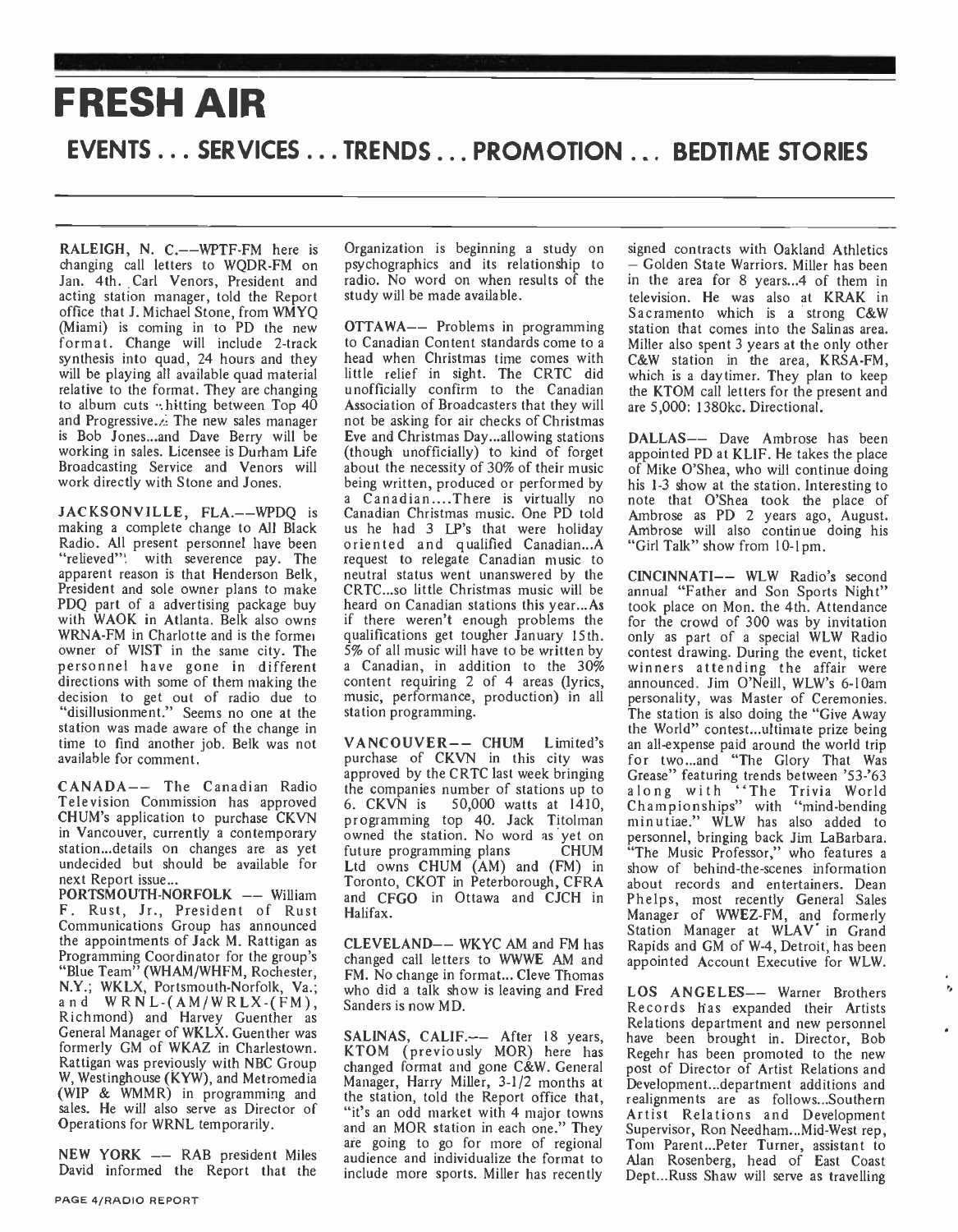# FRESH AIR

## EVENTS . . . SERVICES . . . TRENDS . . . PROMOTION . . . BEDTIME STORIES

**RALEIGH, N. C.**——WPTF-FM here is changing call letters to WQDR-FM on Jan. 4th. Carl Venors, President and acting station manager, told the Report office that J. Michael Stone, from WMYQ (Miami) is coming in to PD the new format. Change will include 2-track synthesis into quad, 24 hours and they will be playing all available quad material relative to the format. They are changing to album cuts shitting between Top 40 and Progressive. The new sales manager is Bob Jones...and Dave Berry will be working in sales. Licensee is Durham Life Broadcasting Service and Venors will work directly with Stone and Jones.

**JACKSONVILLE, FLA.**——WPDQ is making a complete change to All Black Radio. All present personnel have been "relieved" with severence pay. The apparent reason is that Henderson Belk, President and sole owner plans to make PDQ part of a advertising package buy with WAOK in Atlanta. Belk also owns WRNA-FM in Charlotte and is the former owner of WIST in the same city. The personnel have gone in different directions with some of them making the decision to get out of radio due to "disillusionment." Seems no one at the station was made aware of the change in time to find another job. Belk was not available for comment.

**CANADA**—— The Canadian Radio Television Commission has approved CHUM's application to purchase CKVN in Vancouver, currently a contemporary station...details on changes are as yet undecided but should be available for next Report issue...

**PORTSMOUTH-NORFOLK** —— William F. Rust, Jr., President of Rust Communications Group has announced the appointments of Jack M. Rattigan as Programming Coordinator for the group's "Blue Team" (WHAM/WHFM, Rochester, N.Y.; WKLX, Portsmouth-Norfolk, Va.; and WRNL-(AM/WRLX-(FM), Richmond) and Harvey Guenther as General Manager of WKLX. Guenther was formerly GM of WKAZ in Charlestown. Rattigan was previously with NBC Group W, Westinghouse (KYW), and Metromedia (WIP & WMMR) in programming and sales. He will also serve as Director of Operations for WRNL temporarily.

**NEW YORK** —— RAB president Miles David informed the Report that the Organization is beginning a study on psychographics and its relationship to radio. No word on when results of the study will be made available.

**OTTAWA**—— Problems in programming to Canadian Content standards come to a head when Christmas time comes with little relief in sight. The CRTC did unofficially confirm to the Canadian Association of Broadcasters that they will not be asking for air checks of Christmas Eve and Christmas Day...allowing stations (though unofficially) to kind of forget about the necessity of 30% of their music being written, produced or performed by a Canadian....There is virtually no Canadian Christmas music. One PD told us he had 3 LP's that were holiday oriented and qualified Canadian...A request to relegate Canadian music to neutral status went unanswered by the CRTC...so little Christmas music will be heard on Canadian stations this year...As if there weren't enough problems the qualifications get tougher January 15th. 5% of all music will have to be written by a Canadian, in addition to the 30% content requiring 2 of 4 areas (lyrics, music, performance, production) in all station programming.

**VANCOUVER**—— CHUM Limited's purchase of CKVN in this city was approved by the CRTC last week bringing the companies number of stations up to 6. CKVN is 50,000 watts at 1410, programming top 40. Jack Titolman owned the station. No word as yet on future programming plans CHUM Ltd owns CHUM (AM) and (FM) in Toronto, CKOT in Peterborough, CFRA and CFGO in Ottawa and CJCH in Halifax.

**CLEVELAND**—— WKYC AM and FM has changed call letters to WWWE AM and FM. No change in format... Cleve Thomas who did a talk show is leaving and Fred Sanders is now MD.

**SALINAS, CALIF.**—— After 18 years, KTOM (previously MOR) here has changed format and gone C&W. General Manager, Harry Miller, 3-1/2 months at the station, told the Report office that, "it's an odd market with 4 major towns and an MOR station in each one." They are going to go for more of regional audience and individualize the format to include more sports. Miller has recently signed contracts with Oakland Athletics – Golden State Warriors. Miller has been in the area for 8 years...4 of them in television. He was also at KRAK in Sacramento which is a strong C&W station that comes into the Salinas area. Miller also spent 3 years at the only other C&W station in the area, KRSA-FM, which is a daytimer. They plan to keep the KTOM call letters for the present and are 5,000: 1380kc. Directional.

**DALLAS**—— Dave Ambrose has been appointed PD at KLIF. He takes the place of Mike O'Shea, who will continue doing his 1-3 show at the station. Interesting to note that O'Shea took the place of Ambrose as PD 2 years ago, August. Ambrose will also continue doing his "Girl Talk" show from 10-1pm.

**CINCINNATI**—— WLW Radio's second annual "Father and Son Sports Night" took place on Mon. the 4th. Attendance for the crowd of 300 was by invitation only as part of a special WLW Radio contest drawing. During the event, ticket winners attending the affair were announced. Jim O'Neill, WLW's 6-10am personality, was Master of Ceremonies. The station is also doing the "Give Away the World" contest...ultimate prize being an all-expense paid around the world trip for two...and "The Glory That Was Grease" featuring trends between '53-'63 along with "The Trivia World Championships" with "mind-bending minutiae." WLW has also added to personnel, bringing back Jim LaBarbara. "The Music Professor," who features a show of behind-the-scenes information about records and entertainers. Dean Phelps, most recently General Sales Manager of WWEZ-FM, and formerly Station Manager at WLAV in Grand Rapids and GM of W-4, Detroit, has been appointed Account Executive for WLW.

**LOS ANGELES**—— Warner Brothers Records has expanded their Artists Relations department and new personnel have been brought in. Director, Bob Regehr has been promoted to the new post of Director of Artist Relations and Development...department additions and realignments are as follows...Southern Artist Relations and Development Supervisor, Ron Needham...Mid-West rep, Tom Parent...Peter Turner, assistant to Alan Rosenberg, head of East Coast Dept...Russ Shaw will serve as travelling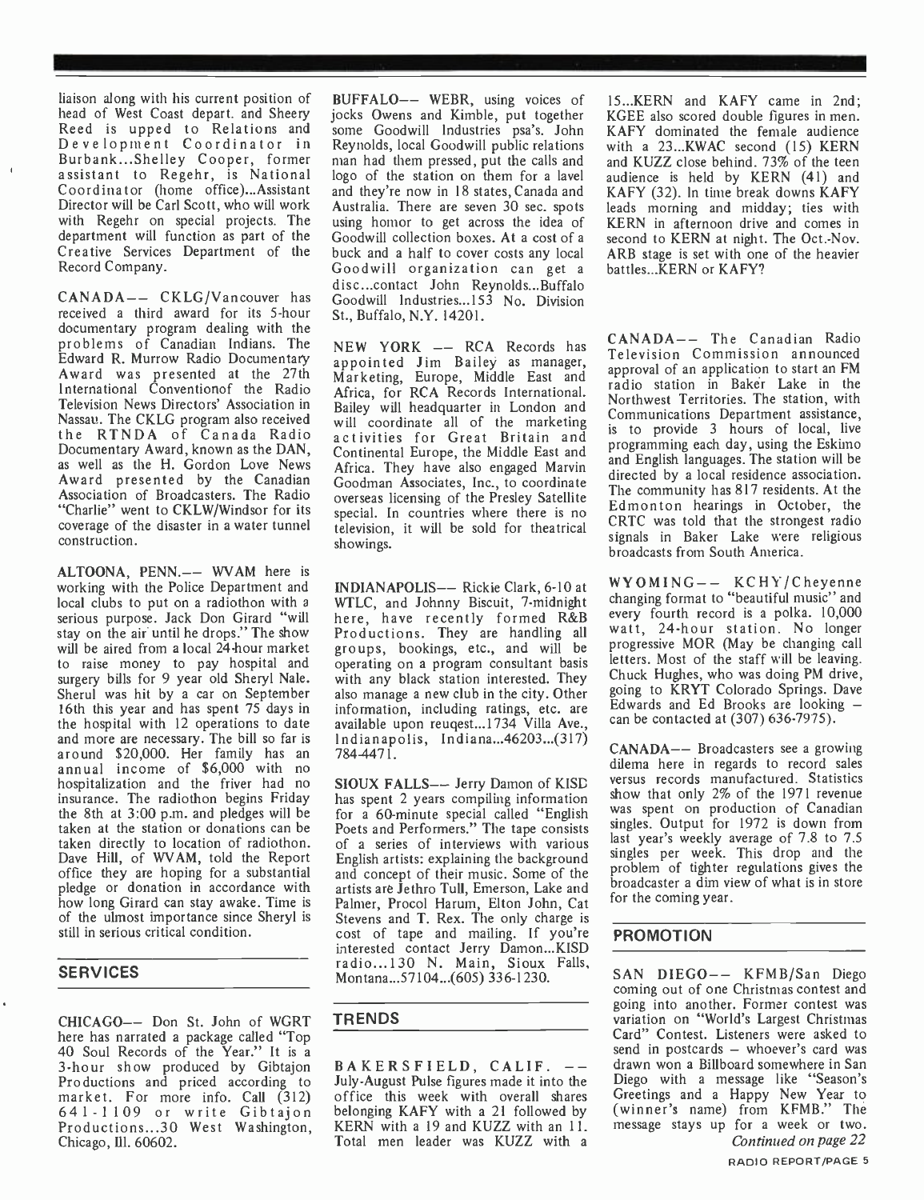liaison along with his current position of head of West Coast depart. and Sheery Reed is upped to Relations and Development Coordinator in Burbank...Shelley Cooper, former assistant to Regehr, is National Coordinator (home office)...Assistant Director will be Carl Scott, who will work with Regehr on special projects. The department will function as part of the Creative Services Department of the Record Company.

CANADA— CKLG/Vancouver has received a third award for its 5-hour documentary program dealing with the problems of Canadian Indians. The Edward R. Murrow Radio Documentary Award was presented at the 27th International Conventionof the Radio Television News Directors' Association in Nassau. The CKLG program also received the RTNDA of Canada Radio Documentary Award, known as the DAN, as well as the H. Gordon Love News Award presented by the Canadian Association of Broadcasters. The Radio "Charlie" went to CKLW/Windsor for its coverage of the disaster in a water tunnel construction.

ALTOONA, PENN.— WVAM here is working with the Police Department and local clubs to put on a radiothon with a serious purpose. Jack Don Girard "will stay on the air until he drops." The show will be aired from a local 24-hour market to raise money to pay hospital and surgery bills for 9 year old Sheryl Nale. Sherul was hit by a car on September 16th this year and has spent 75 days in the hospital with 12 operations to date and more are necessary. The bill so far is around $20,000. Her family has an annual income of $6,000 with no hospitalization and the friver had no insurance. The radiothon begins Friday the 8th at 3:00 p.m. and pledges will be taken at the station or donations can be taken directly to location of radiothon. Dave Hill, of WVAM, told the Report office they are hoping for a substantial pledge or donation in accordance with how long Girard can stay awake. Time is of the ulmost importance since Sheryl is still in serious critical condition.

## SERVICES

CHICAGO— Don St. John of WGRT here has narrated a package called "Top 40 Soul Records of the Year." It is a 3-hour show produced by Gibtajon Productions and priced according to market. For more info. Call (312) 641-1109 or write Gibtajon Productions...30 West Washington, Chicago, Ill. 60602.

BUFFALO— WEBR, using voices of jocks Owens and Kimble, put together some Goodwill Industries psa's. John Reynolds, local Goodwill public relations man had them pressed, put the calls and logo of the station on them for a lavel and they're now in 18 states, Canada and Australia. There are seven 30 sec. spots using homor to get across the idea of Goodwill collection boxes. At a cost of a buck and a half to cover costs any local Goodwill organization can get a disc...contact John Reynolds...Buffalo Goodwill Industries...153 No. Division St., Buffalo, N.Y. 14201.

NEW YORK — RCA Records has appointed Jim Bailey as manager, Marketing, Europe, Middle East and Africa, for RCA Records International. Bailey will headquarter in London and will coordinate all of the marketing activities for Great Britain and Continental Europe, the Middle East and Africa. They have also engaged Marvin Goodman Associates, Inc., to coordinate overseas licensing of the Presley Satellite special. In countries where there is no television, it will be sold for theatrical showings.

INDIANAPOLIS— Rickie Clark, 6-10 at WTLC, and Johnny Biscuit, 7-midnight here, have recently formed R&B Productions. They are handling all groups, bookings, etc., and will be operating on a program consultant basis with any black station interested. They also manage a new club in the city. Other information, including ratings, etc. are available upon reuqest...1734 Villa Ave., Indianapolis, Indiana...46203...(317) 784-4471.

SIOUX FALLS— Jerry Damon of KISD has spent 2 years compiling information for a 60-minute special called "English Poets and Performers." The tape consists of a series of interviews with various English artists: explaining the background and concept of their music. Some of the artists are Jethro Tull, Emerson, Lake and Palmer, Procol Harum, Elton John, Cat Stevens and T. Rex. The only charge is cost of tape and mailing. If you're interested contact Jerry Damon...KISD radio...130 N. Main, Sioux Falls, Montana...57104...(605) 336-1230.

## TRENDS

BAKERSFIELD, CALIF. — July-August Pulse figures made it into the office this week with overall shares belonging KAFY with a 21 followed by KERN with a 19 and KUZZ with an 11. Total men leader was KUZZ with a 15...KERN and KAFY came in 2nd; KGEE also scored double figures in men. KAFY dominated the female audience with a 23...KWAC second (15) KERN and KUZZ close behind. 73% of the teen audience is held by KERN (41) and KAFY (32). In time break downs KAFY leads morning and midday; ties with KERN in afternoon drive and comes in second to KERN at night. The Oct.-Nov. ARB stage is set with one of the heavier battles...KERN or KAFY?

CANADA— The Canadian Radio Television Commission announced approval of an application to start an FM radio station in Baker Lake in the Northwest Territories. The station, with Communications Department assistance, is to provide 3 hours of local, live programming each day, using the Eskimo and English languages. The station will be directed by a local residence association. The community has 817 residents. At the Edmonton hearings in October, the CRTC was told that the strongest radio signals in Baker Lake were religious broadcasts from South America.

WYOMING— KCHY/Cheyenne changing format to "beautiful music" and every fourth record is a polka. 10,000 watt, 24-hour station. No longer progressive MOR (May be changing call letters. Most of the staff will be leaving. Chuck Hughes, who was doing PM drive, going to KRYT Colorado Springs. Dave Edwards and Ed Brooks are looking – can be contacted at (307) 636-7975).

CANADA— Broadcasters see a growing dilema here in regards to record sales versus records manufactured. Statistics show that only 2% of the 1971 revenue was spent on production of Canadian singles. Output for 1972 is down from last year's weekly average of 7.8 to 7.5 singles per week. This drop and the problem of tighter regulations gives the broadcaster a dim view of what is in store for the coming year.

## PROMOTION

SAN DIEGO— KFMB/San Diego coming out of one Christmas contest and going into another. Former contest was variation on "World's Largest Christmas Card" Contest. Listeners were asked to send in postcards – whoever's card was drawn won a Billboard somewhere in San Diego with a message like "Season's Greetings and a Happy New Year to (winner's name) from KFMB." The message stays up for a week or two.

*Continued on page 22*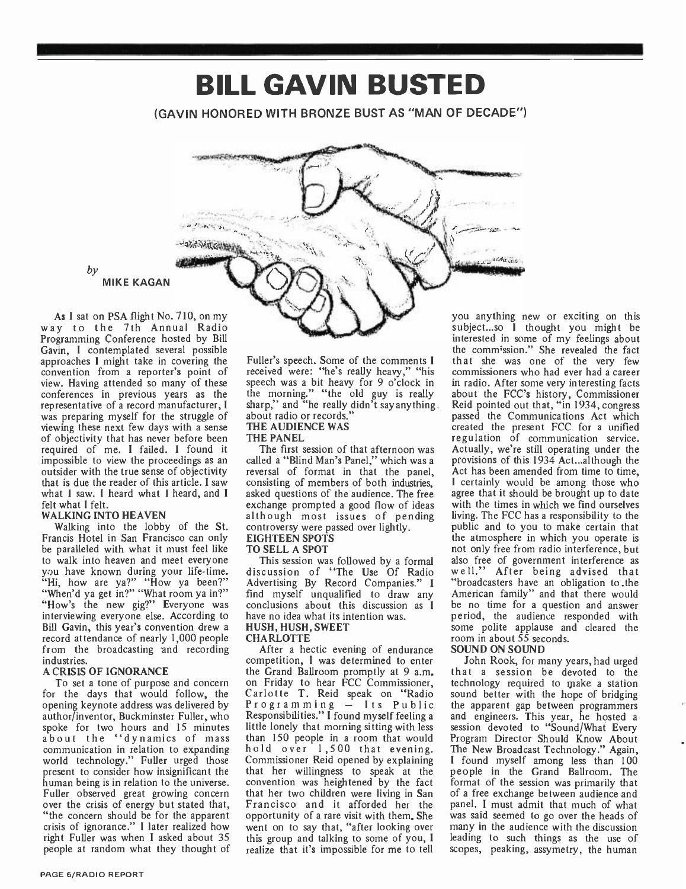# BILL GAVIN BUSTED

## (GAVIN HONORED WITH BRONZE BUST AS "MAN OF DECADE")

*by*
MIKE KAGAN

As I sat on PSA flight No. 710, on my way to the 7th Annual Radio Programming Conference hosted by Bill Gavin, I contemplated several possible approaches I might take in covering the convention from a reporter's point of view. Having attended so many of these conferences in previous years as the representative of a record manufacturer, I was preparing myself for the struggle of viewing these next few days with a sense of objectivity that has never before been required of me. I failed. I found it impossible to view the proceedings as an outsider with the true sense of objectivity that is due the reader of this article. I saw what I saw. I heard what I heard, and I felt what I felt.

**WALKING INTO HEAVEN**

Walking into the lobby of the St. Francis Hotel in San Francisco can only be paralleled with what it must feel like to walk into heaven and meet everyone you have known during your life-time. "Hi, how are ya?" "How ya been?" "When'd ya get in?" "What room ya in?" "How's the new gig?" Everyone was interviewing everyone else. According to Bill Gavin, this year's convention drew a record attendance of nearly 1,000 people from the broadcasting and recording industries.

**A CRISIS OF IGNORANCE**

To set a tone of purpose and concern for the days that would follow, the opening keynote address was delivered by author/inventor, Buckminster Fuller, who spoke for two hours and 15 minutes about the "dynamics of mass communication in relation to expanding world technology." Fuller urged those present to consider how insignificant the human being is in relation to the universe. Fuller observed great growing concern over the crisis of energy but stated that, "the concern should be for the apparent crisis of ignorance." I later realized how right Fuller was when I asked about 35 people at random what they thought of Fuller's speech. Some of the comments I received were: "he's really heavy," "his speech was a bit heavy for 9 o'clock in the morning." "the old guy is really sharp," and "he really didn't say anything about radio or records."

**THE AUDIENCE WAS THE PANEL**

The first session of that afternoon was called a "Blind Man's Panel," which was a reversal of format in that the panel, consisting of members of both industries, asked questions of the audience. The free exchange prompted a good flow of ideas although most issues of pending controversy were passed over lightly.

**EIGHTEEN SPOTS TO SELL A SPOT**

This session was followed by a formal discussion of "The Use Of Radio Advertising By Record Companies." I find myself unqualified to draw any conclusions about this discussion as I have no idea what its intention was.

**HUSH, HUSH, SWEET CHARLOTTE**

After a hectic evening of endurance competition, I was determined to enter the Grand Ballroom promptly at 9 a.m. on Friday to hear FCC Commissioner, Carlotte T. Reid speak on "Radio Programming – Its Public Responsibilities." I found myself feeling a little lonely that morning sitting with less than 150 people in a room that would hold over 1,500 that evening. Commissioner Reid opened by explaining that her willingness to speak at the convention was heightened by the fact that her two children were living in San Francisco and it afforded her the opportunity of a rare visit with them. She went on to say that, "after looking over this group and talking to some of you, I realize that it's impossible for me to tell you anything new or exciting on this subject...so I thought you might be interested in some of my feelings about the commission." She revealed the fact that she was one of the very few commissioners who had ever had a career in radio. After some very interesting facts about the FCC's history, Commissioner Reid pointed out that, "in 1934, congress passed the Communications Act which created the present FCC for a unified regulation of communication service. Actually, we're still operating under the provisions of this 1934 Act...although the Act has been amended from time to time, I certainly would be among those who agree that it should be brought up to date with the times in which we find ourselves living. The FCC has a responsibility to the public and to you to make certain that the atmosphere in which you operate is not only free from radio interference, but also free of government interference as well." After being advised that "broadcasters have an obligation to the American family" and that there would be no time for a question and answer period, the audience responded with some polite applause and cleared the room in about 55 seconds.

**SOUND ON SOUND**

John Rook, for many years, had urged that a session be devoted to the technology required to make a station sound better with the hope of bridging the apparent gap between programmers and engineers. This year, he hosted a session devoted to "Sound/What Every Program Director Should Know About The New Broadcast Technology." Again, I found myself among less than 100 people in the Grand Ballroom. The format of the session was primarily that of a free exchange between audience and panel. I must admit that much of what was said seemed to go over the heads of many in the audience with the discussion leading to such things as the use of scopes, peaking, assymetry, the human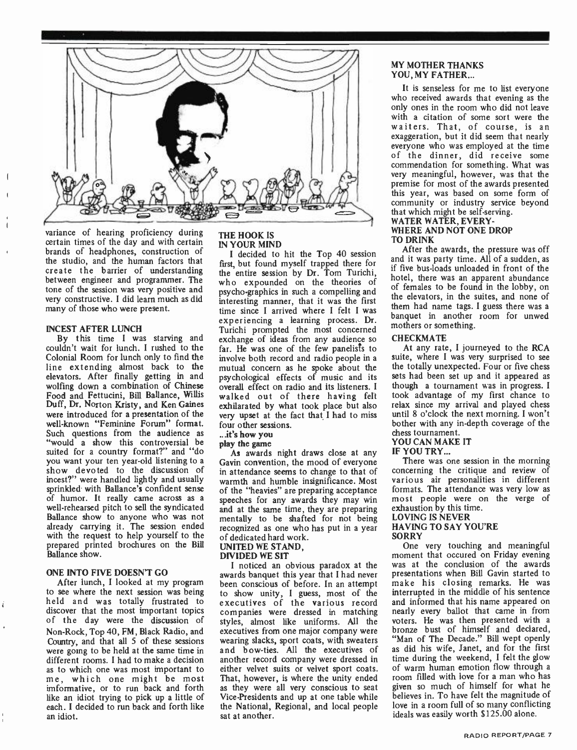variance of hearing proficiency during certain times of the day and with certain brands of headphones, construction of the studio, and the human factors that create the barrier of understanding between engineer and programmer. The tone of the session was very positive and very constructive. I did learn much as did many of those who were present.

### INCEST AFTER LUNCH

By this time I was starving and couldn't wait for lunch. I rushed to the Colonial Room for lunch only to find the line extending almost back to the elevators. After finally getting in and wolfing down a combination of Chinese Food and Fettucini, Bill Ballance, Willis Duff, Dr. Norton Kristy, and Ken Gaines were introduced for a presentation of the well-known "Feminine Forum" format. Such questions from the audience as "would a show this controversial be suited for a country format?" and "do you want your ten year-old listening to a show devoted to the discussion of incest?" were handled lightly and usually sprinkled with Ballance's confident sense of humor. It really came across as a well-rehearsed pitch to sell the syndicated Ballance show to anyone who was not already carrying it. The session ended with the request to help yourself to the prepared printed brochures on the Bill Ballance show.

### ONE INTO FIVE DOESN'T GO

After lunch, I looked at my program to see where the next session was being held and was totally frustrated to discover that the most important topics of the day were the discussion of Non-Rock, Top 40, FM, Black Radio, and Country, and that all 5 of these sessions were going to be held at the same time in different rooms. I had to make a decision as to which one was most important to me, which one might be most informative, or to run back and forth like an idiot trying to pick up a little of each. I decided to run back and forth like an idiot.

### THE HOOK IS IN YOUR MIND

I decided to hit the Top 40 session first, but found myself trapped there for the entire session by Dr. Tom Turichi, who expounded on the theories of psycho-graphics in such a compelling and interesting manner, that it was the first time since I arrived where I felt I was experiencing a learning process. Dr. Turichi prompted the most concerned exchange of ideas from any audience so far. He was one of the few panelists to involve both record and radio people in a mutual concern as he spoke about the psychological effects of music and its overall effect on radio and its listeners. I walked out of there having felt exhilarated by what took place but also very upset at the fact that I had to miss four other sessions.

### ...it's how you play the game

As awards night draws close at any Gavin convention, the mood of everyone in attendance seems to change to that of warmth and humble insignificance. Most of the "heavies" are preparing acceptance speeches for any awards they may win and at the same time, they are preparing mentally to be shafted for not being recognized as one who has put in a year of dedicated hard work.

### UNITED WE STAND, DIVIDED WE SIT

I noticed an obvious paradox at the awards banquet this year that I had never been conscious of before. In an attempt to show unity, I guess, most of the executives of the various record companies were dressed in matching styles, almost like uniforms. All the executives from one major company were wearing slacks, sport coats, with sweaters and bow-ties. All the executives of another record company were dressed in either velvet suits or velvet sport coats. That, however, is where the unity ended as they were all very conscious to seat Vice-Presidents and up at one table while the National, Regional, and local people sat at another.

### MY MOTHER THANKS YOU, MY FATHER...

It is senseless for me to list everyone who received awards that evening as the only ones in the room who did not leave with a citation of some sort were the waiters. That, of course, is an exaggeration, but it did seem that nearly everyone who was employed at the time of the dinner, did receive some commendation for something. What was very meaningful, however, was that the premise for most of the awards presented this year, was based on some form of community or industry service beyond that which might be self-serving.

### WATER WATER, EVERY-WHERE AND NOT ONE DROP TO DRINK

After the awards, the pressure was off and it was party time. All of a sudden, as if five bus-loads unloaded in front of the hotel, there was an apparent abundance of females to be found in the lobby, on the elevators, in the suites, and none of them had name tags. I guess there was a banquet in another room for unwed mothers or something.

### CHECKMATE

At any rate, I journeyed to the RCA suite, where I was very surprised to see the totally unexpected. Four or five chess sets had been set up and it appeared as though a tournament was in progress. I took advantage of my first chance to relax since my arrival and played chess until 8 o'clock the next morning. I won't bother with any in-depth coverage of the chess tournament.

### YOU CAN MAKE IT IF YOU TRY...

There was one session in the morning concerning the critique and review of various air personalities in different formats. The attendance was very low as most people were on the verge of exhaustion by this time.

### LOVING IS NEVER HAVING TO SAY YOU'RE SORRY

One very touching and meaningful moment that occured on Friday evening was at the conclusion of the awards presentations when Bill Gavin started to make his closing remarks. He was interrupted in the middle of his sentence and informed that his name appeared on nearly every ballot that came in from voters. He was then presented with a bronze bust of himself and declared, "Man of The Decade." Bill wept openly as did his wife, Janet, and for the first time during the weekend, I felt the glow of warm human emotion flow through a room filled with love for a man who has given so much of himself for what he believes in. To have felt the magnitude of love in a room full of so many conflicting ideals was easily worth $125.00 alone.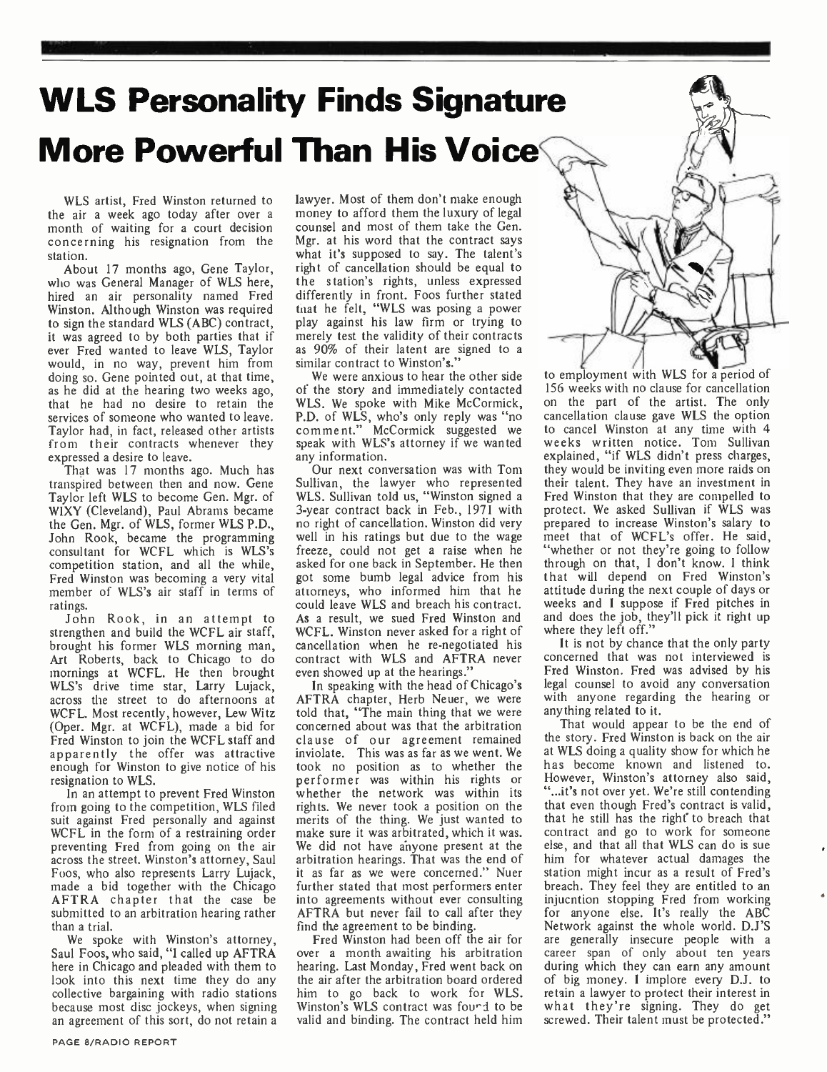# WLS Personality Finds Signature More Powerful Than His Voice

WLS artist, Fred Winston returned to the air a week ago today after over a month of waiting for a court decision concerning his resignation from the station.

About 17 months ago, Gene Taylor, who was General Manager of WLS here, hired an air personality named Fred Winston. Although Winston was required to sign the standard WLS (ABC) contract, it was agreed to by both parties that if ever Fred wanted to leave WLS, Taylor would, in no way, prevent him from doing so. Gene pointed out, at that time, as he did at the hearing two weeks ago, that he had no desire to retain the services of someone who wanted to leave. Taylor had, in fact, released other artists from their contracts whenever they expressed a desire to leave.

That was 17 months ago. Much has transpired between then and now. Gene Taylor left WLS to become Gen. Mgr. of WIXY (Cleveland), Paul Abrams became the Gen. Mgr. of WLS, former WLS P.D., John Rook, became the programming consultant for WCFL which is WLS's competition station, and all the while, Fred Winston was becoming a very vital member of WLS's air staff in terms of ratings.

John Rook, in an attempt to strengthen and build the WCFL air staff, brought his former WLS morning man, Art Roberts, back to Chicago to do mornings at WCFL. He then brought WLS's drive time star, Larry Lujack, across the street to do afternoons at WCFL. Most recently, however, Lew Witz (Oper. Mgr. at WCFL), made a bid for Fred Winston to join the WCFL staff and apparently the offer was attractive enough for Winston to give notice of his resignation to WLS.

In an attempt to prevent Fred Winston from going to the competition, WLS filed suit against Fred personally and against WCFL in the form of a restraining order preventing Fred from going on the air across the street. Winston's attorney, Saul Foos, who also represents Larry Lujack, made a bid together with the Chicago AFTRA chapter that the case be submitted to an arbitration hearing rather than a trial.

We spoke with Winston's attorney, Saul Foos, who said, "I called up AFTRA here in Chicago and pleaded with them to look into this next time they do any collective bargaining with radio stations because most disc jockeys, when signing an agreement of this sort, do not retain a lawyer. Most of them don't make enough money to afford them the luxury of legal counsel and most of them take the Gen. Mgr. at his word that the contract says what it's supposed to say. The talent's right of cancellation should be equal to the station's rights, unless expressed differently in front. Foos further stated that he felt, "WLS was posing a power play against his law firm or trying to merely test the validity of their contracts as 90% of their latent are signed to a similar contract to Winston's."

We were anxious to hear the other side of the story and immediately contacted WLS. We spoke with Mike McCormick, P.D. of WLS, who's only reply was "no comment." McCormick suggested we speak with WLS's attorney if we wanted any information.

Our next conversation was with Tom Sullivan, the lawyer who represented WLS. Sullivan told us, "Winston signed a 3-year contract back in Feb., 1971 with no right of cancellation. Winston did very well in his ratings but due to the wage freeze, could not get a raise when he asked for one back in September. He then got some bumb legal advice from his attorneys, who informed him that he could leave WLS and breach his contract. As a result, we sued Fred Winston and WCFL. Winston never asked for a right of cancellation when he re-negotiated his contract with WLS and AFTRA never even showed up at the hearings."

In speaking with the head of Chicago's AFTRA chapter, Herb Neuer, we were told that, "The main thing that we were concerned about was that the arbitration clause of our agreement remained inviolate. This was as far as we went. We took no position as to whether the performer was within his rights or whether the network was within its rights. We never took a position on the merits of the thing. We just wanted to make sure it was arbitrated, which it was. We did not have anyone present at the arbitration hearings. That was the end of it as far as we were concerned." Nuer further stated that most performers enter into agreements without ever consulting AFTRA but never fail to call after they find the agreement to be binding.

Fred Winston had been off the air for over a month awaiting his arbitration hearing. Last Monday, Fred went back on the air after the arbitration board ordered him to go back to work for WLS. Winston's WLS contract was found to be valid and binding. The contract held him to employment with WLS for a period of 156 weeks with no clause for cancellation on the part of the artist. The only cancellation clause gave WLS the option to cancel Winston at any time with 4 weeks written notice. Tom Sullivan explained, "if WLS didn't press charges, they would be inviting even more raids on their talent. They have an investment in Fred Winston that they are compelled to protect. We asked Sullivan if WLS was prepared to increase Winston's salary to meet that of WCFL's offer. He said, "whether or not they're going to follow through on that, I don't know. I think that will depend on Fred Winston's attitude during the next couple of days or weeks and I suppose if Fred pitches in and does the job, they'll pick it right up where they left off."

It is not by chance that the only party concerned that was not interviewed is Fred Winston. Fred was advised by his legal counsel to avoid any conversation with anyone regarding the hearing or anything related to it.

That would appear to be the end of the story. Fred Winston is back on the air at WLS doing a quality show for which he has become known and listened to. However, Winston's attorney also said, "...it's not over yet. We're still contending that even though Fred's contract is valid, that he still has the right to breach that contract and go to work for someone else, and that all that WLS can do is sue him for whatever actual damages the station might incur as a result of Fred's breach. They feel they are entitled to an injucntion stopping Fred from working for anyone else. It's really the ABC Network against the whole world. D.J'S are generally insecure people with a career span of only about ten years during which they can earn any amount of big money. I implore every D.J. to retain a lawyer to protect their interest in what they're signing. They do get screwed. Their talent must be protected."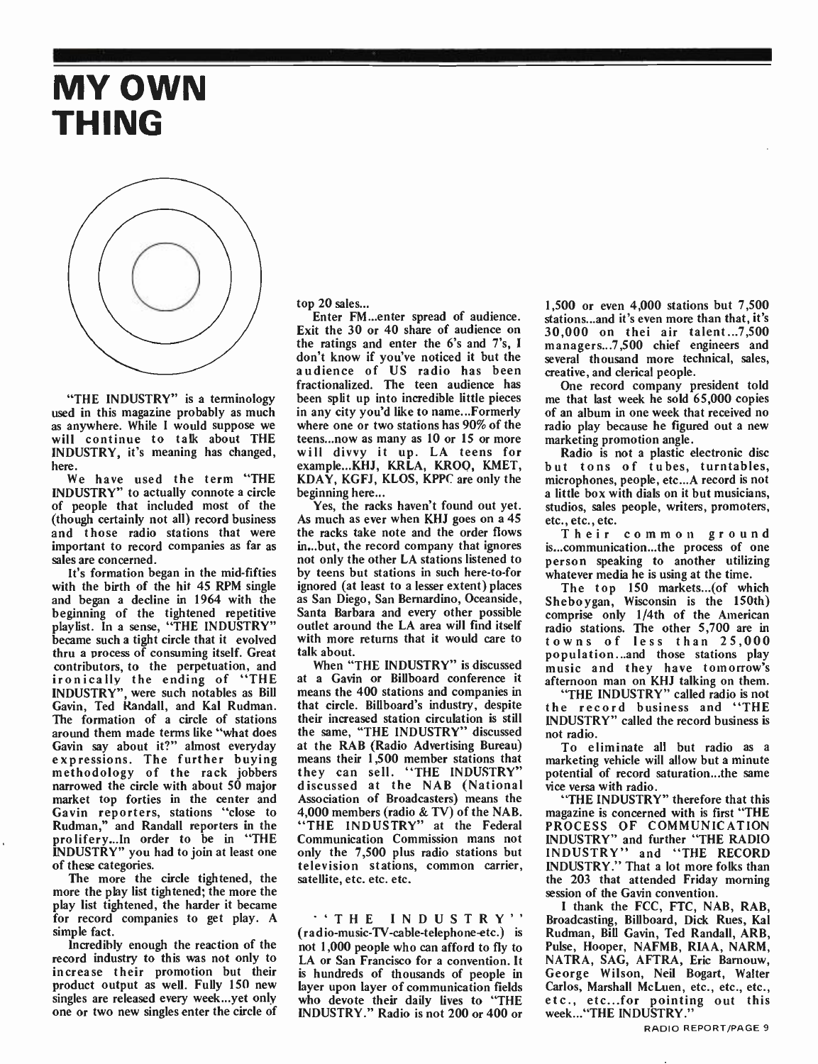# MY OWN THING

"THE INDUSTRY" is a terminology used in this magazine probably as much as anywhere. While I would suppose we will continue to talk about THE INDUSTRY, it's meaning has changed, here.

We have used the term "THE INDUSTRY" to actually connote a circle of people that included most of the (though certainly not all) record business and those radio stations that were important to record companies as far as sales are concerned.

It's formation began in the mid-fifties with the birth of the hit 45 RPM single and began a decline in 1964 with the beginning of the tightened repetitive playlist. In a sense, "THE INDUSTRY" became such a tight circle that it evolved thru a process of consuming itself. Great contributors, to the perpetuation, and ironically the ending of "THE INDUSTRY", were such notables as Bill Gavin, Ted Randall, and Kal Rudman. The formation of a circle of stations around them made terms like "what does Gavin say about it?" almost everyday expressions. The further buying methodology of the rack jobbers narrowed the circle with about 50 major market top forties in the center and Gavin reporters, stations "close to Rudman," and Randall reporters in the prolifery...In order to be in "THE INDUSTRY" you had to join at least one of these categories.

The more the circle tightened, the more the play list tightened; the more the play list tightened, the harder it became for record companies to get play. A simple fact.

Incredibly enough the reaction of the record industry to this was not only to increase their promotion but their product output as well. Fully 150 new singles are released every week...yet only one or two new singles enter the circle of top 20 sales...

Enter FM...enter spread of audience. Exit the 30 or 40 share of audience on the ratings and enter the 6's and 7's, I don't know if you've noticed it but the audience of US radio has been fractionalized. The teen audience has been split up into incredible little pieces in any city you'd like to name...Formerly where one or two stations has 90% of the teens...now as many as 10 or 15 or more will divvy it up. LA teens for example...KHJ, KRLA, KROQ, KMET, KDAY, KGFJ, KLOS, KPPC are only the beginning here...

Yes, the racks haven't found out yet. As much as ever when KHJ goes on a 45 the racks take note and the order flows in...but, the record company that ignores not only the other LA stations listened to by teens but stations in such here-to-for ignored (at least to a lesser extent) places as San Diego, San Bernardino, Oceanside, Santa Barbara and every other possible outlet around the LA area will find itself with more returns that it would care to talk about.

When "THE INDUSTRY" is discussed at a Gavin or Billboard conference it means the 400 stations and companies in that circle. Billboard's industry, despite their increased station circulation is still the same, "THE INDUSTRY" discussed at the RAB (Radio Advertising Bureau) means their 1,500 member stations that they can sell. "THE INDUSTRY" discussed at the NAB (National Association of Broadcasters) means the 4,000 members (radio & TV) of the NAB. "THE INDUSTRY" at the Federal Communication Commission mans not only the 7,500 plus radio stations but television stations, common carrier, satellite, etc. etc. etc.

"THE INDUSTRY" (radio-music-TV-cable-telephone-etc.) is not 1,000 people who can afford to fly to LA or San Francisco for a convention. It is hundreds of thousands of people in layer upon layer of communication fields who devote their daily lives to "THE INDUSTRY." Radio is not 200 or 400 or 1,500 or even 4,000 stations but 7,500 stations...and it's even more than that, it's 30,000 on thei air talent...7,500 managers...7,500 chief engineers and several thousand more technical, sales, creative, and clerical people.

One record company president told me that last week he sold 65,000 copies of an album in one week that received no radio play because he figured out a new marketing promotion angle.

Radio is not a plastic electronic disc but tons of tubes, turntables, microphones, people, etc...A record is not a little box with dials on it but musicians, studios, sales people, writers, promoters, etc., etc., etc.

Their common ground is...communication...the process of one person speaking to another utilizing whatever media he is using at the time.

The top 150 markets...(of which Sheboygan, Wisconsin is the 150th) comprise only 1/4th of the American radio stations. The other 5,700 are in towns of less than 25,000 population...and those stations play music and they have tomorrow's afternoon man on KHJ talking on them.

"THE INDUSTRY" called radio is not the record business and "THE INDUSTRY" called the record business is not radio.

To eliminate all but radio as a marketing vehicle will allow but a minute potential of record saturation...the same vice versa with radio.

"THE INDUSTRY" therefore that this magazine is concerned with is first "THE PROCESS OF COMMUNICATION INDUSTRY" and further "THE RADIO INDUSTRY" and "THE RECORD INDUSTRY." That a lot more folks than the 203 that attended Friday morning session of the Gavin convention.

I thank the FCC, FTC, NAB, RAB, Broadcasting, Billboard, Dick Rues, Kal Rudman, Bill Gavin, Ted Randall, ARB, Pulse, Hooper, NAFMB, RIAA, NARM, NATRA, SAG, AFTRA, Eric Barnouw, George Wilson, Neil Bogart, Walter Carlos, Marshall McLuen, etc., etc., etc., etc., etc...for pointing out this week..."THE INDUSTRY."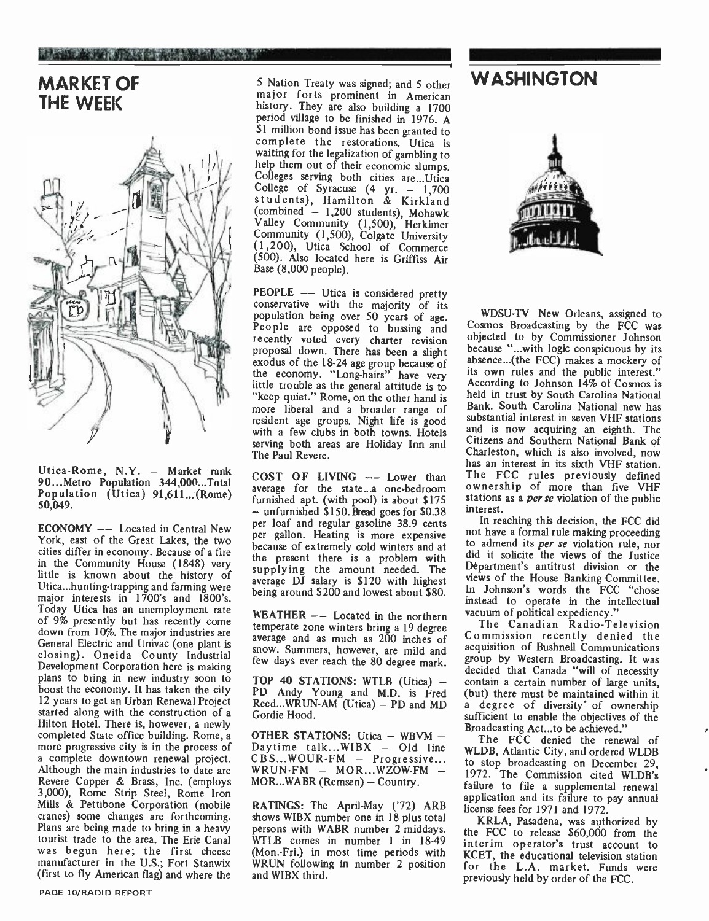## MARKET OF THE WEEK

Utica-Rome, N.Y. — Market rank 90...Metro Population 344,000...Total Population (Utica) 91,611...(Rome) 50,049.

**ECONOMY** — Located in Central New York, east of the Great Lakes, the two cities differ in economy. Because of a fire in the Community House (1848) very little is known about the history of Utica...hunting-trapping and farming were major interests in 1700's and 1800's. Today Utica has an unemployment rate of 9% presently but has recently come down from 10%. The major industries are General Electric and Univac (one plant is closing). Oneida County Industrial Development Corporation here is making plans to bring in new industry soon to boost the economy. It has taken the city 12 years to get an Urban Renewal Project started along with the construction of a Hilton Hotel. There is, however, a newly completed State office building. Rome, a more progressive city is in the process of a complete downtown renewal project. Although the main industries to date are Revere Copper & Brass, Inc. (employs 3,000), Rome Strip Steel, Rome Iron Mills & Pettibone Corporation (mobile cranes) some changes are forthcoming. Plans are being made to bring in a heavy tourist trade to the area. The Erie Canal was begun here; the first cheese manufacturer in the U.S.; Fort Stanwix (first to fly American flag) and where the 5 Nation Treaty was signed; and 5 other major forts prominent in American history. They are also building a 1700 period village to be finished in 1976. A $1 million bond issue has been granted to complete the restorations. Utica is waiting for the legalization of gambling to help them out of their economic slumps. Colleges serving both cities are...Utica College of Syracuse (4 yr. — 1,700 students), Hamilton & Kirkland (combined — 1,200 students), Mohawk Valley Community (1,500), Herkimer Community (1,500), Colgate University (1,200), Utica School of Commerce (500). Also located here is Griffiss Air Base (8,000 people).

**PEOPLE** — Utica is considered pretty conservative with the majority of its population being over 50 years of age. People are opposed to bussing and recently voted every charter revision proposal down. There has been a slight exodus of the 18-24 age group because of the economy. "Long-hairs" have very little trouble as the general attitude is to "keep quiet." Rome, on the other hand is more liberal and a broader range of resident age groups. Night life is good with a few clubs in both towns. Hotels serving both areas are Holiday Inn and The Paul Revere.

**COST OF LIVING** — Lower than average for the state...a one-bedroom furnished apt. (with pool) is about $175 — unfurnished $150. Bread goes for $0.38 per loaf and regular gasoline 38.9 cents per gallon. Heating is more expensive because of extremely cold winters and at the present there is a problem with supplying the amount needed. The average DJ salary is $120 with highest being around $200 and lowest about $80.

**WEATHER** — Located in the northern temperate zone winters bring a 19 degree average and as much as 200 inches of snow. Summers, however, are mild and few days ever reach the 80 degree mark.

**TOP 40 STATIONS:** WTLB (Utica) — PD Andy Young and M.D. is Fred Reed...WRUN-AM (Utica) — PD and MD Gordie Hood.

**OTHER STATIONS:** Utica — WBVM — Daytime talk...WIBX — Old line CBS...WOUR-FM — Progressive... WRUN-FM — MOR...WZOW-FM — MOR...WABR (Remsen) — Country.

**RATINGS:** The April-May ('72) ARB shows WIBX number one in 18 plus total persons with WABR number 2 middays. WTLB comes in number 1 in 18-49 (Mon.-Fri.) in most time periods with WRUN following in number 2 position and WIBX third.

## WASHINGTON

WDSU-TV New Orleans, assigned to Cosmos Broadcasting by the FCC was objected to by Commissioner Johnson because "...with logic conspicuous by its absence...(the FCC) makes a mockery of its own rules and the public interest." According to Johnson 14% of Cosmos is held in trust by South Carolina National Bank. South Carolina National new has substantial interest in seven VHF stations and is now acquiring an eighth. The Citizens and Southern National Bank of Charleston, which is also involved, now has an interest in its sixth VHF station. The FCC rules previously defined ownership of more than five VHF stations as a *per se* violation of the public interest.

In reaching this decision, the FCC did not have a formal rule making proceeding to admend its *per se* violation rule, nor did it solicite the views of the Justice Department's antitrust division or the views of the House Banking Committee. In Johnson's words the FCC "chose instead to operate in the intellectual vacuum of political expediency."

The Canadian Radio-Television Commission recently denied the acquisition of Bushnell Communications group by Western Broadcasting. It was decided that Canada "will of necessity contain a certain number of large units, (but) there must be maintained within it a degree of diversity' of ownership sufficient to enable the objectives of the Broadcasting Act...to be achieved."

The FCC denied the renewal of WLDB, Atlantic City, and ordered WLDB to stop broadcasting on December 29, 1972. The Commission cited WLDB's failure to file a supplemental renewal application and its failure to pay annual license fees for 1971 and 1972.

KRLA, Pasadena, was authorized by the FCC to release $60,000 from the interim operator's trust account to KCET, the educational television station for the L.A. market. Funds were previously held by order of the FCC.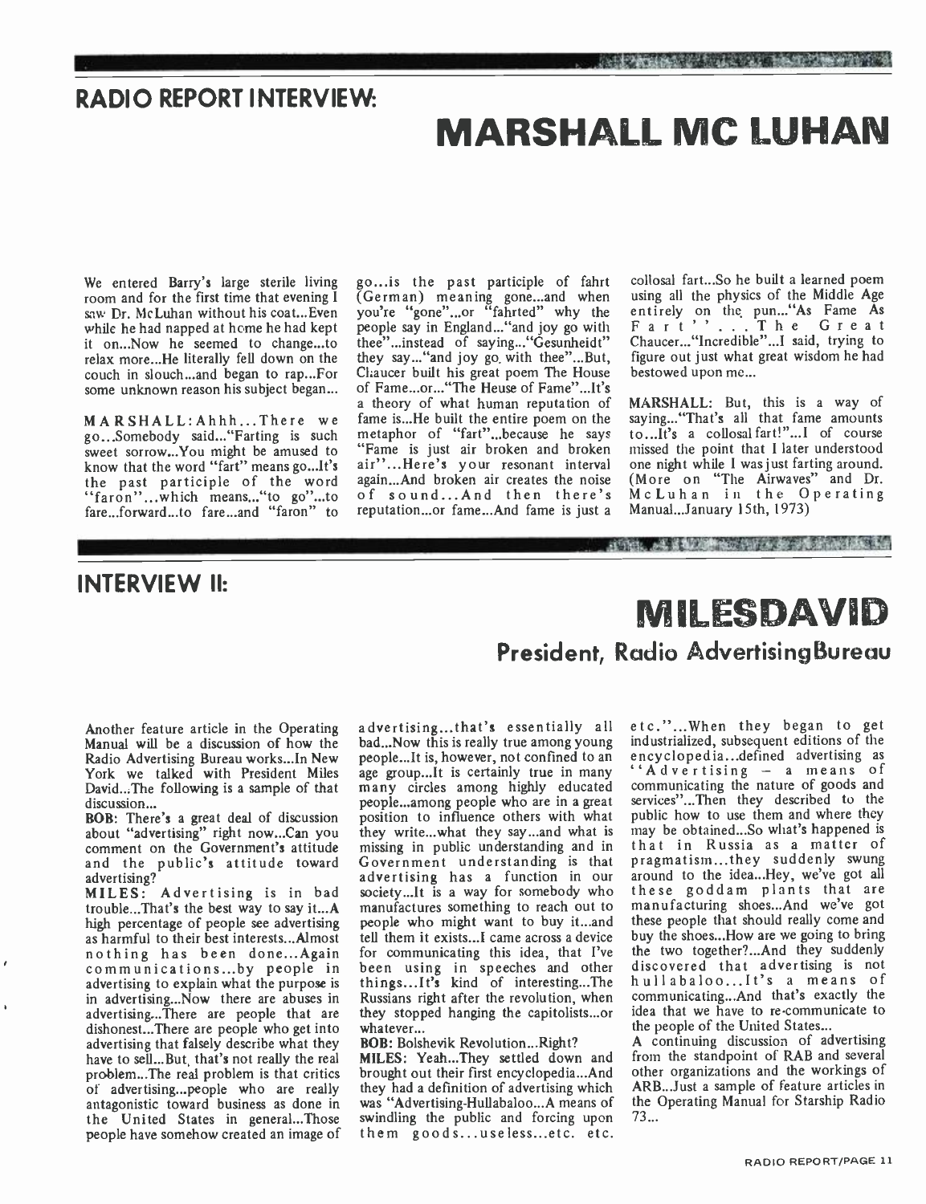## RADIO REPORT INTERVIEW:

# MARSHALL MC LUHAN

We entered Barry's large sterile living room and for the first time that evening I saw Dr. McLuhan without his coat...Even while he had napped at home he had kept it on...Now he seemed to change...to relax more...He literally fell down on the couch in slouch...and began to rap...For some unknown reason his subject began...

**MARSHALL:** Ahhh...There we go...Somebody said..."Farting is such sweet sorrow...You might be amused to know that the word "fart" means go...It's the past participle of the word "faron"...which means..."to go"...to fare...forward...to fare...and "faron" to go...is the past participle of fahrt (German) meaning gone...and when you're "gone"...or "fahrted" why the people say in England..."and joy go with thee"...instead of saying..."Gesunheidt" they say..."and joy go with thee"...But, Chaucer built his great poem The House of Fame...or..."The Heuse of Fame"...It's a theory of what human reputation of fame is...He built the entire poem on the metaphor of "fart"...because he says "Fame is just air broken and broken air"...Here's your resonant interval again...And broken air creates the noise of sound...And then there's reputation...or fame...And fame is just a collosal fart...So he built a learned poem using all the physics of the Middle Age entirely on the pun..."As Fame As Fart"...The Great Chaucer..."Incredible"...I said, trying to figure out just what great wisdom he had bestowed upon me...

**MARSHALL:** But, this is a way of saying..."That's all that fame amounts to...It's a collosal fart!"...I of course missed the point that I later understood one night while I was just farting around. (More on "The Airwaves" and Dr. McLuhan in the Operating Manual...January 15th, 1973)

## INTERVIEW II:

# MILES DAVID

### President, Radio Advertising Bureau

Another feature article in the Operating Manual will be a discussion of how the Radio Advertising Bureau works...In New York we talked with President Miles David...The following is a sample of that discussion...

**BOB:** There's a great deal of discussion about "advertising" right now...Can you comment on the Government's attitude and the public's attitude toward advertising?

**MILES:** Advertising is in bad trouble...That's the best way to say it...A high percentage of people see advertising as harmful to their best interests...Almost nothing has been done...Again communications...by people in advertising to explain what the purpose is in advertising...Now there are abuses in advertising...There are people that are dishonest...There are people who get into advertising that falsely describe what they have to sell...But, that's not really the real problem...The real problem is that critics of advertising...people who are really antagonistic toward business as done in the United States in general...Those people have somehow created an image of advertising...that's essentially all bad...Now this is really true among young people...It is, however, not confined to an age group...It is certainly true in many many circles among highly educated people...among people who are in a great position to influence others with what they write...what they say...and what is missing in public understanding and in Government understanding is that advertising has a function in our society...It is a way for somebody who manufactures something to reach out to people who might want to buy it...and tell them it exists...I came across a device for communicating this idea, that I've been using in speeches and other things...It's kind of interesting...The Russians right after the revolution, when they stopped hanging the capitolists...or whatever...

**BOB:** Bolshevik Revolution...Right?

**MILES:** Yeah...They settled down and brought out their first encyclopedia...And they had a definition of advertising which was "Advertising-Hullabaloo...A means of swindling the public and forcing upon them goods...useless...etc. etc. etc."...When they began to get industrialized, subsequent editions of the encyclopedia...defined advertising as "Advertising – a means of communicating the nature of goods and services"...Then they described to the public how to use them and where they may be obtained...So what's happened is that in Russia as a matter of pragmatism...they suddenly swung around to the idea...Hey, we've got all these goddam plants that are manufacturing shoes...And we've got these people that should really come and buy the shoes...How are we going to bring the two together?...And they suddenly discovered that advertising is not hullabaloo...It's a means of communicating...And that's exactly the idea that we have to re-communicate to the people of the United States...

A continuing discussion of advertising from the standpoint of RAB and several other organizations and the workings of ARB...Just a sample of feature articles in the Operating Manual for Starship Radio 73...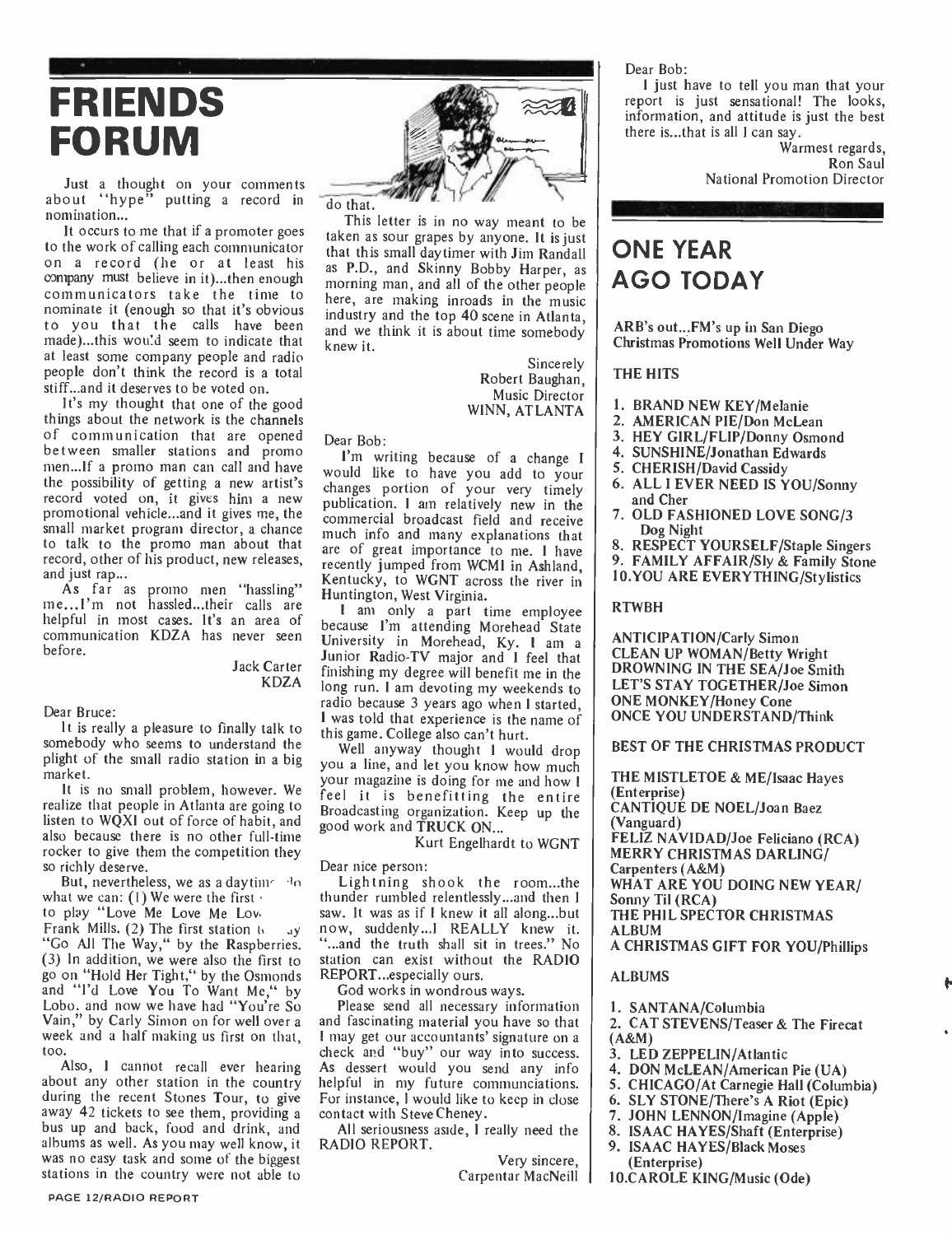# FRIENDS FORUM

Just a thought on your comments about "hype" putting a record in nomination...

It occurs to me that if a promoter goes to the work of calling each communicator on a record (he or at least his company must believe in it)...then enough communicators take the time to nominate it (enough so that it's obvious to you that the calls have been made)...this would seem to indicate that at least some company people and radio people don't think the record is a total stiff...and it deserves to be voted on.

It's my thought that one of the good things about the network is the channels of communication that are opened between smaller stations and promo men...If a promo man can call and have the possibility of getting a new artist's record voted on, it gives him a new promotional vehicle...and it gives me, the small market program director, a chance to talk to the promo man about that record, other of his product, new releases, and just rap...

As far as promo men "hassling" me...I'm not hassled...their calls are helpful in most cases. It's an area of communication KDZA has never seen before.

Jack Carter
KDZA

Dear Bruce:

It is really a pleasure to finally talk to somebody who seems to understand the plight of the small radio station in a big market.

It is no small problem, however. We realize that people in Atlanta are going to listen to WQXI out of force of habit, and also because there is no other full-time rocker to give them the competition they so richly deserve.

But, nevertheless, we as a daytime do what we can: (1) We were the first to play "Love Me Love Me Love" Frank Mills. (2) The first station to play "Go All The Way," by the Raspberries. (3) In addition, we were also the first to go on "Hold Her Tight," by the Osmonds and "I'd Love You To Want Me," by Lobo. and now we have had "You're So Vain," by Carly Simon on for well over a week and a half making us first on that, too.

Also, I cannot recall ever hearing about any other station in the country during the recent Stones Tour, to give away 42 tickets to see them, providing a bus up and back, food and drink, and albums as well. As you may well know, it was no easy task and some of the biggest stations in the country were not able to do that.

This letter is in no way meant to be taken as sour grapes by anyone. It is just that this small daytimer with Jim Randall as P.D., and Skinny Bobby Harper, as morning man, and all of the other people here, are making inroads in the music industry and the top 40 scene in Atlanta, and we think it is about time somebody knew it.

Sincerely
Robert Baughan,
Music Director
WINN, ATLANTA

Dear Bob:

I'm writing because of a change I would like to have you add to your changes portion of your very timely publication. I am relatively new in the commercial broadcast field and receive much info and many explanations that are of great importance to me. I have recently jumped from WCMI in Ashland, Kentucky, to WGNT across the river in Huntington, West Virginia.

I am only a part time employee because I'm attending Morehead State University in Morehead, Ky. I am a Junior Radio-TV major and I feel that finishing my degree will benefit me in the long run. I am devoting my weekends to radio because 3 years ago when I started, I was told that experience is the name of this game. College also can't hurt.

Well anyway thought I would drop you a line, and let you know how much your magazine is doing for me and how I feel it is benefitting the entire Broadcasting organization. Keep up the good work and TRUCK ON...

Kurt Engelhardt to WGNT

Dear nice person:

Lightning shook the room...the thunder rumbled relentlessly...and then I saw. It was as if I knew it all along...but now, suddenly...I REALLY knew it. "...and the truth shall sit in trees." No station can exist without the RADIO REPORT...especially ours.

God works in wondrous ways.

Please send all necessary information and fascinating material you have so that I may get our accountants' signature on a check and "buy" our way into success. As dessert would you send any info helpful in my future communciations. For instance, I would like to keep in close contact with Steve Cheney.

All seriousness aside, I really need the RADIO REPORT.

Very sincere,
Carpentar MacNeill

Dear Bob:

I just have to tell you man that your report is just sensational! The looks, information, and attitude is just the best there is...that is all I can say.

Warmest regards,
Ron Saul
National Promotion Director

# ONE YEAR AGO TODAY

ARB's out...FM's up in San Diego
Christmas Promotions Well Under Way

## THE HITS

1. BRAND NEW KEY/Melanie
2. AMERICAN PIE/Don McLean
3. HEY GIRL/FLIP/Donny Osmond
4. SUNSHINE/Jonathan Edwards
5. CHERISH/David Cassidy
6. ALL I EVER NEED IS YOU/Sonny and Cher
7. OLD FASHIONED LOVE SONG/3 Dog Night
8. RESPECT YOURSELF/Staple Singers
9. FAMILY AFFAIR/Sly & Family Stone
10. YOU ARE EVERYTHING/Stylistics

## RTWBH

ANTICIPATION/Carly Simon
CLEAN UP WOMAN/Betty Wright
DROWNING IN THE SEA/Joe Smith
LET'S STAY TOGETHER/Joe Simon
ONE MONKEY/Honey Cone
ONCE YOU UNDERSTAND/Think

## BEST OF THE CHRISTMAS PRODUCT

THE MISTLETOE & ME/Isaac Hayes (Enterprise)
CANTIQUE DE NOEL/Joan Baez (Vanguard)
FELIZ NAVIDAD/Joe Feliciano (RCA)
MERRY CHRISTMAS DARLING/ Carpenters (A&M)
WHAT ARE YOU DOING NEW YEAR/ Sonny Til (RCA)
THE PHIL SPECTOR CHRISTMAS ALBUM
A CHRISTMAS GIFT FOR YOU/Phillips

## ALBUMS

1. SANTANA/Columbia
2. CAT STEVENS/Teaser & The Firecat (A&M)
3. LED ZEPPELIN/Atlantic
4. DON McLEAN/American Pie (UA)
5. CHICAGO/At Carnegie Hall (Columbia)
6. SLY STONE/There's A Riot (Epic)
7. JOHN LENNON/Imagine (Apple)
8. ISAAC HAYES/Shaft (Enterprise)
9. ISAAC HAYES/Black Moses (Enterprise)
10. CAROLE KING/Music (Ode)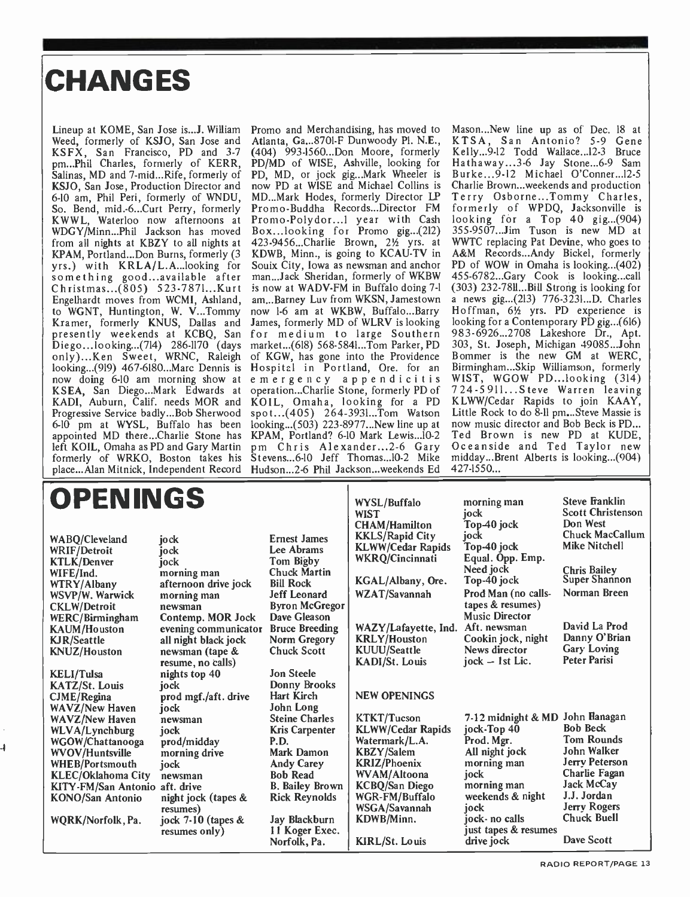# CHANGES

Lineup at KOME, San Jose is...J. William Weed, formerly of KSJO, San Jose and KSFX, San Francisco, PD and 3-7 pm...Phil Charles, formerly of KERR, Salinas, MD and 7-mid...Rife, formerly of KSJO, San Jose, Production Director and 6-10 am, Phil Peri, formerly of WNDU, So. Bend, mid.-6...Curt Perry, formerly KWWL, Waterloo now afternoons at WDGY/Minn...Phil Jackson has moved from all nights at KBZY to all nights at KPAM, Portland...Don Burns, formerly (3 yrs.) with KRLA/L.A...looking for something good...available after Christmas...(805) 523-7871...Kurt Engelhardt moves from WCMI, Ashland, to WGNT, Huntington, W. V...Tommy Kramer, formerly KNUS, Dallas and presently weekends at KCBQ, San Diego...looking...(714) 286-1170 (days only)...Ken Sweet, WRNC, Raleigh looking...(919) 467-6180...Marc Dennis is now doing 6-10 am morning show at KSEA, San Diego...Mark Edwards at KADI, Auburn, Calif. needs MOR and Progressive Service badly...Bob Sherwood 6-10 pm at WYSL, Buffalo has been appointed MD there...Charlie Stone has left KOIL, Omaha as PD and Gary Martin formerly of WRKO, Boston takes his place...Alan Mitnick, Independent Record Promo and Merchandising, has moved to Atlanta, Ga...8701-F Dunwoody Pl. N.E., (404) 993-1560...Don Moore, formerly PD/MD of WISE, Ashville, looking for PD, MD, or jock gig...Mark Wheeler is now PD at WISE and Michael Collins is MD...Mark Hodes, formerly Director LP Promo-Buddha Records...Director FM Promo-Polydor...1 year with Cash Box...looking for Promo gig...(212) 423-9456...Charlie Brown, 2½ yrs. at KDWB, Minn., is going to KCAU-TV in Souix City, Iowa as newsman and anchor man...Jack Sheridan, formerly of WKBW is now at WADV-FM in Buffalo doing 7-1 am...Barney Luv from WKSN, Jamestown now 1-6 am at WKBW, Buffalo...Barry James, formerly MD of WLRV is looking for medium to large Southern market...(618) 568-5841...Tom Parker, PD of KGW, has gone into the Providence Hospital in Portland, Ore. for an emergency appendicitis operation...Charlie Stone, formerly PD of KOIL, Omaha, looking for a PD spot...(405) 264-3931...Tom Watson looking...(503) 223-8977...New line up at KPAM, Portland? 6-10 Mark Lewis...10-2 pm Chris Alexander...2-6 Gary Stevens...6-10 Jeff Thomas...10-2 Mike Hudson...2-6 Phil Jackson...weekends Ed Mason...New line up as of Dec. 18 at KTSA, San Antonio? 5-9 Gene Kelly...9-12 Todd Wallace...12-3 Bruce Hathaway...3-6 Jay Stone...6-9 Sam Burke...9-12 Michael O'Conner...12-5 Charlie Brown...weekends and production Terry Osborne...Tommy Charles, formerly of WPDQ, Jacksonville is looking for a Top 40 gig...(904) 355-9507...Jim Tuson is new MD at WWTC replacing Pat Devine, who goes to A&M Records...Andy Bickel, formerly PD of WOW in Omaha is looking...(402) 455-6782...Gary Cook is looking...call (303) 232-7811...Bill Strong is looking for a news gig...(213) 776-3231...D. Charles Hoffman, 6½ yrs. PD experience is looking for a Contemporary PD gig...(616) 983-6926...2708 Lakeshore Dr., Apt. 303, St. Joseph, Michigan 49085...John Bommer is the new GM at WERC, Birmingham...Skip Williamson, formerly WIST, WGOW PD...looking (314) 724-5911...Steve Warren leaving KLWW/Cedar Rapids to join KAAY, Little Rock to do 8-11 pm...Steve Massie is now music director and Bob Beck is PD...Ted Brown is new PD at KUDE, Oceanside and Ted Taylor new midday...Brent Alberts is looking...(904) 427-1550...

# OPENINGS

| Station | Position | Contact |
|---|---|---|
| WABQ/Cleveland | jock | Ernest James |
| WRIF/Detroit | jock | Lee Abrams |
| KTLK/Denver | jock | Tom Bigby |
| WIFE/Ind. | morning man | Chuck Martin |
| WTRY/Albany | afternoon drive jock | Bill Rock |
| WSVP/W. Warwick | morning man | Jeff Leonard |
| CKLW/Detroit | newsman | Byron McGregor |
| WERC/Birmingham | Contemp. MOR Jock | Dave Gleason |
| KAUM/Houston | evening communicator | Bruce Breeding |
| KJR/Seattle | all night black jock | Norm Gregory |
| KNUZ/Houston | newsman (tape & resume, no calls) | Chuck Scott |
| KELI/Tulsa | nights top 40 | Jon Steele |
| KATZ/St. Louis | jock | Donny Brooks |
| CJME/Regina | prod mgf./aft. drive | Hart Kirch |
| WAVZ/New Haven | jock | John Long |
| WAVZ/New Haven | newsman | Steine Charles |
| WLVA/Lynchburg | jock | Kris Carpenter |
| WGOW/Chattanooga | prod/midday | P.D. |
| WVOV/Huntsville | morning drive | Mark Damon |
| WHEB/Portsmouth | jock | Andy Carey |
| KLEC/Oklahoma City | newsman | Bob Read |
| KITY-FM/San Antonio | aft. drive | B. Bailey Brown |
| KONO/San Antonio | night jock (tapes & resumes) | Rick Reynolds |
| WQRK/Norfolk, Pa. | jock 7-10 (tapes & resumes only) | Jay Blackburn 11 Koger Exec. Norfolk, Pa. |
| WYSL/Buffalo | morning man | Steve Franklin |
| WIST | jock | Scott Christenson |
| CHAM/Hamilton | Top-40 jock | Don West |
| KKLS/Rapid City | jock | Chuck MacCallum |
| KLWW/Cedar Rapids | Top-40 jock | Mike Nitchell |
| WKRQ/Cincinnati | Equal. Opp. Emp. Need jock | Chris Bailey |
| KGAL/Albany, Ore. | Top-40 jock | Super Shannon |
| WZAT/Savannah | Prod Man (no calls-tapes & resumes) Music Director | Norman Breen |
| WAZY/Lafayette, Ind. | Aft. newsman | David La Prod |
| KRLY/Houston | Cookin jock, night | Danny O'Brian |
| KUUU/Seattle | News director | Gary Loving |
| KADI/St. Louis | jock – 1st Lic. | Peter Parisi |

## NEW OPENINGS

| Station | Position | Contact |
|---|---|---|
| KTKT/Tucson | 7-12 midnight & MD | John Hanagan |
| KLWW/Cedar Rapids | jock-Top 40 | Bob Beck |
| Watermark/L.A. | Prod. Mgr. | Tom Rounds |
| KBZY/Salem | All night jock | John Walker |
| KRIZ/Phoenix | morning man | Jerry Peterson |
| WVAM/Altoona | jock | Charlie Fagan |
| KCBQ/San Diego | morning man | Jack McCay |
| WGR-FM/Buffalo | weekends & night | J.J. Jordan |
| WSGA/Savannah | jock | Jerry Rogers |
| KDWB/Minn. | jock- no calls just tapes & resumes | Chuck Buell |
| KIRL/St. Louis | drive jock | Dave Scott |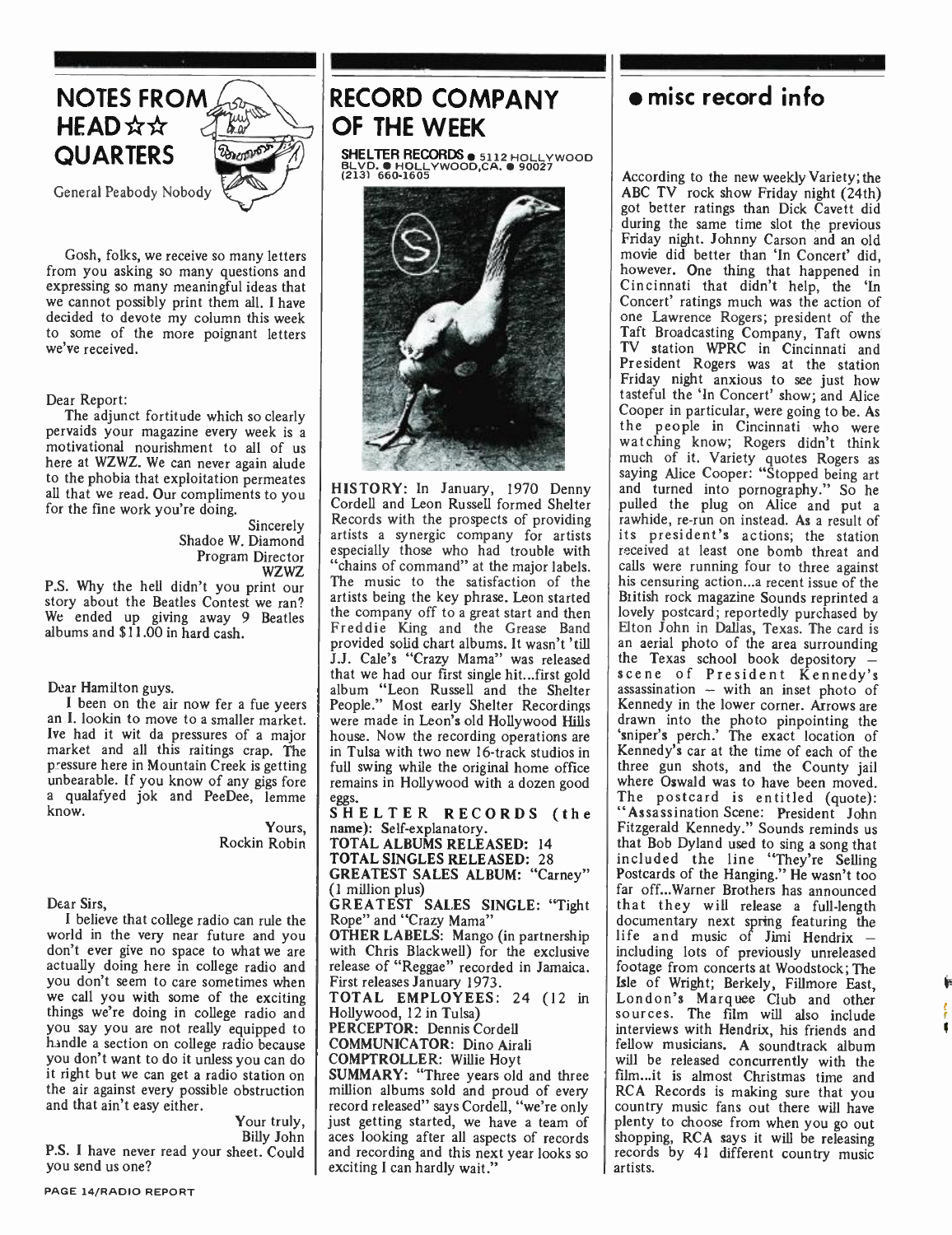# NOTES FROM HEAD☆☆ QUARTERS

General Peabody Nobody

Gosh, folks, we receive so many letters from you asking so many questions and expressing so many meaningful ideas that we cannot possibly print them all. I have decided to devote my column this week to some of the more poignant letters we've received.

Dear Report:

The adjunct fortitude which so clearly pervaids your magazine every week is a motivational nourishment to all of us here at WZWZ. We can never again alude to the phobia that exploitation permeates all that we read. Our compliments to you for the fine work you're doing.

Sincerely
Shadoe W. Diamond
Program Director
WZWZ

P.S. Why the hell didn't you print our story about the Beatles Contest we ran? We ended up giving away 9 Beatles albums and $11.00 in hard cash.

Dear Hamilton guys.

I been on the air now fer a fue yeers an I. lookin to move to a smaller market. Ive had it wit da pressures of a major market and all this raitings crap. The pressure here in Mountain Creek is getting unbearable. If you know of any gigs fore a qualafyed jok and PeeDee, lemme know.

Yours,
Rockin Robin

Dear Sirs,

I believe that college radio can rule the world in the very near future and you don't ever give no space to what we are actually doing here in college radio and you don't seem to care sometimes when we call you with some of the exciting things we're doing in college radio and you say you are not really equipped to handle a section on college radio because you don't want to do it unless you can do it right but we can get a radio station on the air against every possible obstruction and that ain't easy either.

Your truly,
Billy John

P.S. I have never read your sheet. Could you send us one?

# RECORD COMPANY OF THE WEEK

**SHELTER RECORDS** ● 5112 HOLLYWOOD BLVD. ● HOLLYWOOD,CA. ● 90027
(213) 660-1605

**HISTORY:** In January, 1970 Denny Cordell and Leon Russell formed Shelter Records with the prospects of providing artists a synergic company for artists especially those who had trouble with "chains of command" at the major labels. The music to the satisfaction of the artists being the key phrase. Leon started the company off to a great start and then Freddie King and the Grease Band provided solid chart albums. It wasn't 'till J.J. Cale's "Crazy Mama" was released that we had our first single hit...first gold album "Leon Russell and the Shelter People." Most early Shelter Recordings were made in Leon's old Hollywood Hills house. Now the recording operations are in Tulsa with two new 16-track studios in full swing while the original home office remains in Hollywood with a dozen good eggs.

**SHELTER RECORDS (the name):** Self-explanatory.

**TOTAL ALBUMS RELEASED:** 14

**TOTAL SINGLES RELEASED:** 28

**GREATEST SALES ALBUM:** "Carney" (1 million plus)

**GREATEST SALES SINGLE:** "Tight Rope" and "Crazy Mama"

**OTHER LABELS:** Mango (in partnership with Chris Blackwell) for the exclusive release of "Reggae" recorded in Jamaica. First releases January 1973.

**TOTAL EMPLOYEES:** 24 (12 in Hollywood, 12 in Tulsa)

**PERCEPTOR:** Dennis Cordell

**COMMUNICATOR:** Dino Airali

**COMPTROLLER:** Willie Hoyt

**SUMMARY:** "Three years old and three million albums sold and proud of every record released" says Cordell, "we're only just getting started, we have a team of aces looking after all aspects of records and recording and this next year looks so exciting I can hardly wait."

# ● misc record info

According to the new weekly Variety; the ABC TV rock show Friday night (24th) got better ratings than Dick Cavett did during the same time slot the previous Friday night. Johnny Carson and an old movie did better than 'In Concert' did, however. One thing that happened in Cincinnati that didn't help, the 'In Concert' ratings much was the action of one Lawrence Rogers; president of the Taft Broadcasting Company, Taft owns TV station WPRC in Cincinnati and President Rogers was at the station Friday night anxious to see just how tasteful the 'In Concert' show; and Alice Cooper in particular, were going to be. As the people in Cincinnati who were watching know; Rogers didn't think much of it. Variety quotes Rogers as saying Alice Cooper: "Stopped being art and turned into pornography." So he pulled the plug on Alice and put a rawhide, re-run on instead. As a result of its president's actions; the station received at least one bomb threat and calls were running four to three against his censuring action...a recent issue of the British rock magazine Sounds reprinted a lovely postcard; reportedly purchased by Elton John in Dallas, Texas. The card is an aerial photo of the area surrounding the Texas school book depository – scene of President Kennedy's assassination – with an inset photo of Kennedy in the lower corner. Arrows are drawn into the photo pinpointing the 'sniper's perch.' The exact location of Kennedy's car at the time of each of the three gun shots, and the County jail where Oswald was to have been moved. The postcard is entitled (quote): "Assassination Scene: President John Fitzgerald Kennedy." Sounds reminds us that Bob Dyland used to sing a song that included the line "They're Selling Postcards of the Hanging." He wasn't too far off...Warner Brothers has announced that they will release a full-length documentary next spring featuring the life and music of Jimi Hendrix – including lots of previously unreleased footage from concerts at Woodstock; The Isle of Wright; Berkely, Fillmore East, London's Marquee Club and other sources. The film will also include interviews with Hendrix, his friends and fellow musicians. A soundtrack album will be released concurrently with the film...it is almost Christmas time and RCA Records is making sure that you country music fans out there will have plenty to choose from when you go out shopping, RCA says it will be releasing records by 41 different country music artists.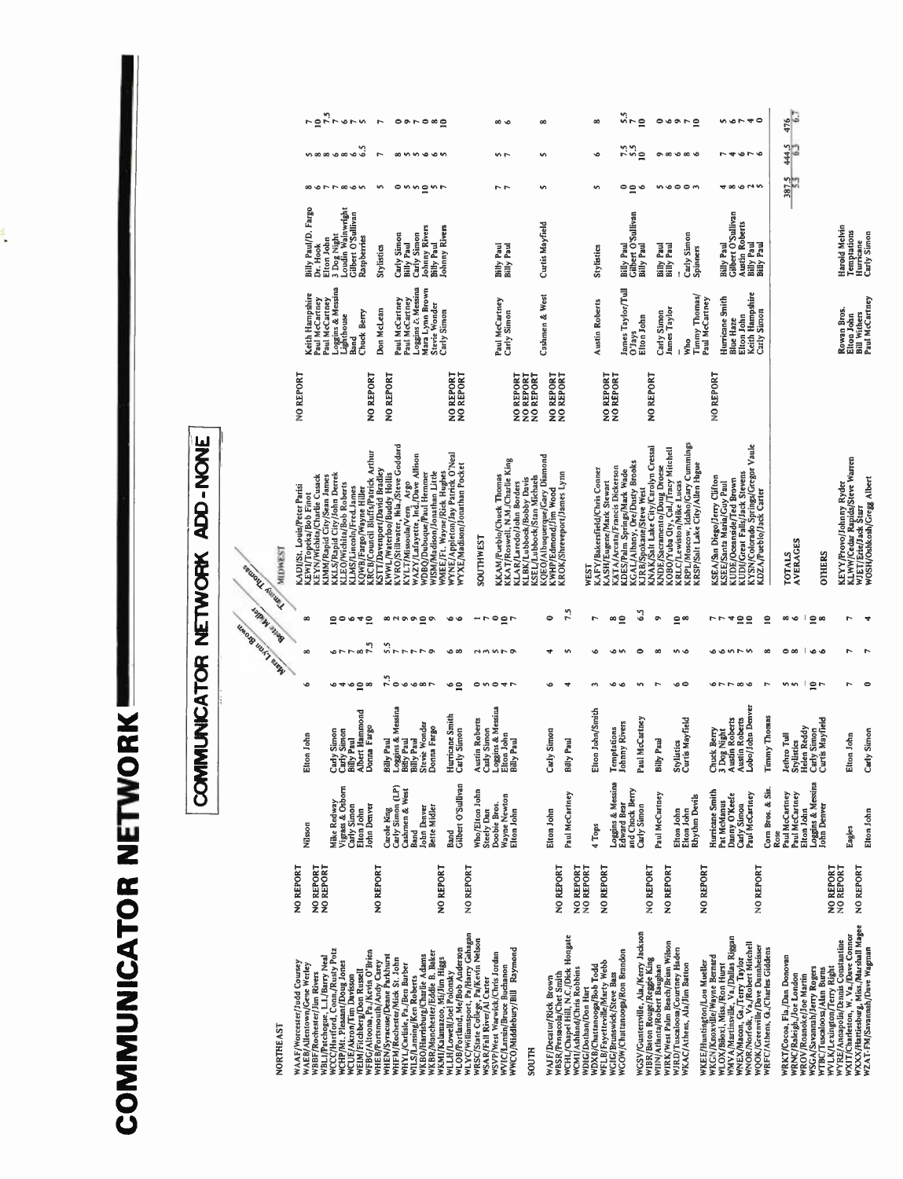# COMMUNICATOR NETWORK

## COMMUNICATOR NETWORK ADD-NONE

### NORTHEAST

| Station | | | | Mara Lynn Brown | Bette Midler | Tammy Thomas |
|---|---|---|---|---|---|---|
| WAAF/Worcester/Judd Coursey | NO REPORT | | | | | |
| WAEB/Allentown/Gene Werley | | Nilsson | Elton John | 6 | 8 | 8 |
| WBBF/Rochester/Jim Rivers | NO REPORT | | | | | |
| WBLI/Patchogue, L.I./Barry Neal | NO REPORT | | | | | |
| WCCC/Hartford, Conn./Rusty Potz | | Mike Redway | Carly Simon | 6 | 6 | 10 |
| WCHE/Mt. Pleasant/Doug Jones | | Vigrass & Osborn | Carly Simon | 4 | 7 | 0 |
| WCUE/Akron/Tim Davidson | | Carly Simon | Billy Paul | 6 | 5 | 6 |
| WEIM/Fitchburg/Don Russell | | Elton John | Albert Hammond | 10 | 8 | 4 |
| WFBG/Altoona, Pa./Kevin O'Brien | | John Denver | Donna Fargo | 8 | 7.5 | 10 |
| WHEB/Portsmouth/Andy Carey | NO REPORT | | | | | |
| WHEN/Syracuse/Deane Parkhurst | | Carole King | Billy Paul | 7.5 | 5.5 | 8 |
| WHYL/Carlisle, Pa./Ben Barber | | Carly Simon (LP) | Loggins & Messina | 0 | 7 | 2 |
| WILS/Lansing/Ken Roberts | | Cashmen & West | Billy Paul | 6 | 7 | 6 |
| WKBO/Harrisburg/Charlie Adams | | Band | Billy Paul | 6 | 7 | 9 |
| WKBR/Manchester/Eddie B. Baker | | John Denver | Stevie Wonder | 8 | 7 | 10 |
| WKMI/Kalamazoo, Mi/Jim Higgs | | Bette Midler | Donna Fargo | 7 | 9 | 9 |
| WLLH/Lowell/Joel Pecorsky | NO REPORT | | | | | |
| WLOB/Portland, Me/Bob Anderson | | Band | Hurricane Smith | 6 | 6 | 6 |
| WLYC/Williamsport, Pa/Harry Gahagan | | Gilbert O'Sullivan | Carly Simon | 10 | 8 | 6 |
| WRSC/State College, Pa/Kevin Nelson | | Who/Elton John | Austin Roberts | 0 | 2 | 1 |
| WSAR/Fall River/Al Carter | | Steely Dan | Carly Simon | 5 | 3 | 7 |
| WSVP/West Warwick/Chris Jordan | | Doobie Bros. | Loggins & Messina | 0 | 5 | 0 |
| WVIC/Lansing/Bruce Buchanan | | Wayne Newton | Elton John | 4 | 7 | 10 |
| WWCO/Middlebury/Bill Raymond | | Elton John | Billy Paul | 7 | 9 | 7 |

### SOUTH

| Station | | | | Mara Lynn Brown | Bette Midler | Tammy Thomas |
|---|---|---|---|---|---|---|
| WAJF/Decatur/Rick Brown | | Elton John | Carly Simon | 6 | 4 | 0 |
| WBSR/Pensacola/Chet Smith | NO REPORT | | | | | |
| WCHL/Chapel Hill, N.C./Dick Hongate | | Paul McCartney | Billy Paul | 4 | 5 | 7.5 |
| WCMI/Ashland/Chris Robbins | NO REPORT | | | | | |
| WDIG/Dothan/Don Hart | NO REPORT | | | | | |
| WDXB/Chattanooga/Bob Todd | | 4 Tops | Elton John/Smith | 3 | 6 | 7 |
| WFLB/Fayetteville/Marty Webb | NO REPORT | | | | | |
| WGIG/Brunswick/Steve Bass | | Loggins & Messina | Temptations | 6 | 6 | 8 |
| WGOW/Chattanooga/Ron Brandon | | Edward Bear and Chuck Berry | Johnny Rivers | 6 | 5 | 10 |
| WGSV/Guntersville, Ala./Kerry Jackson | | Carly Simon | Paul McCartney | 5 | 0 | 6.5 |
| WIBR/Baton Rouge/Reggie King | NO REPORT | | | | | |
| WIIN/Atlanta/Robert Baughan | | Paul McCartney | Billy Paul | 7 | 8 | 9 |
| WIRK/West Palm Beach/Brian Wilson | NO REPORT | | | | | |
| WJRD/Tuscaloosa/Courtney Haden | | Elton John | Stylistics | 6 | 5 | 10 |
| WKAC/Athens, Ala/Jim Batton | | Elton John | Curtis Mayfield | 0 | 6 | 8 |
| WKEE/Huntington/Lou Mueller | | Rhythm Devils | | | | |
| WKGN/Knoxville/Wayne Bernard | | Hurricane Smith | Chuck Berry | 6 | 6 | 7 |
| WLOX/Biloxi, Miss./Ron Hurst | | Pat McManus | 3 Dog Night | 7 | 5 | 7 |
| WMVA/Martinsville, Va./Dallas Riggan | | Danny O'Keefe | Austin Roberts | 7 | 7 | 4 |
| WNEX/Macon, Ga./Terry Taylor | | Carly Simon | Austin Roberts | 8 | 7 | 10 |
| WNOR/Norfolk, Va./Robert Mitchell | | Paul McCartney | Lobo/John Denver | 6 | 5 | 10 |
| WQOK/Greenville/Dave Dannheisser | NO REPORT | | | | | |
| WRFC/Athens, G./Charles Giddens | | Corn Bros. & Sis. Rose | Timmy Thomas | 7 | 8 | 10 |
| WRKT/Cocoa, Fla./Dan Donovan | | Paul McCartney | Jethro Tull | 5 | 0 | 8 |
| WRNC/Raleigh/Joe London | | Paul McCartney | Stylistics | 5 | 8 | 6 |
| WROV/Roanoke/Joe Martin | | Elton John | Helen Reddy | 10 | 6 | — |
| WSGA/Savannah/Jerry Rogers | | Loggins & Messina | Carly Simon | 7 | 6 | 10 |
| WTBC/Tuscaloosa/Alan Burns | | John Denver | Curtis Mayfield | | | 8 |
| WVLK/Lexington/Terry Right | NO REPORT | | | | | |
| WYRE/Annapolis/Dennis Constantine | NO REPORT | | | | | |
| WXIT/Charleston, W. Va./Dave Connor | | Eagles | Elton John | 7 | 7 | 7 |
| WXXX/Hattiesburg, Miss./Marshall Magee | NO REPORT | | | | | |
| WZAT-FM/Savannah/Dave Wagman | | Elton John | Carly Simon | 0 | 7 | 4 |

### MIDWEST

| Station | | | | Mara Lynn Brown | Bette Midler | Tammy Thomas |
|---|---|---|---|---|---|---|
| KADI/St. Louis/Peter Parisi | NO REPORT | | | | | |
| KEWI/Topeka/Bob Finott | | Keith Hampshire | Billy Paul/D. Fargo | 8 | 5 | 7 |
| KEYN/Wichita/Charlie Cusack | | Paul McCartney | Dr. Hook | 6 | 5 | 10 |
| KIMM/Rapid City/Sean James | | Paul McCartney | Elton John | 7 | 8 | 7.5 |
| KKLS/Rapid City/John Derrek | | Loggins & Messina | 3 Dog Night | 7 | 8 | 7 |
| KLEO/Wichita/Bob Roberts | | Lighthouse | Loudin Wainwright | 8 | 6 | 6 |
| KLMS/Lincoln/Fred James | | Band | Gilbert O'Sullivan | 6 | 6 | 7 |
| KOWB/Fargo/Wayne Hiller | | Chuck Berry | Raspberries | 5 | 6.5 | 5 |
| KRCB/Council Bluffs/Patrick Arthur | NO REPORT | | | | | |
| KSTT/Davenport/David Bradley | | Don McLean | Stylistics | 5 | 7 | 7 |
| KWWL/Waterloo/Buddy Hollis | NO REPORT | | | | | |
| KVRO/Stillwater, Okla./Steve Goddard | | Paul McCartney | Carly Simon | 0 | 8 | 0 |
| KYLT/Missoula/Vern Argo | | Paul McCartney | Billy Paul | 5 | 5 | 9 |
| WAZY/Lafayette, Ind./Dave Allison | | Loggins & Messina | Carly Simon | 5 | 5 | 7 |
| WDBQ/Dubuque/Paul Hemmer | | Mara Lynn Brown | Johnny Rivers | 10 | 5 | 10 |
| WISM/Madison/Jonathan Little | | Stevie Wonder | Billy Paul | 5 | 6 | 8 |
| WMEE/Ft. Wayne/Rick Hughes | | Carly Simon | Johnny Rivers | 7 | 5 | 10 |
| WYNE/Appleton/Jay Patrick O'Neal | NO REPORT | | | | | |
| WYXE/Madison/Jonathan Pocket | NO REPORT | | | | | |

### SOUTHWEST

| Station | | | | Mara Lynn Brown | Bette Midler | Tammy Thomas |
|---|---|---|---|---|---|---|
| KKAM/Pueblo/Chuck Thomas | | Paul McCartney | Billy Paul | 7 | 5 | 8 |
| KKAT/Roswell, N.M./Charlie King | | Carly Simon | Billy Paul | 7 | 7 | 6 |
| KLAR/Laredo/John Borders | NO REPORT | | | | | |
| KLBK/Lubbock/Bobby Davis | NO REPORT | | | | | |
| KSEL/Lubbock/Stan Michaels | NO REPORT | | | | | |
| KQEO/Albuquerque/Gary Diamond | | Cashmen & West | Curtis Mayfield | 5 | 5 | 8 |
| KWHP/Edmond/Jim Wood | NO REPORT | | | | | |
| KROK/Shreveport/James Lynn | NO REPORT | | | | | |

### WEST

| Station | | | | Mara Lynn Brown | Bette Midler | Tammy Thomas |
|---|---|---|---|---|---|---|
| KAFY/Bakersfield/Chris Conner | | Austin Roberts | Stylistics | 5 | 6 | 8 |
| KASH/Eugene/Mark Stewart | NO REPORT | | | | | |
| KCTA/Arcadia/Francis Dickerson | NO REPORT | | | | | |
| KDES/Palm Springs/Mark Wade | | James Taylor/Tull | Billy Paul | 0 | 7.5 | 5.5 |
| KGAL/Albany, Ore/Dusty Rhodes | | O'Jays | Gilbert O'Sullivan | 0 | 5.5 | 7 |
| KJRB/Spokane/Steve West | | Elton John | Billy Paul | 6 | 10 | 10 |
| KNAK/Salt Lake City/Carolyn Cressal | NO REPORT | | | | | |
| KDZZ/Sacramento/Doug Droese | | Carly Simon | Billy Paul | 5 | 9 | 0 |
| KOBO/Yuba City, Cal./Tracy Mitchell | | James Taylor | Billy Paul | 6 | 8 | 6 |
| KRLC/Lewiston/Mike Lucas | | — | | 0 | 6 | 9 |
| KRPL/Moscow, Idaho/Gary Cummings | | Who | Carly Simon | 0 | 8 | 7 |
| KRSP/Salt Lake City/Allen Hague | | Timmy Thomas/Paul McCartney | Spinners | 3 | 6 | 10 |
| KSEA/San Diego/Jerry Clifton | NO REPORT | | | | | |
| KSEE/Santa Maria/Guy Paul | | Hurricane Smith | Billy Paul | 4 | 7 | 5 |
| KUDE/Oceanside/Ted Brown | | Blue Haze | Gilbert O'Sullivan | 8 | 4 | 6 |
| KUDI/Great Falls/Jack Stevens | | Elton John | Austin Roberts | 6 | 6 | 7 |
| KYSN/Colorado Springs/Gregor Vaule | | Keith Hampshire | Billy Paul | 2 | 7 | 4 |
| KZOA/Pueblo/Jack Carter | | Carly Simon | Billy Paul | 5 | 6 | 0 |

| | Mara Lynn Brown | Bette Midler | Tammy Thomas |
|---|---|---|---|
| TOTALS | 387.5 | 444.5 | 476 |
| AVERAGES | 5.5 | 6.3 | 6.7 |

### OTHERS

| Station | | |
|---|---|---|
| KEYY/Provo/Johnny Ryder | Rowan Bros. | Harold Melvin |
| KLWW/Cedar Rapids/Steve Warren | Elton John | Temptations |
| WJET/Erie/Jack Starr | Bill Withers | Hurricane |
| WOSH/Oshkosh/Gregg Albert | Paul McCartney | Carly Simon |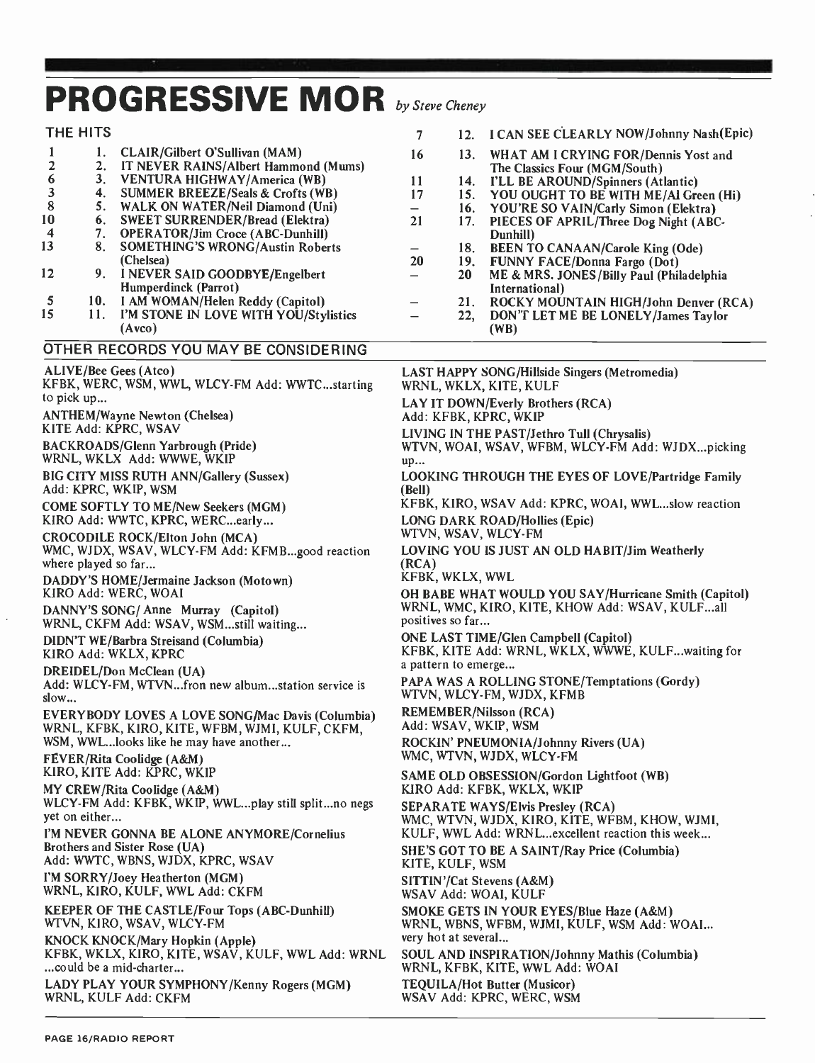# PROGRESSIVE MOR *by Steve Cheney*

## THE HITS

| Last Week | This Week | Title/Artist (Label) |
|---|---|---|
| 1 | 1. | CLAIR/Gilbert O'Sullivan (MAM) |
| 2 | 2. | IT NEVER RAINS/Albert Hammond (Mums) |
| 6 | 3. | VENTURA HIGHWAY/America (WB) |
| 3 | 4. | SUMMER BREEZE/Seals & Crofts (WB) |
| 8 | 5. | WALK ON WATER/Neil Diamond (Uni) |
| 10 | 6. | SWEET SURRENDER/Bread (Elektra) |
| 4 | 7. | OPERATOR/Jim Croce (ABC-Dunhill) |
| 13 | 8. | SOMETHING'S WRONG/Austin Roberts (Chelsea) |
| 12 | 9. | I NEVER SAID GOODBYE/Engelbert Humperdinck (Parrot) |
| 5 | 10. | I AM WOMAN/Helen Reddy (Capitol) |
| 15 | 11. | I'M STONE IN LOVE WITH YOU/Stylistics (Avco) |
| 7 | 12. | I CAN SEE CLEARLY NOW/Johnny Nash (Epic) |
| 16 | 13. | WHAT AM I CRYING FOR/Dennis Yost and The Classics Four (MGM/South) |
| 11 | 14. | I'LL BE AROUND/Spinners (Atlantic) |
| 17 | 15. | YOU OUGHT TO BE WITH ME/Al Green (Hi) |
| – | 16. | YOU'RE SO VAIN/Carly Simon (Elektra) |
| 21 | 17. | PIECES OF APRIL/Three Dog Night (ABC-Dunhill) |
| – | 18. | BEEN TO CANAAN/Carole King (Ode) |
| 20 | 19. | FUNNY FACE/Donna Fargo (Dot) |
| – | 20 | ME & MRS. JONES/Billy Paul (Philadelphia International) |
| – | 21. | ROCKY MOUNTAIN HIGH/John Denver (RCA) |
| – | 22, | DON'T LET ME BE LONELY/James Taylor (WB) |

## OTHER RECORDS YOU MAY BE CONSIDERING

**ALIVE/Bee Gees (Atco)**
KFBK, WERC, WSM, WWL, WLCY-FM Add: WWTC...starting to pick up...

**ANTHEM/Wayne Newton (Chelsea)**
KITE Add: KPRC, WSAV

**BACKROADS/Glenn Yarbrough (Pride)**
WRNL, WKLX Add: WWWE, WKIP

**BIG CITY MISS RUTH ANN/Gallery (Sussex)**
Add: KPRC, WKIP, WSM

**COME SOFTLY TO ME/New Seekers (MGM)**
KIRO Add: WWTC, KPRC, WERC...early...

**CROCODILE ROCK/Elton John (MCA)**
WMC, WJDX, WSAV, WLCY-FM Add: KFMB...good reaction where played so far...

**DADDY'S HOME/Jermaine Jackson (Motown)**
KIRO Add: WERC, WOAI

**DANNY'S SONG/ Anne Murray (Capitol)**
WRNL, CKFM Add: WSAV, WSM...still waiting...

**DIDN'T WE/Barbra Streisand (Columbia)**
KIRO Add: WKLX, KPRC

**DREIDEL/Don McClean (UA)**
Add: WLCY-FM, WTVN...fron new album...station service is slow...

**EVERYBODY LOVES A LOVE SONG/Mac Davis (Columbia)**
WRNL, KFBK, KIRO, KITE, WFBM, WJMI, KULF, CKFM, WSM, WWL...looks like he may have another...

**FEVER/Rita Coolidge (A&M)**
KIRO, KITE Add: KPRC, WKIP

**MY CREW/Rita Coolidge (A&M)**
WLCY-FM Add: KFBK, WKIP, WWL...play still split...no negs yet on either...

**I'M NEVER GONNA BE ALONE ANYMORE/Cornelius Brothers and Sister Rose (UA)**
Add: WWTC, WBNS, WJDX, KPRC, WSAV

**I'M SORRY/Joey Heatherton (MGM)**
WRNL, KIRO, KULF, WWL Add: CKFM

**KEEPER OF THE CASTLE/Four Tops (ABC-Dunhill)**
WTVN, KIRO, WSAV, WLCY-FM

**KNOCK KNOCK/Mary Hopkin (Apple)**
KFBK, WKLX, KIRO, KITE, WSAV, KULF, WWL Add: WRNL ...could be a mid-charter...

**LADY PLAY YOUR SYMPHONY/Kenny Rogers (MGM)**
WRNL, KULF Add: CKFM

**LAST HAPPY SONG/Hillside Singers (Metromedia)**
WRNL, WKLX, KITE, KULF

**LAY IT DOWN/Everly Brothers (RCA)**
Add: KFBK, KPRC, WKIP

**LIVING IN THE PAST/Jethro Tull (Chrysalis)**
WTVN, WOAI, WSAV, WFBM, WLCY-FM Add: WJDX...picking up...

**LOOKING THROUGH THE EYES OF LOVE/Partridge Family (Bell)**
KFBK, KIRO, WSAV Add: KPRC, WOAI, WWL...slow reaction

**LONG DARK ROAD/Hollies (Epic)**
WTVN, WSAV, WLCY-FM

**LOVING YOU IS JUST AN OLD HABIT/Jim Weatherly (RCA)**
KFBK, WKLX, WWL

**OH BABE WHAT WOULD YOU SAY/Hurricane Smith (Capitol)**
WRNL, WMC, KIRO, KITE, KHOW Add: WSAV, KULF...all positives so far...

**ONE LAST TIME/Glen Campbell (Capitol)**
KFBK, KITE Add: WRNL, WKLX, WWWE, KULF...waiting for a pattern to emerge...

**PAPA WAS A ROLLING STONE/Temptations (Gordy)**
WTVN, WLCY-FM, WJDX, KFMB

**REMEMBER/Nilsson (RCA)**
Add: WSAV, WKIP, WSM

**ROCKIN' PNEUMONIA/Johnny Rivers (UA)**
WMC, WTVN, WJDX, WLCY-FM

**SAME OLD OBSESSION/Gordon Lightfoot (WB)**
KIRO Add: KFBK, WKLX, WKIP

**SEPARATE WAYS/Elvis Presley (RCA)**
WMC, WTVN, WJDX, KIRO, KITE, WFBM, KHOW, WJMI, KULF, WWL Add: WRNL...excellent reaction this week...

**SHE'S GOT TO BE A SAINT/Ray Price (Columbia)**
KITE, KULF, WSM

**SITTIN'/Cat Stevens (A&M)**
WSAV Add: WOAI, KULF

**SMOKE GETS IN YOUR EYES/Blue Haze (A&M)**
WRNL, WBNS, WFBM, WJMI, KULF, WSM Add: WOAI... very hot at several...

**SOUL AND INSPIRATION/Johnny Mathis (Columbia)**
WRNL, KFBK, KITE, WWL Add: WOAI

**TEQUILA/Hot Butter (Musicor)**
WSAV Add: KPRC, WERC, WSM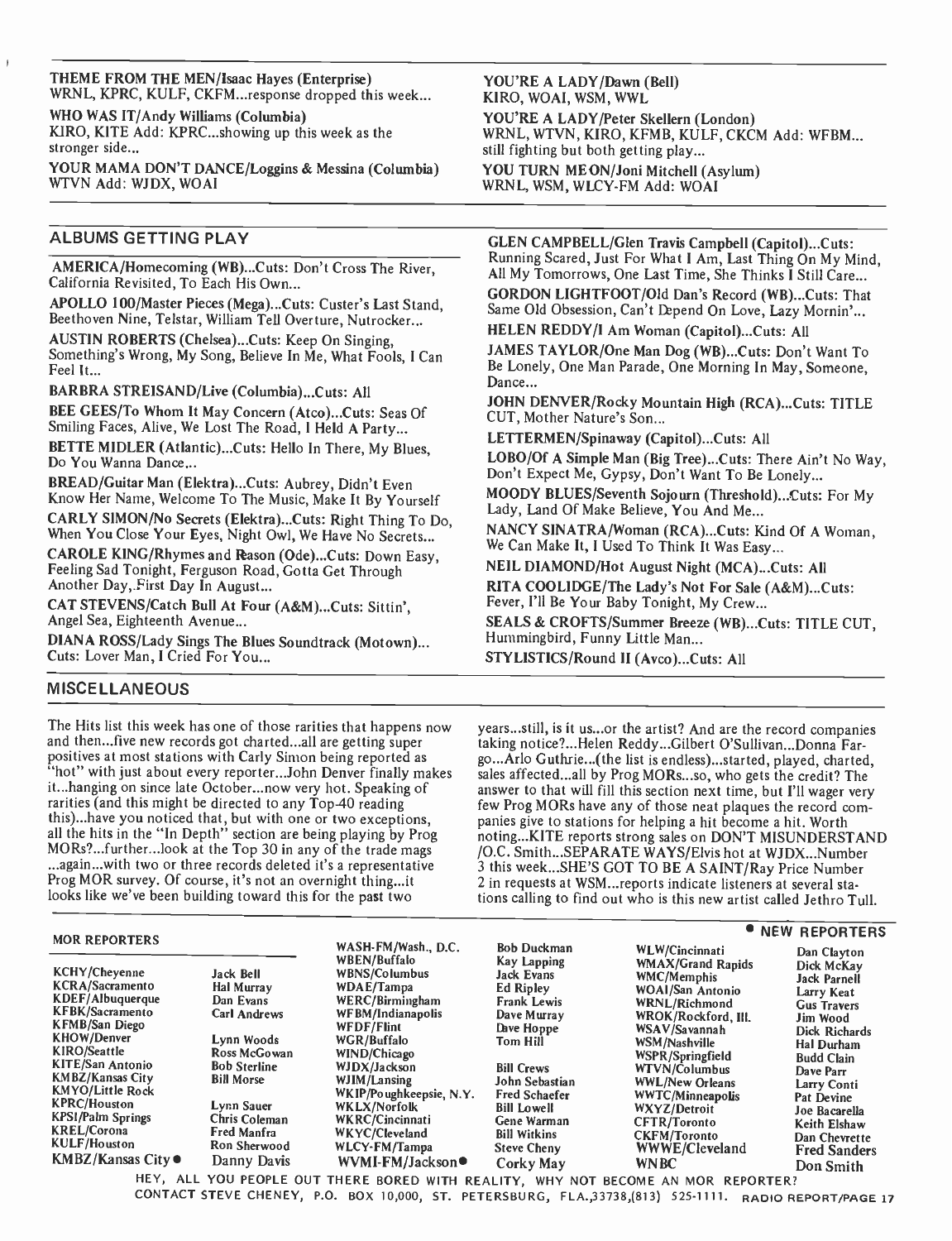**THEME FROM THE MEN/Isaac Hayes (Enterprise)**
WRNL, KPRC, KULF, CKFM...response dropped this week...

**WHO WAS IT/Andy Williams (Columbia)**
KIRO, KITE Add: KPRC...showing up this week as the stronger side...

**YOUR MAMA DON'T DANCE/Loggins & Messina (Columbia)**
WTVN Add: WJDX, WOAI

**YOU'RE A LADY/Dawn (Bell)**
KIRO, WOAI, WSM, WWL

**YOU'RE A LADY/Peter Skellern (London)**
WRNL, WTVN, KIRO, KFMB, KULF, CKCM Add: WFBM...still fighting but both getting play...

**YOU TURN ME ON/Joni Mitchell (Asylum)**
WRNL, WSM, WLCY-FM Add: WOAI

## ALBUMS GETTING PLAY

**AMERICA/Homecoming (WB)**...Cuts: Don't Cross The River, California Revisited, To Each His Own...

**APOLLO 100/Master Pieces (Mega)**...Cuts: Custer's Last Stand, Beethoven Nine, Telstar, William Tell Overture, Nutrocker...

**AUSTIN ROBERTS (Chelsea)**...Cuts: Keep On Singing, Something's Wrong, My Song, Believe In Me, What Fools, I Can Feel It...

**BARBRA STREISAND/Live (Columbia)**...Cuts: All

**BEE GEES/To Whom It May Concern (Atco)**...Cuts: Seas Of Smiling Faces, Alive, We Lost The Road, I Held A Party...

**BETTE MIDLER (Atlantic)**...Cuts: Hello In There, My Blues, Do You Wanna Dance...

**BREAD/Guitar Man (Elektra)**...Cuts: Aubrey, Didn't Even Know Her Name, Welcome To The Music, Make It By Yourself

**CARLY SIMON/No Secrets (Elektra)**...Cuts: Right Thing To Do, When You Close Your Eyes, Night Owl, We Have No Secrets...

**CAROLE KING/Rhymes and Reason (Ode)**...Cuts: Down Easy, Feeling Sad Tonight, Ferguson Road, Gotta Get Through Another Day, First Day In August...

**CAT STEVENS/Catch Bull At Four (A&M)**...Cuts: Sittin', Angel Sea, Eighteenth Avenue...

**DIANA ROSS/Lady Sings The Blues Soundtrack (Motown)**...Cuts: Lover Man, I Cried For You...

**GLEN CAMPBELL/Glen Travis Campbell (Capitol)**...Cuts: Running Scared, Just For What I Am, Last Thing On My Mind, All My Tomorrows, One Last Time, She Thinks I Still Care...

**GORDON LIGHTFOOT/Old Dan's Record (WB)**...Cuts: That Same Old Obsession, Can't Depend On Love, Lazy Mornin'...

**HELEN REDDY/I Am Woman (Capitol)**...Cuts: All

**JAMES TAYLOR/One Man Dog (WB)**...Cuts: Don't Want To Be Lonely, One Man Parade, One Morning In May, Someone, Dance...

**JOHN DENVER/Rocky Mountain High (RCA)**...Cuts: TITLE CUT, Mother Nature's Son...

**LETTERMEN/Spinaway (Capitol)**...Cuts: All

**LOBO/Of A Simple Man (Big Tree)**...Cuts: There Ain't No Way, Don't Expect Me, Gypsy, Don't Want To Be Lonely...

**MOODY BLUES/Seventh Sojourn (Threshold)**...Cuts: For My Lady, Land Of Make Believe, You And Me...

**NANCY SINATRA/Woman (RCA)**...Cuts: Kind Of A Woman, We Can Make It, I Used To Think It Was Easy...

**NEIL DIAMOND/Hot August Night (MCA)**...Cuts: All

**RITA COOLIDGE/The Lady's Not For Sale (A&M)**...Cuts: Fever, I'll Be Your Baby Tonight, My Crew...

**SEALS & CROFTS/Summer Breeze (WB)**...Cuts: TITLE CUT, Hummingbird, Funny Little Man...

**STYLISTICS/Round II (Avco)**...Cuts: All

## MISCELLANEOUS

The Hits list this week has one of those rarities that happens now and then...five new records got charted...all are getting super positives at most stations with Carly Simon being reported as "hot" with just about every reporter...John Denver finally makes it...hanging on since late October...now very hot. Speaking of rarities (and this might be directed to any Top-40 reading this)...have you noticed that, but with one or two exceptions, all the hits in the "In Depth" section are being playing by Prog MORs?...further...look at the Top 30 in any of the trade mags ...again...with two or three records deleted it's a representative Prog MOR survey. Of course, it's not an overnight thing...it looks like we've been building toward this for the past two years...still, is it us...or the artist? And are the record companies taking notice?...Helen Reddy...Gilbert O'Sullivan...Donna Fargo...Arlo Guthrie...(the list is endless)...started, played, charted, sales affected...all by Prog MORs...so, who gets the credit? The answer to that will fill this section next time, but I'll wager very few Prog MORs have any of those neat plaques the record companies give to stations for helping a hit become a hit. Worth noting...KITE reports strong sales on DON'T MISUNDERSTAND /O.C. Smith...SEPARATE WAYS/Elvis hot at WJDX...Number 3 this week...SHE'S GOT TO BE A SAINT/Ray Price Number 2 in requests at WSM...reports indicate listeners at several stations calling to find out who is this new artist called Jethro Tull.

## MOR REPORTERS

● NEW REPORTERS

| | | | | | |
|---|---|---|---|---|---|
| KCHY/Cheyenne | Jack Bell | WASH-FM/Wash., D.C. | Bob Duckman | WLW/Cincinnati | Dan Clayton |
| KCRA/Sacramento | Hal Murray | WBEN/Buffalo | Kay Lapping | WMAX/Grand Rapids | Dick McKay |
| KDEF/Albuquerque | Dan Evans | WBNS/Columbus | Jack Evans | WMC/Memphis | Jack Parnell |
| KFBK/Sacramento | Carl Andrews | WDAE/Tampa | Ed Ripley | WOAI/San Antonio | Larry Keat |
| KFMB/San Diego | | WERC/Birmingham | Frank Lewis | WRNL/Richmond | Gus Travers |
| KHOW/Denver | Lynn Woods | WFBM/Indianapolis | Dave Murray | WROK/Rockford, Ill. | Jim Wood |
| KIRO/Seattle | Ross McGowan | WFDF/Flint | Dave Hoppe | WSAV/Savannah | Dick Richards |
| KITE/San Antonio | Bob Sterline | WGR/Buffalo | Tom Hill | WSM/Nashville | Hal Durham |
| KMBZ/Kansas City | Bill Morse | WIND/Chicago | | WSPR/Springfield | Budd Clain |
| KMYO/Little Rock | | WJDX/Jackson | Bill Crews | WTVN/Columbus | Dave Parr |
| KPRC/Houston | Lynn Sauer | WJIM/Lansing | John Sebastian | WWL/New Orleans | Larry Conti |
| KPSI/Palm Springs | Chris Coleman | WKIP/Poughkeepsie, N.Y. | Fred Schaefer | WWTC/Minneapolis | Pat Devine |
| KREL/Corona | Fred Manfra | WKLX/Norfolk | Bill Lowell | WXYZ/Detroit | Joe Bacarella |
| KULF/Houston | Ron Sherwood | WKRC/Cincinnati | Gene Warman | CFTR/Toronto | Keith Elshaw |
| **KMBZ/Kansas City ●** | **Danny Davis** | WKYC/Cleveland | Bill Witkins | CKFM/Toronto | Dan Chevrette |
| | | WLCY-FM/Tampa | Steve Cheny | **WWWE/Cleveland** | **Fred Sanders** |
| | | **WVMI-FM/Jackson●** | **Corky May** | **WNBC** | **Don Smith** |

HEY, ALL YOU PEOPLE OUT THERE BORED WITH REALITY, WHY NOT BECOME AN MOR REPORTER?
CONTACT STEVE CHENEY, P.O. BOX 10,000, ST. PETERSBURG, FLA.,33738,(813) 525-1111.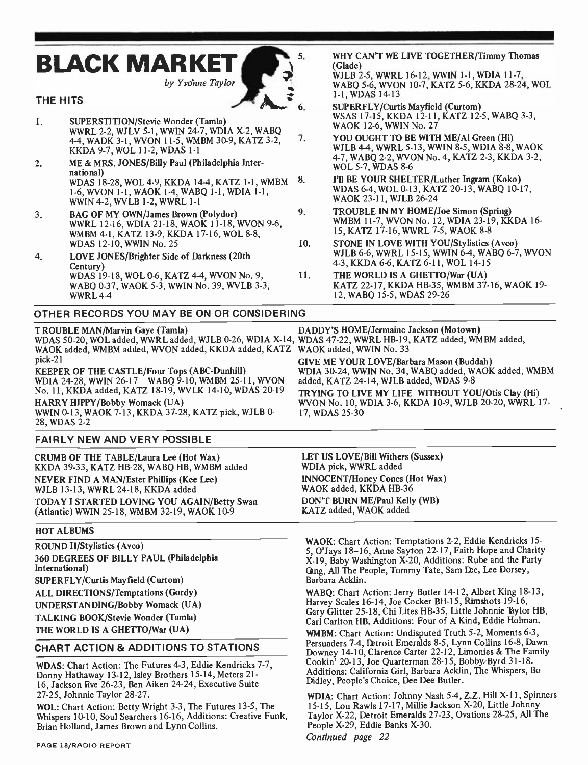# BLACK MARKET

*by Yvonne Taylor*

## THE HITS

1. **SUPERSTITION/Stevie Wonder (Tamla)**
   WWRL 2-2, WJLV 5-1, WWIN 24-7, WDIA X-2, WABQ 4-4, WADK 3-1, WVON 11-5, WMBM 30-9, KATZ 3-2, KKDA 9-7, WOL 11-2, WDAS 1-1
2. **ME & MRS. JONES/Billy Paul (Philadelphia International)**
   WDAS 18-28, WOL 4-9, KKDA 14-4, KATZ 1-1, WMBM 1-6, WVON 1-1, WAOK 1-4, WABQ 1-1, WDIA 1-1, WWIN 4-2, WVLB 1-2, WWRL 1-1
3. **BAG OF MY OWN/James Brown (Polydor)**
   WWRL 12-16, WDIA 21-18, WAOK 11-18, WVON 9-6, WMBM 4-1, KATZ 13-9, KKDA 17-16, WOL 8-8, WDAS 12-10, WWIN No. 25
4. **LOVE JONES/Brighter Side of Darkness (20th Century)**
   WDAS 19-18, WOL 0-6, KATZ 4-4, WVON No. 9, WABQ 0-37, WAOK 5-3, WWIN No. 39, WVLB 3-3, WWRL 4-4
5. **WHY CAN'T WE LIVE TOGETHER/Timmy Thomas (Glade)**
   WJLB 2-5, WWRL 16-12, WWIN 1-1, WDIA 11-7, WABQ 5-6, WVON 10-7, KATZ 5-6, KKDA 28-24, WOL 1-1, WDAS 14-13
6. **SUPERFLY/Curtis Mayfield (Curtom)**
   WSAS 17-15, KKDA 12-11, KATZ 12-5, WABQ 3-3, WAOK 12-6, WWIN No. 27
7. **YOU OUGHT TO BE WITH ME/Al Green (Hi)**
   WJLB 4-4, WWRL 5-13, WWIN 8-5, WDIA 8-8, WAOK 4-7, WABQ 2-2, WVON No. 4, KATZ 2-3, KKDA 3-2, WOL 5-7, WDAS 8-6
8. **I'LL BE YOUR SHELTER/Luther Ingram (Koko)**
   WDAS 6-4, WOL 0-13, KATZ 20-13, WABQ 10-17, WAOK 23-11, WJLB 26-24
9. **TROUBLE IN MY HOME/Joe Simon (Spring)**
   WMBM 11-7, WVON No. 12, WDIA 23-19, KKDA 16-15, KATZ 17-16, WWRL 7-5, WAOK 8-8
10. **STONE IN LOVE WITH YOU/Stylistics (Avco)**
    WJLB 6-6, WWRL 15-15, WWIN 6-4, WABQ 6-7, WVON 4-3, KKDA 6-6, KATZ 6-11, WOL 14-15
11. **THE WORLD IS A GHETTO/War (UA)**
    KATZ 22-17, KKDA HB-35, WMBM 37-16, WAOK 19-12, WABQ 15-5, WDAS 29-26

## OTHER RECORDS YOU MAY BE ON OR CONSIDERING

**TROUBLE MAN/Marvin Gaye (Tamla)**
WDAS 50-20, WOL added, WWRL added, WJLB 0-26, WDIA X-14, WAOK added, WMBM added, WVON added, KKDA added, KATZ pick-21

**KEEPER OF THE CASTLE/Four Tops (ABC-Dunhill)**
WDIA 24-28, WWIN 26-17 WABQ 9-10, WMBM 25-11, WVON No. 11, KKDA added, KATZ 18-19, WVLK 14-10, WDAS 20-19

**HARRY HIPPY/Bobby Womack (UA)**
WWIN 0-13, WAOK 7-13, KKDA 37-28, KATZ pick, WJLB 0-28, WDAS 2-2

**DADDY'S HOME/Jermaine Jackson (Motown)**
WDAS 47-22, WWRL HB-19, KATZ added, WMBM added, WAOK added, WWIN No. 33

**GIVE ME YOUR LOVE/Barbara Mason (Buddah)**
WDIA 30-24, WWIN No. 34, WABQ added, WAOK added, WMBM added, KATZ 24-14, WJLB added, WDAS 9-8

**TRYING TO LIVE MY LIFE WITHOUT YOU/Otis Clay (Hi)**
WVON No. 10, WDIA 3-6, KKDA 10-9, WJLB 20-20, WWRL 17-17, WDAS 25-30

## FAIRLY NEW AND VERY POSSIBLE

**CRUMB OF THE TABLE/Laura Lee (Hot Wax)**
KKDA 39-33, KATZ HB-28, WABQ HB, WMBM added

**NEVER FIND A MAN/Ester Phillips (Kee Lee)**
WJLB 13-13, WWRL 24-18, KKDA added

**TODAY I STARTED LOVING YOU AGAIN/Betty Swan (Atlantic)** WWIN 25-18, WMBM 32-19, WAOK 10-9

**LET US LOVE/Bill Withers (Sussex)**
WDIA pick, WWRL added

**INNOCENT/Honey Cones (Hot Wax)**
WAOK added, KKDA HB-36

**DON'T BURN ME/Paul Kelly (WB)**
KATZ added, WAOK added

## HOT ALBUMS

**ROUND II/Stylistics (Avco)**

**360 DEGREES OF BILLY PAUL (Philadelphia International)**

**SUPERFLY/Curtis Mayfield (Curtom)**

**ALL DIRECTIONS/Temptations (Gordy)**

**UNDERSTANDING/Bobby Womack (UA)**

**TALKING BOOK/Stevie Wonder (Tamla)**

**THE WORLD IS A GHETTO/War (UA)**

## CHART ACTION & ADDITIONS TO STATIONS

**WDAS:** Chart Action: The Futures 4-3, Eddie Kendricks 7-7, Donny Hathaway 13-12, Isley Brothers 15-14, Meters 21-16, Jackson Five 26-23, Ben Aiken 24-24, Executive Suite 27-25, Johnnie Taylor 28-27.

**WOL:** Chart Action: Betty Wright 3-3, The Futures 13-5, The Whispers 10-10, Soul Searchers 16-16, Additions: Creative Funk, Brian Holland, James Brown and Lynn Collins.

**WAOK:** Chart Action: Temptations 2-2, Eddie Kendricks 15-5, O'Jays 18-16, Anne Sayton 22-17, Faith Hope and Charity X-19, Baby Washington X-20, Additions: Rube and the Party Gang, All The People, Tommy Tate, Sam Dee, Lee Dorsey, Barbara Acklin.

**WABQ:** Chart Action: Jerry Butler 14-12, Albert King 18-13, Harvey Scales 16-14, Joe Cocker BH-15, Rimshots 19-16, Gary Glitter 25-18, Chi Lites HB-35, Little Johnnie Taylor HB, Carl Carlton HB. Additions: Four of A Kind, Eddie Holman.

**WMBM:** Chart Action: Undisputed Truth 5-2, Moments 6-3, Persuaders 7-4, Detroit Emeralds 8-5, Lynn Collins 16-8, Dawn Downey 14-10, Clarence Carter 22-12, Limonies & The Family Cookin' 20-13, Joe Quarterman 28-15, Bobby Byrd 31-18. Additions: California Girl, Barbara Acklin, The Whispers, Bo Didley, People's Choice, Dee Dee Butler.

**WDIA:** Chart Action: Johnny Nash 5-4, Z.Z. Hill X-11, Spinners 15-15, Lou Rawls 17-17, Millie Jackson X-20, Little Johnny Taylor X-22, Detroit Emeralds 27-23, Ovations 28-25, All The People X-29, Eddie Banks X-30.

*Continued page 22*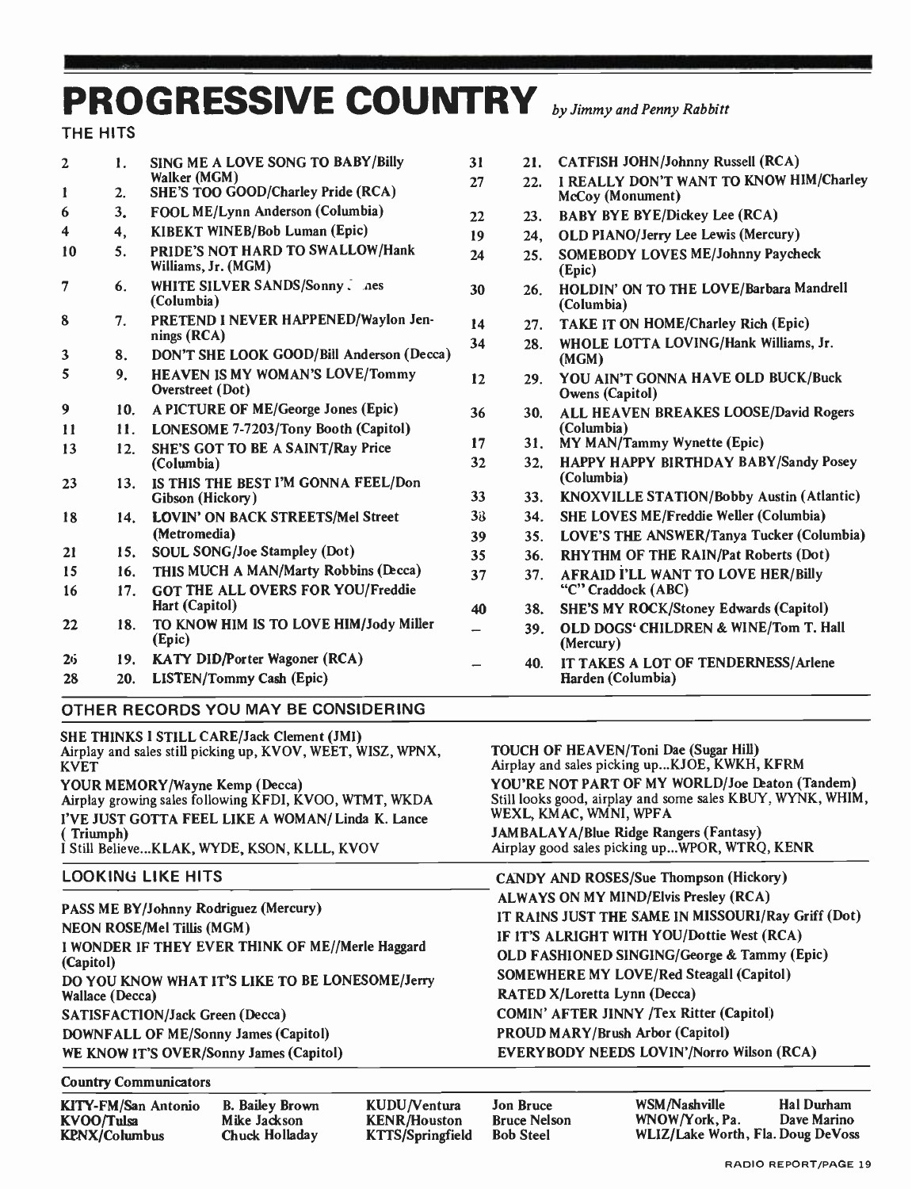# PROGRESSIVE COUNTRY *by Jimmy and Penny Rabbitt*

## THE HITS

| Last | This | Title/Artist (Label) |
|---|---|---|
| 2 | 1. | SING ME A LOVE SONG TO BABY/Billy Walker (MGM) |
| 1 | 2. | SHE'S TOO GOOD/Charley Pride (RCA) |
| 6 | 3. | FOOL ME/Lynn Anderson (Columbia) |
| 4 | 4. | KIBEKT WINEB/Bob Luman (Epic) |
| 10 | 5. | PRIDE'S NOT HARD TO SWALLOW/Hank Williams, Jr. (MGM) |
| 7 | 6. | WHITE SILVER SANDS/Sonny . nes (Columbia) |
| 8 | 7. | PRETEND I NEVER HAPPENED/Waylon Jennings (RCA) |
| 3 | 8. | DON'T SHE LOOK GOOD/Bill Anderson (Decca) |
| 5 | 9. | HEAVEN IS MY WOMAN'S LOVE/Tommy Overstreet (Dot) |
| 9 | 10. | A PICTURE OF ME/George Jones (Epic) |
| 11 | 11. | LONESOME 7-7203/Tony Booth (Capitol) |
| 13 | 12. | SHE'S GOT TO BE A SAINT/Ray Price (Columbia) |
| 23 | 13. | IS THIS THE BEST I'M GONNA FEEL/Don Gibson (Hickory) |
| 18 | 14. | LOVIN' ON BACK STREETS/Mel Street (Metromedia) |
| 21 | 15. | SOUL SONG/Joe Stampley (Dot) |
| 15 | 16. | THIS MUCH A MAN/Marty Robbins (Decca) |
| 16 | 17. | GOT THE ALL OVERS FOR YOU/Freddie Hart (Capitol) |
| 22 | 18. | TO KNOW HIM IS TO LOVE HIM/Jody Miller (Epic) |
| 26 | 19. | KATY DID/Porter Wagoner (RCA) |
| 28 | 20. | LISTEN/Tommy Cash (Epic) |
| 31 | 21. | CATFISH JOHN/Johnny Russell (RCA) |
| 27 | 22. | I REALLY DON'T WANT TO KNOW HIM/Charley McCoy (Monument) |
| 22 | 23. | BABY BYE BYE/Dickey Lee (RCA) |
| 19 | 24. | OLD PIANO/Jerry Lee Lewis (Mercury) |
| 24 | 25. | SOMEBODY LOVES ME/Johnny Paycheck (Epic) |
| 30 | 26. | HOLDIN' ON TO THE LOVE/Barbara Mandrell (Columbia) |
| 14 | 27. | TAKE IT ON HOME/Charley Rich (Epic) |
| 34 | 28. | WHOLE LOTTA LOVING/Hank Williams, Jr. (MGM) |
| 12 | 29. | YOU AIN'T GONNA HAVE OLD BUCK/Buck Owens (Capitol) |
| 36 | 30. | ALL HEAVEN BREAKES LOOSE/David Rogers (Columbia) |
| 17 | 31. | MY MAN/Tammy Wynette (Epic) |
| 32 | 32. | HAPPY HAPPY BIRTHDAY BABY/Sandy Posey (Columbia) |
| 33 | 33. | KNOXVILLE STATION/Bobby Austin (Atlantic) |
| 38 | 34. | SHE LOVES ME/Freddie Weller (Columbia) |
| 39 | 35. | LOVE'S THE ANSWER/Tanya Tucker (Columbia) |
| 35 | 36. | RHYTHM OF THE RAIN/Pat Roberts (Dot) |
| 37 | 37. | AFRAID I'LL WANT TO LOVE HER/Billy "C" Craddock (ABC) |
| 40 | 38. | SHE'S MY ROCK/Stoney Edwards (Capitol) |
| – | 39. | OLD DOGS' CHILDREN & WINE/Tom T. Hall (Mercury) |
| – | 40. | IT TAKES A LOT OF TENDERNESS/Arlene Harden (Columbia) |

## OTHER RECORDS YOU MAY BE CONSIDERING

**SHE THINKS I STILL CARE/Jack Clement (JMI)**
Airplay and sales still picking up, KVOV, WEET, WISZ, WPNX, KVET

**YOUR MEMORY/Wayne Kemp (Decca)**
Airplay growing sales following KFDI, KVOO, WTMT, WKDA

**I'VE JUST GOTTA FEEL LIKE A WOMAN/ Linda K. Lance (Triumph)**
I Still Believe...KLAK, WYDE, KSON, KLLL, KVOV

**TOUCH OF HEAVEN/Toni Dae (Sugar Hill)**
Airplay and sales picking up...KJOE, KWKH, KFRM

**YOU'RE NOT PART OF MY WORLD/Joe Deaton (Tandem)**
Still looks good, airplay and some sales KBUY, WYNK, WHIM, WEXL, KMAC, WMNI, WPFA

**JAMBALAYA/Blue Ridge Rangers (Fantasy)**
Airplay good sales picking up...WPOR, WTRQ, KENR

## LOOKING LIKE HITS

- PASS ME BY/Johnny Rodriguez (Mercury)
- NEON ROSE/Mel Tillis (MGM)
- I WONDER IF THEY EVER THINK OF ME//Merle Haggard (Capitol)
- DO YOU KNOW WHAT IT'S LIKE TO BE LONESOME/Jerry Wallace (Decca)
- SATISFACTION/Jack Green (Decca)
- DOWNFALL OF ME/Sonny James (Capitol)
- WE KNOW IT'S OVER/Sonny James (Capitol)
- CANDY AND ROSES/Sue Thompson (Hickory)
- ALWAYS ON MY MIND/Elvis Presley (RCA)
- IT RAINS JUST THE SAME IN MISSOURI/Ray Griff (Dot)
- IF IT'S ALRIGHT WITH YOU/Dottie West (RCA)
- OLD FASHIONED SINGING/George & Tammy (Epic)
- SOMEWHERE MY LOVE/Red Steagall (Capitol)
- RATED X/Loretta Lynn (Decca)
- COMIN' AFTER JINNY /Tex Ritter (Capitol)
- PROUD MARY/Brush Arbor (Capitol)
- EVERYBODY NEEDS LOVIN'/Norro Wilson (RCA)

## Country Communicators

| Station | Communicator |
|---|---|
| KITY-FM/San Antonio | B. Bailey Brown |
| KVOO/Tulsa | Mike Jackson |
| KPNX/Columbus | Chuck Holladay |
| KUDU/Ventura | Jon Bruce |
| KENR/Houston | Bruce Nelson |
| KTTS/Springfield | Bob Steel |
| WSM/Nashville | Hal Durham |
| WNOW/York, Pa. | Dave Marino |
| WLIZ/Lake Worth, Fla. | Doug DeVoss |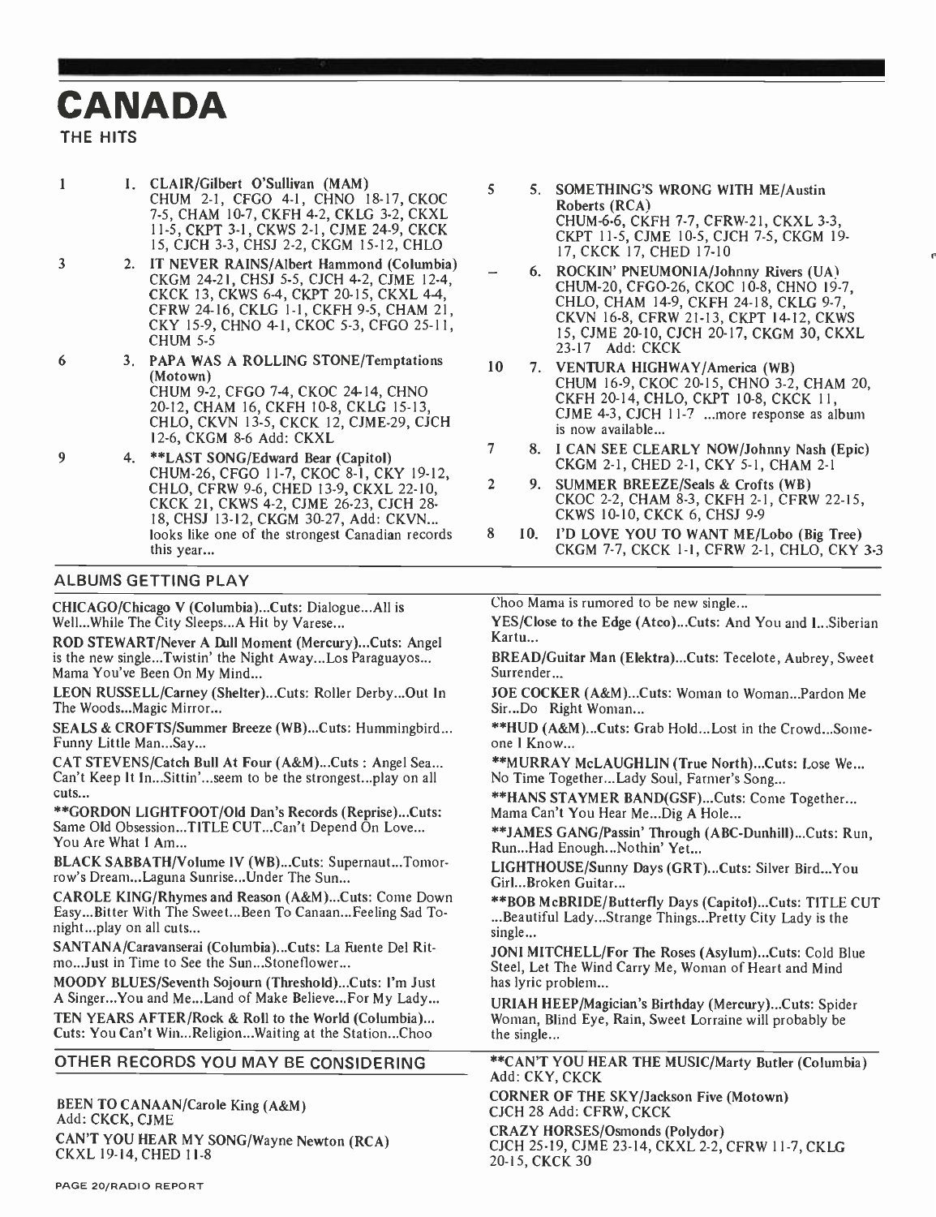# CANADA

THE HITS

1 — 1. **CLAIR/Gilbert O'Sullivan (MAM)**
CHUM 2-1, CFGO 4-1, CHNO 18-17, CKOC 7-5, CHAM 10-7, CKFH 4-2, CKLG 3-2, CKXL 11-5, CKPT 3-1, CKWS 2-1, CJME 24-9, CKCK 15, CJCH 3-3, CHSJ 2-2, CKGM 15-12, CHLO

3 — 2. **IT NEVER RAINS/Albert Hammond (Columbia)**
CKGM 24-21, CHSJ 5-5, CJCH 4-2, CJME 12-4, CKCK 13, CKWS 6-4, CKPT 20-15, CKXL 4-4, CFRW 24-16, CKLG 1-1, CKFH 9-5, CHAM 21, CKY 15-9, CHNO 4-1, CKOC 5-3, CFGO 25-11, CHUM 5-5

6 — 3. **PAPA WAS A ROLLING STONE/Temptations (Motown)**
CHUM 9-2, CFGO 7-4, CKOC 24-14, CHNO 20-12, CHAM 16, CKFH 10-8, CKLG 15-13, CHLO, CKVN 13-5, CKCK 12, CJME-29, CJCH 12-6, CKGM 8-6 Add: CKXL

9 — 4. **\*\*LAST SONG/Edward Bear (Capitol)**
CHUM-26, CFGO 11-7, CKOC 8-1, CKY 19-12, CHLO, CFRW 9-6, CHED 13-9, CKXL 22-10, CKCK 21, CKWS 4-2, CJME 26-23, CJCH 28-18, CHSJ 13-12, CKGM 30-27, Add: CKVN... looks like one of the strongest Canadian records this year...

5 — 5. **SOMETHING'S WRONG WITH ME/Austin Roberts (RCA)**
CHUM-6-6, CKFH 7-7, CFRW-21, CKXL 3-3, CKPT 11-5, CJME 10-5, CJCH 7-5, CKGM 19-17, CKCK 17, CHED 17-10

– — 6. **ROCKIN' PNEUMONIA/Johnny Rivers (UA)**
CHUM-20, CFGO-26, CKOC 10-8, CHNO 19-7, CHLO, CHAM 14-9, CKFH 24-18, CKLG 9-7, CKVN 16-8, CFRW 21-13, CKPT 14-12, CKWS 15, CJME 20-10, CJCH 20-17, CKGM 30, CKXL 23-17 Add: CKCK

10 — 7. **VENTURA HIGHWAY/America (WB)**
CHUM 16-9, CKOC 20-15, CHNO 3-2, CHAM 20, CKFH 20-14, CHLO, CKPT 10-8, CKCK 11, CJME 4-3, CJCH 11-7 ...more response as album is now available...

7 — 8. **I CAN SEE CLEARLY NOW/Johnny Nash (Epic)**
CKGM 2-1, CHED 2-1, CKY 5-1, CHAM 2-1

2 — 9. **SUMMER BREEZE/Seals & Crofts (WB)**
CKOC 2-2, CHAM 8-3, CKFH 2-1, CFRW 22-15, CKWS 10-10, CKCK 6, CHSJ 9-9

8 — 10. **I'D LOVE YOU TO WANT ME/Lobo (Big Tree)**
CKGM 7-7, CKCK 1-1, CFRW 2-1, CHLO, CKY 3-3

## ALBUMS GETTING PLAY

**CHICAGO/Chicago V (Columbia)**...Cuts: Dialogue...All is Well...While The City Sleeps...A Hit by Varese...

**ROD STEWART/Never A Dull Moment (Mercury)**...Cuts: Angel is the new single...Twistin' the Night Away...Los Paraguayos... Mama You've Been On My Mind...

**LEON RUSSELL/Carney (Shelter)**...Cuts: Roller Derby...Out In The Woods...Magic Mirror...

**SEALS & CROFTS/Summer Breeze (WB)**...Cuts: Hummingbird... Funny Little Man...Say...

**CAT STEVENS/Catch Bull At Four (A&M)**...Cuts : Angel Sea... Can't Keep It In...Sittin'...seem to be the strongest...play on all cuts...

**\*\*GORDON LIGHTFOOT/Old Dan's Records (Reprise)**...Cuts: Same Old Obsession...TITLE CUT...Can't Depend On Love... You Are What I Am...

**BLACK SABBATH/Volume IV (WB)**...Cuts: Supernaut...Tomorrow's Dream...Laguna Sunrise...Under The Sun...

**CAROLE KING/Rhymes and Reason (A&M)**...Cuts: Come Down Easy...Bitter With The Sweet...Been To Canaan...Feeling Sad Tonight...play on all cuts...

**SANTANA/Caravanserai (Columbia)**...Cuts: La Fuente Del Ritmo...Just in Time to See the Sun...Stoneflower...

**MOODY BLUES/Seventh Sojourn (Threshold)**...Cuts: I'm Just A Singer...You and Me...Land of Make Believe...For My Lady...

**TEN YEARS AFTER/Rock & Roll to the World (Columbia)**... Cuts: You Can't Win...Religion...Waiting at the Station...Choo Choo Mama is rumored to be new single...

**YES/Close to the Edge (Atco)**...Cuts: And You and I...Siberian Kartu...

**BREAD/Guitar Man (Elektra)**...Cuts: Tecelote, Aubrey, Sweet Surrender...

**JOE COCKER (A&M)**...Cuts: Woman to Woman...Pardon Me Sir...Do Right Woman...

**\*\*HUD (A&M)**...Cuts: Grab Hold...Lost in the Crowd...Someone I Know...

**\*\*MURRAY McLAUGHLIN (True North)**...Cuts: Lose We... No Time Together...Lady Soul, Farmer's Song...

**\*\*HANS STAYMER BAND(GSF)**...Cuts: Come Together... Mama Can't You Hear Me...Dig A Hole...

**\*\*JAMES GANG/Passin' Through (ABC-Dunhill)**...Cuts: Run, Run...Had Enough...Nothin' Yet...

**LIGHTHOUSE/Sunny Days (GRT)**...Cuts: Silver Bird...You Girl...Broken Guitar...

**\*\*BOB McBRIDE/Butterfly Days (Capitol)**...Cuts: TITLE CUT ...Beautiful Lady...Strange Things...Pretty City Lady is the single...

**JONI MITCHELL/For The Roses (Asylum)**...Cuts: Cold Blue Steel, Let The Wind Carry Me, Woman of Heart and Mind has lyric problem...

**URIAH HEEP/Magician's Birthday (Mercury)**...Cuts: Spider Woman, Blind Eye, Rain, Sweet Lorraine will probably be the single...

## OTHER RECORDS YOU MAY BE CONSIDERING

**BEEN TO CANAAN/Carole King (A&M)**
Add: CKCK, CJME

**CAN'T YOU HEAR MY SONG/Wayne Newton (RCA)**
CKXL 19-14, CHED 11-8

**\*\*CAN'T YOU HEAR THE MUSIC/Marty Butler (Columbia)**
Add: CKY, CKCK

**CORNER OF THE SKY/Jackson Five (Motown)**
CJCH 28 Add: CFRW, CKCK

**CRAZY HORSES/Osmonds (Polydor)**
CJCH 25-19, CJME 23-14, CKXL 2-2, CFRW 11-7, CKLG 20-15, CKCK 30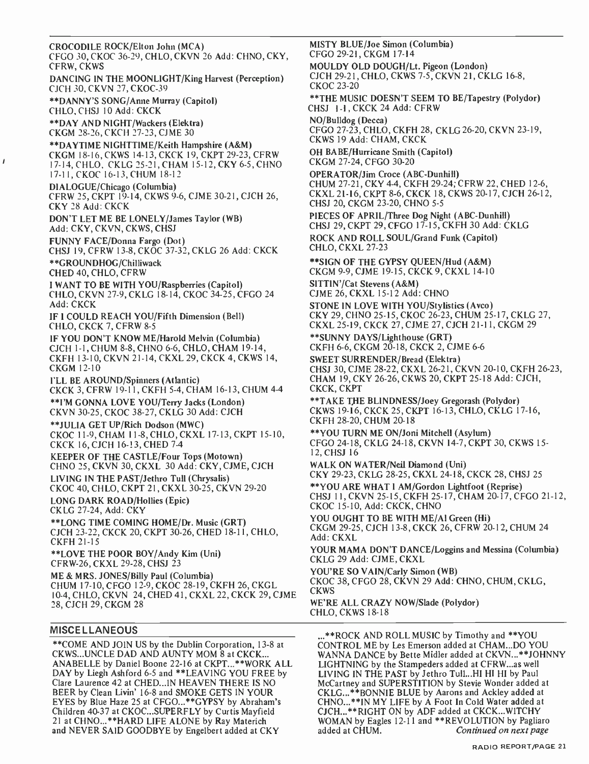**CROCODILE ROCK/Elton John (MCA)**
CFGO 30, CKOC 36-29, CHLO, CKVN 26 Add: CHNO, CKY, CFRW, CKWS

**DANCING IN THE MOONLIGHT/King Harvest (Perception)**
CJCH 30, CKVN 27, CKOC-39

****DANNY'S SONG/Anne Murray (Capitol)**
CHLO, CHSJ 10 Add: CKCK

****DAY AND NIGHT/Wackers (Elektra)**
CKGM 28-26, CKCH 27-23, CJME 30

****DAYTIME NIGHTTIME/Keith Hampshire (A&M)**
CKGM 18-16, CKWS 14-13, CKCK 19, CKPT 29-23, CFRW 17-14, CHLO, CKLG 25-21, CHAM 15-12, CKY 6-5, CHNO 17-11, CKOC 16-13, CHUM 18-12

**DIALOGUE/Chicago (Columbia)**
CFRW 25, CKPT 19-14, CKWS 9-6, CJME 30-21, CJCH 26, CKY 28 Add: CKCK

**DON'T LET ME BE LONELY/James Taylor (WB)**
Add: CKY, CKVN, CKWS, CHSJ

**FUNNY FACE/Donna Fargo (Dot)**
CHSJ 19, CFRW 13-8, CKOC 37-32, CKLG 26 Add: CKCK

****GROUNDHOG/Chilliwack**
CHED 40, CHLO, CFRW

**I WANT TO BE WITH YOU/Raspberries (Capitol)**
CHLO, CKVN 27-9, CKLG 18-14, CKOC 34-25, CFGO 24 Add: CKCK

**IF I COULD REACH YOU/Fifth Dimension (Bell)**
CHLO, CKCK 7, CFRW 8-5

**IF YOU DON'T KNOW ME/Harold Melvin (Columbia)**
CJCH 1-1, CHUM 8-8, CHNO 6-6, CHLO, CHAM 19-14, CKFH 13-10, CKVN 21-14, CKXL 29, CKCK 4, CKWS 14, CKGM 12-10

**I'LL BE AROUND/Spinners (Atlantic)**
CKCK 3, CFRW 19-11, CKFH 5-4, CHAM 16-13, CHUM 4-4

****I'M GONNA LOVE YOU/Terry Jacks (London)**
CKVN 30-25, CKOC 38-27, CKLG 30 Add: CJCH

****JULIA GET UP/Rich Dodson (MWC)**
CKOC 11-9, CHAM 11-8, CHLO, CKXL 17-13, CKPT 15-10, CKCK 16, CJCH 16-13, CHED 7-4

**KEEPER OF THE CASTLE/Four Tops (Motown)**
CHNO 25, CKVN 30, CKXL 30 Add: CKY, CJME, CJCH

**LIVING IN THE PAST/Jethro Tull (Chrysalis)**
CKOC 40, CHLO, CKPT 21, CKXL 30-25, CKVN 29-20

**LONG DARK ROAD/Hollies (Epic)**
CKLG 27-24, Add: CKY

****LONG TIME COMING HOME/Dr. Music (GRT)**
CJCH 23-22, CKCK 20, CKPT 30-26, CHED 18-11, CHLO, CKFH 21-15

****LOVE THE POOR BOY/Andy Kim (Uni)**
CFRW-26, CKXL 29-28, CHSJ 23

**ME & MRS. JONES/Billy Paul (Columbia)**
CHUM 17-10, CFGO 12-9, CKOC 28-19, CKFH 26, CKGL 10-4, CHLO, CKVN 24, CHED 41, CKXL 22, CKCK 29, CJME 28, CJCH 29, CKGM 28

**MISTY BLUE/Joe Simon (Columbia)**
CFGO 29-21, CKGM 17-14

**MOULDY OLD DOUGH/Lt. Pigeon (London)**
CJCH 29-21, CHLO, CKWS 7-5, CKVN 21, CKLG 16-8, CKOC 23-20

****THE MUSIC DOESN'T SEEM TO BE/Tapestry (Polydor)**
CHSJ 1-1, CKCK 24 Add: CFRW

**NO/Bulldog (Decca)**
CFGO 27-23, CHLO, CKFH 28, CKLG 26-20, CKVN 23-19, CKWS 19 Add: CHAM, CKCK

**OH BABE/Hurricane Smith (Capitol)**
CKGM 27-24, CFGO 30-20

**OPERATOR/Jim Croce (ABC-Dunhill)**
CHUM 27-21, CKY 4-4, CKFH 29-24; CFRW 22, CHED 12-6, CKXL 21-16, CKPT 8-6, CKCK 18, CKWS 20-17, CJCH 26-12, CHSJ 20, CKGM 23-20, CHNO 5-5

**PIECES OF APRIL/Three Dog Night (ABC-Dunhill)**
CHSJ 29, CKPT 29, CFGO 17-15, CKFH 30 Add: CKLG

**ROCK AND ROLL SOUL/Grand Funk (Capitol)**
CHLO, CKXL 27-23

****SIGN OF THE GYPSY QUEEN/Hud (A&M)**
CKGM 9-9, CJME 19-15, CKCK 9, CKXL 14-10

**SITTIN'/Cat Stevens (A&M)**
CJME 26, CKXL 15-12 Add: CHNO

**STONE IN LOVE WITH YOU/Stylistics (Avco)**
CKY 29, CHNO 25-15, CKOC 26-23, CHUM 25-17, CKLG 27, CKXL 25-19, CKCK 27, CJME 27, CJCH 21-11, CKGM 29

****SUNNY DAYS/Lighthouse (GRT)**
CKFH 6-6, CKGM 20-18, CKCK 2, CJME 6-6

**SWEET SURRENDER/Bread (Elektra)**
CHSJ 30, CJME 28-22, CKXL 26-21, CKVN 20-10, CKFH 26-23, CHAM 19, CKY 26-26, CKWS 20, CKPT 25-18 Add: CJCH, CKCK, CKPT

****TAKE THE BLINDNESS/Joey Gregorash (Polydor)**
CKWS 19-16, CKCK 25, CKPT 16-13, CHLO, CKLG 17-16, CKFH 28-20, CHUM 20-18

****YOU TURN ME ON/Joni Mitchell (Asylum)**
CFGO 24-18, CKLG 24-18, CKVN 14-7, CKPT 30, CKWS 15-12, CHSJ 16

**WALK ON WATER/Neil Diamond (Uni)**
CKY 29-23, CKLG 28-25, CKXL 24-18, CKCK 28, CHSJ 25

****YOU ARE WHAT I AM/Gordon Lightfoot (Reprise)**
CHSJ 11, CKVN 25-15, CKFH 25-17, CHAM 20-17, CFGO 21-12, CKOC 15-10, Add: CKCK, CHNO

**YOU OUGHT TO BE WITH ME/Al Green (Hi)**
CKGM 29-25, CJCH 13-8, CKCK 26, CFRW 20-12, CHUM 24 Add: CKXL

**YOUR MAMA DON'T DANCE/Loggins and Messina (Columbia)**
CKLG 29 Add: CJME, CKXL

**YOU'RE SO VAIN/Carly Simon (WB)**
CKOC 38, CFGO 28, CKVN 29 Add: CHNO, CHUM, CKLG, CKWS

**WE'RE ALL CRAZY NOW/Slade (Polydor)**
CHLO, CKWS 18-18

## MISCELLANEOUS

**COME AND JOIN US by the Dublin Corporation, 13-8 at CKWS...UNCLE DAD AND AUNTY MOM 8 at CKCK...ANABELLE by Daniel Boone 22-16 at CKPT...**WORK ALL DAY by Liegh Ashford 6-5 and **LEAVING YOU FREE by Clare Laurence 42 at CHED...IN HEAVEN THERE IS NO BEER by Clean Livin' 16-8 and SMOKE GETS IN YOUR EYES by Blue Haze 25 at CFGO...**GYPSY by Abraham's Children 40-37 at CKOC...SUPERFLY by Curtis Mayfield 21 at CHNO...**HARD LIFE ALONE by Ray Materich and NEVER SAID GOODBYE by Engelbert added at CKY ...**ROCK AND ROLL MUSIC by Timothy and **YOU CONTROL ME by Les Emerson added at CHAM...DO YOU WANNA DANCE by Bette Midler added at CKVN...**JOHNNY LIGHTNING by the Stampeders added at CFRW...as well LIVING IN THE PAST by Jethro Tull...HI HI HI by Paul McCartney and SUPERSTITION by Stevie Wonder added at CKLG...**BONNIE BLUE by Aarons and Ackley added at CHNO...**IN MY LIFE by A Foot In Cold Water added at CJCH...**RIGHT ON by ADF added at CKCK...WITCHY WOMAN by Eagles 12-11 and **REVOLUTION by Pagliaro added at CHUM. *Continued on next page*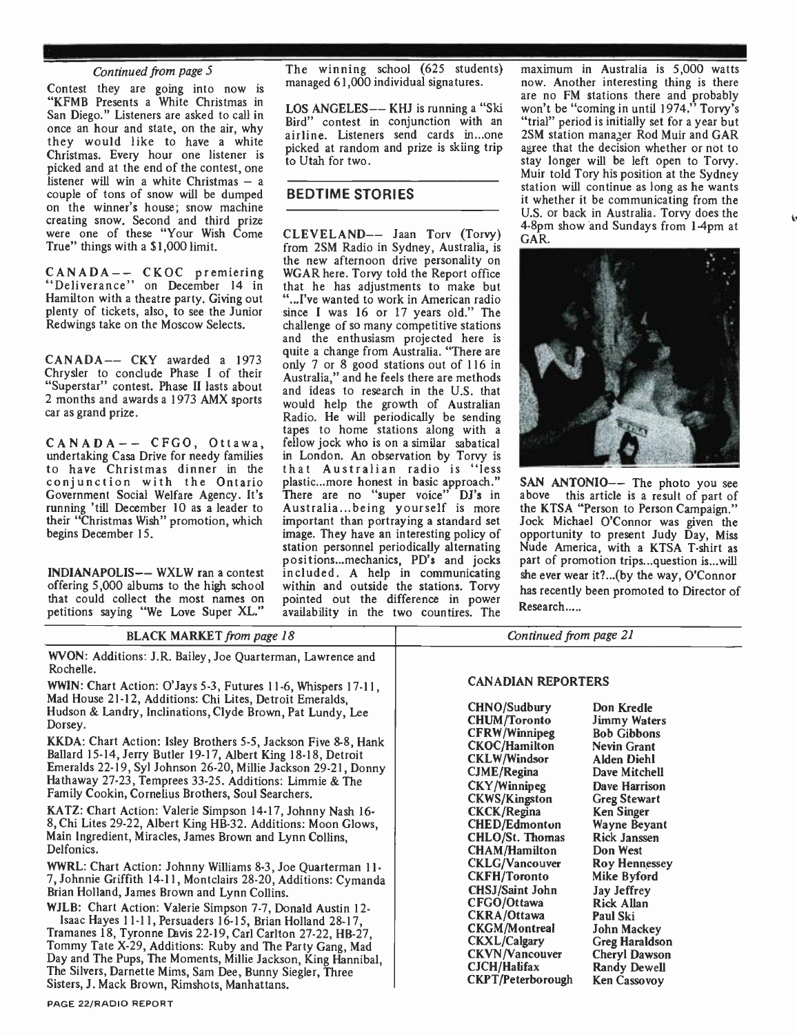*Continued from page 5*

Contest they are going into now is "KFMB Presents a White Christmas in San Diego." Listeners are asked to call in once an hour and state, on the air, why they would like to have a white Christmas. Every hour one listener is picked and at the end of the contest, one listener will win a white Christmas – a couple of tons of snow will be dumped on the winner's house; snow machine creating snow. Second and third prize were one of these "Your Wish Come True" things with a $1,000 limit.

CANADA–– CKOC premiering "Deliverance" on December 14 in Hamilton with a theatre party. Giving out plenty of tickets, also, to see the Junior Redwings take on the Moscow Selects.

CANADA–– CKY awarded a 1973 Chrysler to conclude Phase I of their "Superstar" contest. Phase II lasts about 2 months and awards a 1973 AMX sports car as grand prize.

CANADA–– CFGO, Ottawa, undertaking Casa Drive for needy families to have Christmas dinner in the conjunction with the Ontario Government Social Welfare Agency. It's running 'till December 10 as a leader to their "Christmas Wish" promotion, which begins December 15.

INDIANAPOLIS–– WXLW ran a contest offering 5,000 albums to the high school that could collect the most names on petitions saying "We Love Super XL." The winning school (625 students) managed 61,000 individual signatures.

LOS ANGELES–– KHJ is running a "Ski Bird" contest in conjunction with an airline. Listeners send cards in...one picked at random and prize is skiing trip to Utah for two.

## BEDTIME STORIES

CLEVELAND–– Jaan Torv (Torvy) from 2SM Radio in Sydney, Australia, is the new afternoon drive personality on WGAR here. Torvy told the Report office that he has adjustments to make but "...I've wanted to work in American radio since I was 16 or 17 years old." The challenge of so many competitive stations and the enthusiasm projected here is quite a change from Australia. "There are only 7 or 8 good stations out of 116 in Australia," and he feels there are methods and ideas to research in the U.S. that would help the growth of Australian Radio. He will periodically be sending tapes to home stations along with a fellow jock who is on a similar sabatical in London. An observation by Torvy is that Australian radio is "less plastic...more honest in basic approach." There are no "super voice" DJ's in Australia...being yourself is more important than portraying a standard set image. They have an interesting policy of station personnel periodically alternating positions...mechanics, PD's and jocks included. A help in communicating within and outside the stations. Torvy pointed out the difference in power availability in the two countires. The maximum in Australia is 5,000 watts now. Another interesting thing is there are no FM stations there and probably won't be "coming in until 1974." Torvy's "trial" period is initially set for a year but 2SM station manager Rod Muir and GAR agree that the decision whether or not to stay longer will be left open to Torvy. Muir told Tory his position at the Sydney station will continue as long as he wants it whether it be communicating from the U.S. or back in Australia. Torvy does the 4-8pm show and Sundays from 1-4pm at GAR.

SAN ANTONIO–– The photo you see above this article is a result of part of the KTSA "Person to Person Campaign." Jock Michael O'Connor was given the opportunity to present Judy Day, Miss Nude America, with a KTSA T-shirt as part of promotion trips...question is...will she ever wear it?...(by the way, O'Connor has recently been promoted to Director of Research.....

BLACK MARKET *from page 18*

WVON: Additions: J.R. Bailey, Joe Quarterman, Lawrence and Rochelle.

WWIN: Chart Action: O'Jays 5-3, Futures 11-6, Whispers 17-11, Mad House 21-12, Additions: Chi Lites, Detroit Emeralds, Hudson & Landry, Inclinations, Clyde Brown, Pat Lundy, Lee Dorsey.

KKDA: Chart Action: Isley Brothers 5-5, Jackson Five 8-8, Hank Ballard 15-14, Jerry Butler 19-17, Albert King 18-18, Detroit Emeralds 22-19, Syl Johnson 26-20, Millie Jackson 29-21, Donny Hathaway 27-23, Temprees 33-25. Additions: Limmie & The Family Cookin, Cornelius Brothers, Soul Searchers.

KATZ: Chart Action: Valerie Simpson 14-17, Johnny Nash 16-8, Chi Lites 29-22, Albert King HB-32. Additions: Moon Glows, Main Ingredient, Miracles, James Brown and Lynn Collins, Delfonics.

WWRL: Chart Action: Johnny Williams 8-3, Joe Quarterman 11-7, Johnnie Griffith 14-11, Montclairs 28-20, Additions: Cymanda Brian Holland, James Brown and Lynn Collins.

WJLB: Chart Action: Valerie Simpson 7-7, Donald Austin 12- Isaac Hayes 11-11, Persuaders 16-15, Brian Holland 28-17, Tramanes 18, Tyronne Davis 22-19, Carl Carlton 27-22, HB-27, Tommy Tate X-29, Additions: Ruby and The Party Gang, Mad Day and The Pups, The Moments, Millie Jackson, King Hannibal, The Silvers, Darnette Mims, Sam Dee, Bunny Siegler, Three Sisters, J. Mack Brown, Rimshots, Manhattans.

*Continued from page 21*

### CANADIAN REPORTERS

| | |
|---|---|
| CHNO/Sudbury | Don Kredle |
| CHUM/Toronto | Jimmy Waters |
| CFRW/Winnipeg | Bob Gibbons |
| CKOC/Hamilton | Nevin Grant |
| CKLW/Windsor | Alden Diehl |
| CJME/Regina | Dave Mitchell |
| CKY/Winnipeg | Dave Harrison |
| CKWS/Kingston | Greg Stewart |
| CKCK/Regina | Ken Singer |
| CHED/Edmonton | Wayne Beyant |
| CHLO/St. Thomas | Rick Janssen |
| CHAM/Hamilton | Don West |
| CKLG/Vancouver | Roy Hennessey |
| CKFH/Toronto | Mike Byford |
| CHSJ/Saint John | Jay Jeffrey |
| CFGO/Ottawa | Rick Allan |
| CKRA/Ottawa | Paul Ski |
| CKGM/Montreal | John Mackey |
| CKXL/Calgary | Greg Haraldson |
| CKVN/Vancouver | Cheryl Dawson |
| CJCH/Halifax | Randy Dewell |
| CKPT/Peterborough | Ken Cassovoy |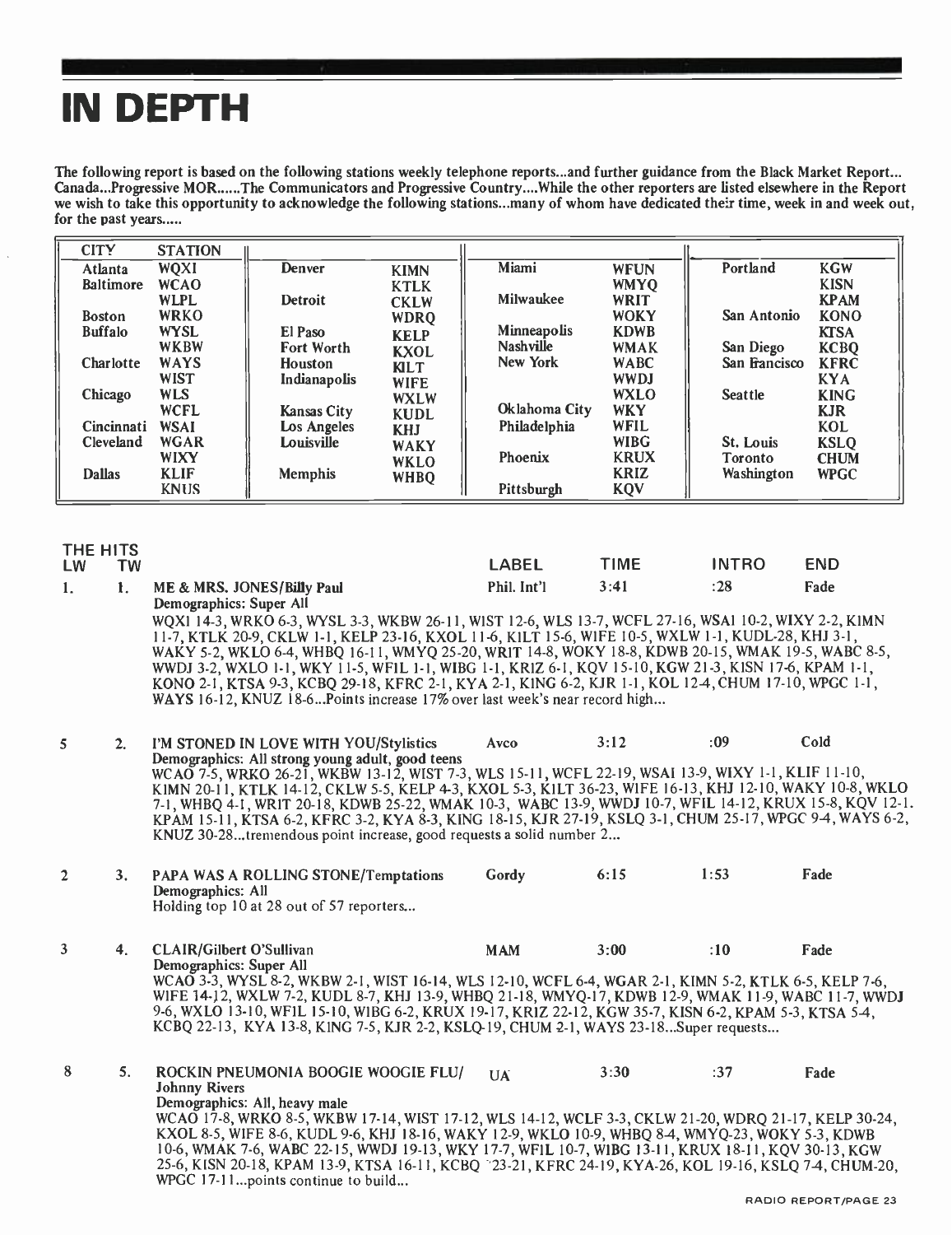# IN DEPTH

**The following report is based on the following stations weekly telephone reports...and further guidance from the Black Market Report... Canada...Progressive MOR......The Communicators and Progressive Country....While the other reporters are listed elsewhere in the Report we wish to take this opportunity to acknowledge the following stations...many of whom have dedicated their time, week in and week out, for the past years.....**

| CITY | STATION | | | | | | |
|---|---|---|---|---|---|---|---|
| Atlanta | WQXI | Denver | KIMN | Miami | WFUN | Portland | KGW |
| Baltimore | WCAO | | KTLK | | WMYQ | | KISN |
| | WLPL | Detroit | CKLW | Milwaukee | WRIT | | KPAM |
| Boston | WRKO | | WDRQ | | WOKY | San Antonio | KONO |
| Buffalo | WYSL | El Paso | KELP | Minneapolis | KDWB | | KTSA |
| | WKBW | Fort Worth | KXOL | Nashville | WMAK | San Diego | KCBQ |
| Charlotte | WAYS | Houston | KILT | New York | WABC | San Francisco | KFRC |
| | WIST | Indianapolis | WIFE | | WWDJ | | KYA |
| Chicago | WLS | | WXLW | | WXLO | Seattle | KING |
| | WCFL | Kansas City | KUDL | Oklahoma City | WKY | | KJR |
| Cincinnati | WSAI | Los Angeles | KHJ | Philadelphia | WFIL | | KOL |
| Cleveland | WGAR | Louisville | WAKY | | WIBG | St. Louis | KSLQ |
| | WIXY | | WKLO | Phoenix | KRUX | Toronto | CHUM |
| Dallas | KLIF | Memphis | WHBQ | | KRIZ | Washington | WPGC |
| | KNUS | | | Pittsburgh | KQV | | |

## THE HITS

| LW | TW | | LABEL | TIME | INTRO | END |
|---|---|---|---|---|---|---|
| 1. | 1. | ME & MRS. JONES/Billy Paul | Phil. Int'l | 3:41 | :28 | Fade |

Demographics: Super All

WQXI 14-3, WRKO 6-3, WYSL 3-3, WKBW 26-11, WIST 12-6, WLS 13-7, WCFL 27-16, WSAI 10-2, WIXY 2-2, KIMN 11-7, KTLK 20-9, CKLW 1-1, KELP 23-16, KXOL 11-6, KILT 15-6, WIFE 10-5, WXLW 1-1, KUDL-28, KHJ 3-1, WAKY 5-2, WKLO 6-4, WHBQ 16-11, WMYQ 25-20, WRIT 14-8, WOKY 18-8, KDWB 20-15, WMAK 19-5, WABC 8-5, WWDJ 3-2, WXLO 1-1, WKY 11-5, WFIL 1-1, WIBG 1-1, KRIZ 6-1, KQV 15-10, KGW 21-3, KISN 17-6, KPAM 1-1, KONO 2-1, KTSA 9-3, KCBQ 29-18, KFRC 2-1, KYA 2-1, KING 6-2, KJR 1-1, KOL 12-4, CHUM 17-10, WPGC 1-1, WAYS 16-12, KNUZ 18-6...Points increase 17% over last week's near record high...

| LW | TW | | LABEL | TIME | INTRO | END |
|---|---|---|---|---|---|---|
| 5 | 2. | I'M STONED IN LOVE WITH YOU/Stylistics | Avco | 3:12 | :09 | Cold |

Demographics: All strong young adult, good teens

WCAO 7-5, WRKO 26-21, WKBW 13-12, WIST 7-3, WLS 15-11, WCFL 22-19, WSAI 13-9, WIXY 1-1, KLIF 11-10, KIMN 20-11, KTLK 14-12, CKLW 5-5, KELP 4-3, KXOL 5-3, KILT 36-23, WIFE 16-13, KHJ 12-10, WAKY 10-8, WKLO 7-1, WHBQ 4-1, WRIT 20-18, KDWB 25-22, WMAK 10-3, WABC 13-9, WWDJ 10-7, WFIL 14-12, KRUX 15-8, KQV 12-1. KPAM 15-11, KTSA 6-2, KFRC 3-2, KYA 8-3, KING 18-15, KJR 27-19, KSLQ 3-1, CHUM 25-17, WPGC 9-4, WAYS 6-2, KNUZ 30-28...tremendous point increase, good requests a solid number 2...

| LW | TW | | LABEL | TIME | INTRO | END |
|---|---|---|---|---|---|---|
| 2 | 3. | PAPA WAS A ROLLING STONE/Temptations | Gordy | 6:15 | 1:53 | Fade |

Demographics: All

Holding top 10 at 28 out of 57 reporters...

| LW | TW | | LABEL | TIME | INTRO | END |
|---|---|---|---|---|---|---|
| 3 | 4. | CLAIR/Gilbert O'Sullivan | MAM | 3:00 | :10 | Fade |

Demographics: Super All

WCAO 3-3, WYSL 8-2, WKBW 2-1, WIST 16-14, WLS 12-10, WCFL 6-4, WGAR 2-1, KIMN 5-2, KTLK 6-5, KELP 7-6, WIFE 14-12, WXLW 7-2, KUDL 8-7, KHJ 13-9, WHBQ 21-18, WMYQ-17, KDWB 12-9, WMAK 11-9, WABC 11-7, WWDJ 9-6, WXLO 13-10, WFIL 15-10, WIBG 6-2, KRUX 19-17, KRIZ 22-12, KGW 35-7, KISN 6-2, KPAM 5-3, KTSA 5-4, KCBQ 22-13, KYA 13-8, KING 7-5, KJR 2-2, KSLQ-19, CHUM 2-1, WAYS 23-18...Super requests...

| LW | TW | | LABEL | TIME | INTRO | END |
|---|---|---|---|---|---|---|
| 8 | 5. | ROCKIN PNEUMONIA BOOGIE WOOGIE FLU/ Johnny Rivers | UA | 3:30 | :37 | Fade |

Demographics: All, heavy male

WCAO 17-8, WRKO 8-5, WKBW 17-14, WIST 17-12, WLS 14-12, WCLF 3-3, CKLW 21-20, WDRQ 21-17, KELP 30-24, KXOL 8-5, WIFE 8-6, KUDL 9-6, KHJ 18-16, WAKY 12-9, WKLO 10-9, WHBQ 8-4, WMYQ-23, WOKY 5-3, KDWB 10-6, WMAK 7-6, WABC 22-15, WWDJ 19-13, WKY 17-7, WFIL 10-7, WIBG 13-11, KRUX 18-11, KQV 30-13, KGW 25-6, KISN 20-18, KPAM 13-9, KTSA 16-11, KCBQ 23-21, KFRC 24-19, KYA-26, KOL 19-16, KSLQ 7-4, CHUM-20, WPGC 17-11...points continue to build...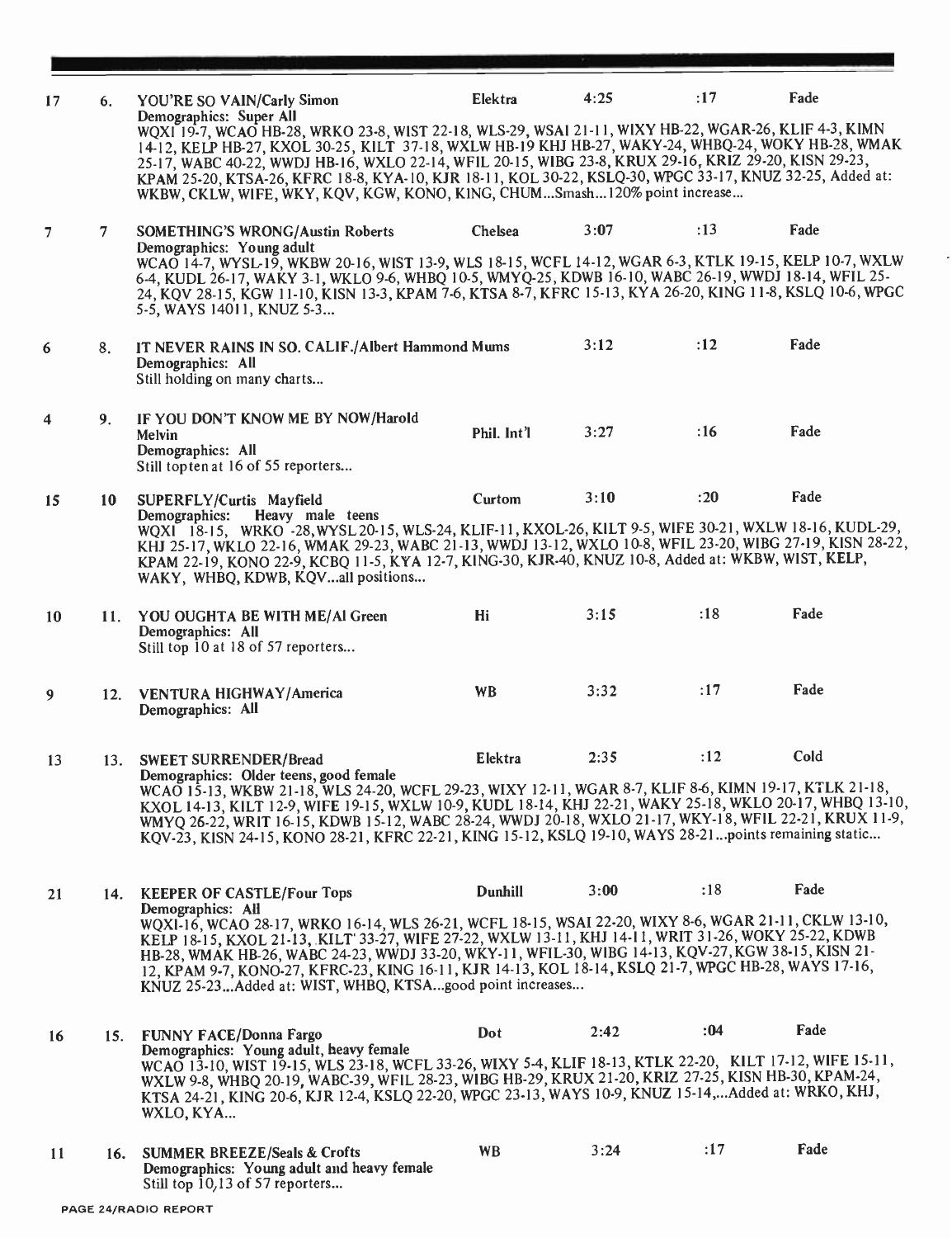| Last Week | This Week | Title/Artist | Label | Time | Intro | Ending |
|---|---|---|---|---|---|---|
| 17 | 6. | YOU'RE SO VAIN/Carly Simon | Elektra | 4:25 | :17 | Fade |

Demographics: Super All
WQXI 19-7, WCAO HB-28, WRKO 23-8, WIST 22-18, WLS-29, WSAI 21-11, WIXY HB-22, WGAR-26, KLIF 4-3, KIMN 14-12, KELP HB-27, KXOL 30-25, KILT 37-18, WXLW HB-19 KHJ HB-27, WAKY-24, WHBQ-24, WOKY HB-28, WMAK 25-17, WABC 40-22, WWDJ HB-16, WXLO 22-14, WFIL 20-15, WIBG 23-8, KRUX 29-16, KRIZ 29-20, KISN 29-23, KPAM 25-20, KTSA-26, KFRC 18-8, KYA-10, KJR 18-11, KOL 30-22, KSLQ-30, WPGC 33-17, KNUZ 32-25, Added at: WKBW, CKLW, WIFE, WKY, KQV, KGW, KONO, KING, CHUM...Smash...120% point increase...

| | | | | | | |
|---|---|---|---|---|---|---|
| 7 | 7 | SOMETHING'S WRONG/Austin Roberts | Chelsea | 3:07 | :13 | Fade |

Demographics: Young adult
WCAO 14-7, WYSL-19, WKBW 20-16, WIST 13-9, WLS 18-15, WCFL 14-12, WGAR 6-3, KTLK 19-15, KELP 10-7, WXLW 6-4, KUDL 26-17, WAKY 3-1, WKLO 9-6, WHBQ 10-5, WMYQ-25, KDWB 16-10, WABC 26-19, WWDJ 18-14, WFIL 25-24, KQV 28-15, KGW 11-10, KISN 13-3, KPAM 7-6, KTSA 8-7, KFRC 15-13, KYA 26-20, KING 11-8, KSLQ 10-6, WPGC 5-5, WAYS 14011, KNUZ 5-3...

| | | | | | | |
|---|---|---|---|---|---|---|
| 6 | 8. | IT NEVER RAINS IN SO. CALIF./Albert Hammond | Mums | 3:12 | :12 | Fade |

Demographics: All
Still holding on many charts...

| | | | | | | |
|---|---|---|---|---|---|---|
| 4 | 9. | IF YOU DON'T KNOW ME BY NOW/Harold Melvin | Phil. Int'l | 3:27 | :16 | Fade |

Demographics: All
Still topten at 16 of 55 reporters...

| | | | | | | |
|---|---|---|---|---|---|---|
| 15 | 10 | SUPERFLY/Curtis Mayfield | Curtom | 3:10 | :20 | Fade |

Demographics: Heavy male teens
WQXI 18-15, WRKO -28, WYSL 20-15, WLS-24, KLIF-11, KXOL-26, KILT 9-5, WIFE 30-21, WXLW 18-16, KUDL-29, KHJ 25-17, WKLO 22-16, WMAK 29-23, WABC 21-13, WWDJ 13-12, WXLO 10-8, WFIL 23-20, WIBG 27-19, KISN 28-22, KPAM 22-19, KONO 22-9, KCBQ 11-5, KYA 12-7, KING-30, KJR-40, KNUZ 10-8, Added at: WKBW, WIST, KELP, WAKY, WHBQ, KDWB, KQV...all positions...

| | | | | | | |
|---|---|---|---|---|---|---|
| 10 | 11. | YOU OUGHTA BE WITH ME/Al Green | Hi | 3:15 | :18 | Fade |

Demographics: All
Still top 10 at 18 of 57 reporters...

| | | | | | | |
|---|---|---|---|---|---|---|
| 9 | 12. | VENTURA HIGHWAY/America | WB | 3:32 | :17 | Fade |

Demographics: All

| | | | | | | |
|---|---|---|---|---|---|---|
| 13 | 13. | SWEET SURRENDER/Bread | Elektra | 2:35 | :12 | Cold |

Demographics: Older teens, good female
WCAO 15-13, WKBW 21-18, WLS 24-20, WCFL 29-23, WIXY 12-11, WGAR 8-7, KLIF 8-6, KIMN 19-17, KTLK 21-18, KXOL 14-13, KILT 12-9, WIFE 19-15, WXLW 10-9, KUDL 18-14, KHJ 22-21, WAKY 25-18, WKLO 20-17, WHBQ 13-10, WMYQ 26-22, WRIT 16-15, KDWB 15-12, WABC 28-24, WWDJ 20-18, WXLO 21-17, WKY-18, WFIL 22-21, KRUX 11-9, KQV-23, KISN 24-15, KONO 28-21, KFRC 22-21, KING 15-12, KSLQ 19-10, WAYS 28-21...points remaining static...

| | | | | | | |
|---|---|---|---|---|---|---|
| 21 | 14. | KEEPER OF CASTLE/Four Tops | Dunhill | 3:00 | :18 | Fade |

Demographics: All
WQXI-16, WCAO 28-17, WRKO 16-14, WLS 26-21, WCFL 18-15, WSAI 22-20, WIXY 8-6, WGAR 21-11, CKLW 13-10, KELP 18-15, KXOL 21-13, KILT 33-27, WIFE 27-22, WXLW 13-11, KHJ 14-11, WRIT 31-26, WOKY 25-22, KDWB HB-28, WMAK HB-26, WABC 24-23, WWDJ 33-20, WKY-11, WFIL-30, WIBG 14-13, KQV-27, KGW 38-15, KISN 21-12, KPAM 9-7, KONO-27, KFRC-23, KING 16-11, KJR 14-13, KOL 18-14, KSLQ 21-7, WPGC HB-28, WAYS 17-16, KNUZ 25-23...Added at: WIST, WHBQ, KTSA...good point increases...

| | | | | | | |
|---|---|---|---|---|---|---|
| 16 | 15. | FUNNY FACE/Donna Fargo | Dot | 2:42 | :04 | Fade |

Demographics: Young adult, heavy female
WCAO 13-10, WIST 19-15, WLS 23-18, WCFL 33-26, WIXY 5-4, KLIF 18-13, KTLK 22-20, KILT 17-12, WIFE 15-11, WXLW 9-8, WHBQ 20-19, WABC-39, WFIL 28-23, WIBG HB-29, KRUX 21-20, KRIZ 27-25, KISN HB-30, KPAM-24, KTSA 24-21, KING 20-6, KJR 12-4, KSLQ 22-20, WPGC 23-13, WAYS 10-9, KNUZ 15-14,...Added at: WRKO, KHJ, WXLO, KYA...

| | | | | | | |
|---|---|---|---|---|---|---|
| 11 | 16. | SUMMER BREEZE/Seals & Crofts | WB | 3:24 | :17 | Fade |

Demographics: Young adult and heavy female
Still top 10,13 of 57 reporters...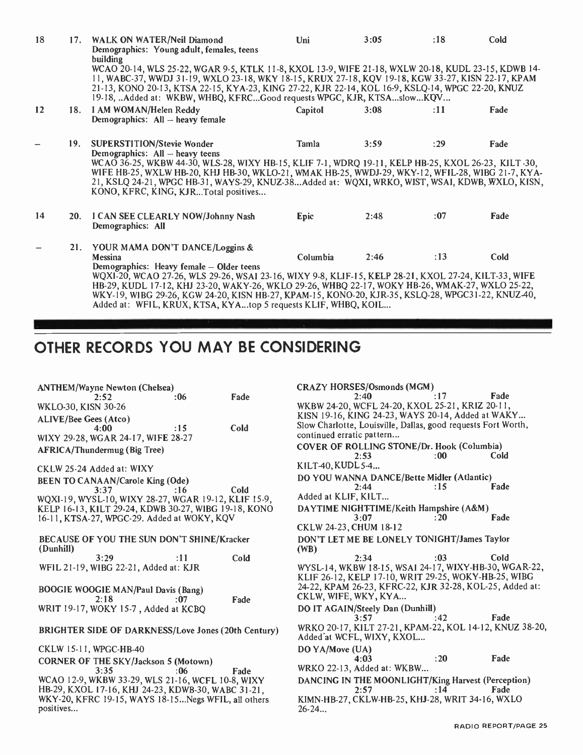| | | | | | | |
|---|---|---|---|---|---|---|
| 18 | 17. | WALK ON WATER/Neil Diamond | Uni | 3:05 | :18 | Cold |

Demographics: Young adult, females, teens building

WCAO 20-14, WLS 25-22, WGAR 9-5, KTLK 11-8, KXOL 13-9, WIFE 21-18, WXLW 20-18, KUDL 23-15, KDWB 14-11, WABC-37, WWDJ 31-19, WXLO 23-18, WKY 18-15, KRUX 27-18, KQV 19-18, KGW 33-27, KISN 22-17, KPAM 21-13, KONO 20-13, KTSA 22-15, KYA-23, KING 27-22, KJR 22-14, KOL 16-9, KSLQ-14, WPGC 22-20, KNUZ 19-18, ..Added at: WKBW, WHBQ, KFRC...Good requests WPGC, KJR, KTSA...slow...KQV...

| | | | | | | |
|---|---|---|---|---|---|---|
| 12 | 18. | I AM WOMAN/Helen Reddy | Capitol | 3:08 | :11 | Fade |

Demographics: All – heavy female

| | | | | | | |
|---|---|---|---|---|---|---|
| – | 19. | SUPERSTITION/Stevie Wonder | Tamla | 3:59 | :29 | Fade |

Demographics: All – heavy teens

WCAO 36-25, WKBW 44-30, WLS-28, WIXY HB-15, KLIF 7-1, WDRQ 19-11, KELP HB-25, KXOL 26-23, KILT-30, WIFE HB-25, WXLW HB-20, KHJ HB-30, WKLO-21, WMAK HB-25, WWDJ-29, WKY-12, WFIL-28, WIBG 21-7, KYA-21, KSLQ 24-21, WPGC HB-31, WAYS-29, KNUZ-38...Added at: WQXI, WRKO, WIST, WSAI, KDWB, WXLO, KISN, KONO, KFRC, KING, KJR...Total positives...

| | | | | | | |
|---|---|---|---|---|---|---|
| 14 | 20. | I CAN SEE CLEARLY NOW/Johnny Nash | Epic | 2:48 | :07 | Fade |

Demographics: All

| | | | | | | |
|---|---|---|---|---|---|---|
| – | 21. | YOUR MAMA DON'T DANCE/Loggins & Messina | Columbia | 2:46 | :13 | Cold |

Demographics: Heavy female – Older teens

WQXI-20, WCAO 27-26, WLS 29-26, WSAI 23-16, WIXY 9-8, KLIF-15, KELP 28-21, KXOL 27-24, KILT-33, WIFE HB-29, KUDL 17-12, KHJ 23-20, WAKY-26, WKLO 29-26, WHBQ 22-17, WOKY HB-26, WMAK-27, WXLO 25-22, WKY-19, WIBG 29-26, KGW 24-20, KISN HB-27, KPAM-15, KONO-20, KJR-35, KSLQ-28, WPGC31-22, KNUZ-40, Added at: WFIL, KRUX, KTSA, KYA...top 5 requests KLIF, WHBQ, KOIL...

## OTHER RECORDS YOU MAY BE CONSIDERING

**ANTHEM/Wayne Newton (Chelsea)**
2:52 :06 Fade
WKLO-30, KISN 30-26

**ALIVE/Bee Gees (Atco)**
4:00 :15 Cold
WIXY 29-28, WGAR 24-17, WIFE 28-27

**AFRICA/Thundermug (Big Tree)**

CKLW 25-24 Added at: WIXY

**BEEN TO CANAAN/Carole King (Ode)**
3:37 :16 Cold
WQXI-19, WYSL-10, WIXY 28-27, WGAR 19-12, KLIF 15-9, KELP 16-13, KILT 29-24, KDWB 30-27, WIBG 19-18, KONO 16-11, KTSA-27, WPGC-29. Added at WOKY, KQV

**BECAUSE OF YOU THE SUN DON'T SHINE/Kracker (Dunhill)**
3:29 :11 Cold
WFIL 21-19, WIBG 22-21, Added at: KJR

**BOOGIE WOOGIE MAN/Paul Davis (Bang)**
2:18 :07 Fade
WRIT 19-17, WOKY 15-7 , Added at KCBQ

**BRIGHTER SIDE OF DARKNESS/Love Jones (20th Century)**

CKLW 15-11, WPGC-HB-40

**CORNER OF THE SKY/Jackson 5 (Motown)**
3:35 :06 Fade
WCAO 12-9, WKBW 33-29, WLS 21-16, WCFL 10-8, WIXY HB-29, KXOL 17-16, KHJ 24-23, KDWB-30, WABC 31-21, WKY-20, KFRC 19-15, WAYS 18-15...Negs WFIL, all others positives...

**CRAZY HORSES/Osmonds (MGM)**
2:40 :17 Fade
WKBW 24-20, WCFL 24-20, KXOL 25-21, KRIZ 20-11, KISN 19-16, KING 24-23, WAYS 20-14, Added at WAKY... Slow Charlotte, Louisville, Dallas, good requests Fort Worth, continued erratic pattern...

**COVER OF ROLLING STONE/Dr. Hook (Columbia)**
2:53 :00 Cold
KILT-40, KUDL 5-4...

**DO YOU WANNA DANCE/Bette Midler (Atlantic)**
2:44 :15 Fade
Added at KLIF, KILT...

**DAYTIME NIGHTTIME/Keith Hampshire (A&M)**
3:07 :20 Fade
CKLW 24-23, CHUM 18-12

**DON'T LET ME BE LONELY TONIGHT/James Taylor (WB)**
2:34 :03 Cold
WYSL-14, WKBW 18-15, WSAI 24-17, WIXY-HB-30, WGAR-22, KLIF 26-12, KELP 17-10, WRIT 29-25, WOKY-HB-25, WIBG 24-22, KPAM 26-23, KFRC-22, KJR 32-28, KOL-25, Added at: CKLW, WIFE, WKY, KYA...

**DO IT AGAIN/Steely Dan (Dunhill)**
3:57 :42 Fade
WRKO 20-17, KILT 27-21, KPAM-22, KOL 14-12, KNUZ 38-20, Added at WCFL, WIXY, KXOL...

**DO YA/Move (UA)**
4:03 :20 Fade
WRKO 22-13, Added at: WKBW...

**DANCING IN THE MOONLIGHT/King Harvest (Perception)**
2:57 :14 Fade
KIMN-HB-27, CKLW-HB-25, KHJ-28, WRIT 34-16, WXLO 26-24...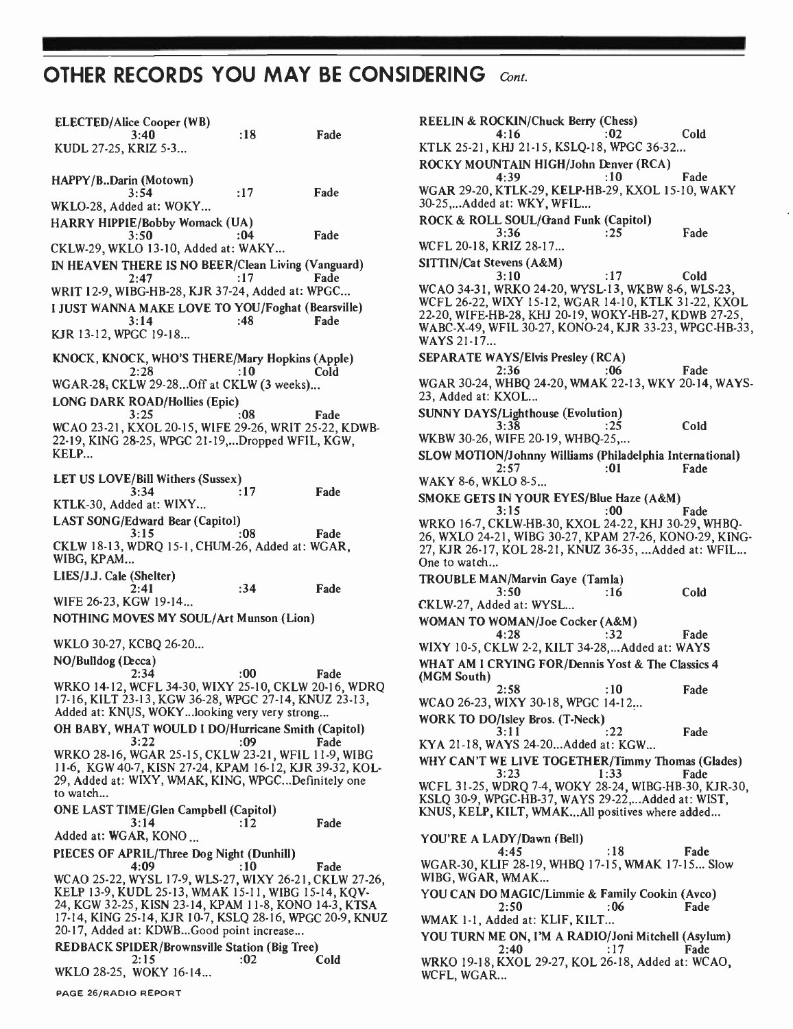## OTHER RECORDS YOU MAY BE CONSIDERING *Cont.*

**ELECTED/Alice Cooper (WB)**
3:40 :18 Fade
KUDL 27-25, KRIZ 5-3...

**HAPPY/B..Darin (Motown)**
3:54 :17 Fade
WKLO-28, Added at: WOKY...

**HARRY HIPPIE/Bobby Womack (UA)**
3:50 :04 Fade
CKLW-29, WKLO 13-10, Added at: WAKY...

**IN HEAVEN THERE IS NO BEER/Clean Living (Vanguard)**
2:47 :17 Fade
WRIT 12-9, WIBG-HB-28, KJR 37-24, Added at: WPGC...

**I JUST WANNA MAKE LOVE TO YOU/Foghat (Bearsville)**
3:14 :48 Fade
KJR 13-12, WPGC 19-18...

**KNOCK, KNOCK, WHO'S THERE/Mary Hopkins (Apple)**
2:28 :10 Cold
WGAR-28, CKLW 29-28...Off at CKLW (3 weeks)...

**LONG DARK ROAD/Hollies (Epic)**
3:25 :08 Fade
WCAO 23-21, KXOL 20-15, WIFE 29-26, WRIT 25-22, KDWB-22-19, KING 28-25, WPGC 21-19,...Dropped WFIL, KGW, KELP...

**LET US LOVE/Bill Withers (Sussex)**
3:34 :17 Fade
KTLK-30, Added at: WIXY...

**LAST SONG/Edward Bear (Capitol)**
3:15 :08 Fade
CKLW 18-13, WDRQ 15-1, CHUM-26, Added at: WGAR, WIBG, KPAM...

**LIES/J.J. Cale (Shelter)**
2:41 :34 Fade
WIFE 26-23, KGW 19-14...

**NOTHING MOVES MY SOUL/Art Munson (Lion)**

WKLO 30-27, KCBQ 26-20...

**NO/Bulldog (Decca)**
2:34 :00 Fade
WRKO 14-12, WCFL 34-30, WIXY 25-10, CKLW 20-16, WDRQ 17-16, KILT 23-13, KGW 36-28, WPGC 27-14, KNUZ 23-13, Added at: KNUS, WOKY...looking very very strong...

**OH BABY, WHAT WOULD I DO/Hurricane Smith (Capitol)**
3:22 :09 Fade
WRKO 28-16, WGAR 25-15, CKLW 23-21, WFIL 11-9, WIBG 11-6, KGW 40-7, KISN 27-24, KPAM 16-12, KJR 39-32, KOL-29, Added at: WIXY, WMAK, KING, WPGC...Definitely one to watch...

**ONE LAST TIME/Glen Campbell (Capitol)**
3:14 :12 Fade
Added at: WGAR, KONO...

**PIECES OF APRIL/Three Dog Night (Dunhill)**
4:09 :10 Fade
WCAO 25-22, WYSL 17-9, WLS-27, WIXY 26-21, CKLW 27-26, KELP 13-9, KUDL 25-13, WMAK 15-11, WIBG 15-14, KQV-24, KGW 32-25, KISN 23-14, KPAM 11-8, KONO 14-3, KTSA 17-14, KING 25-14, KJR 10-7, KSLQ 28-16, WPGC 20-9, KNUZ 20-17, Added at: KDWB...Good point increase...

**REDBACK SPIDER/Brownsville Station (Big Tree)**
2:15 :02 Cold
WKLO 28-25, WOKY 16-14...

**REELIN & ROCKIN/Chuck Berry (Chess)**
4:16 :02 Cold
KTLK 25-21, KHJ 21-15, KSLQ-18, WPGC 36-32...

**ROCKY MOUNTAIN HIGH/John Denver (RCA)**
4:39 :10 Fade
WGAR 29-20, KTLK-29, KELP-HB-29, KXOL 15-10, WAKY 30-25,...Added at: WKY, WFIL...

**ROCK & ROLL SOUL/Grand Funk (Capitol)**
3:36 :25 Fade
WCFL 20-18, KRIZ 28-17...

**SITTIN/Cat Stevens (A&M)**
3:10 :17 Cold
WCAO 34-31, WRKO 24-20, WYSL-13, WKBW 8-6, WLS-23, WCFL 26-22, WIXY 15-12, WGAR 14-10, KTLK 31-22, KXOL 22-20, WIFE-HB-28, KHJ 20-19, WOKY-HB-27, KDWB 27-25, WABC-X-49, WFIL 30-27, KONO-24, KJR 33-23, WPGC-HB-33, WAYS 21-17...

**SEPARATE WAYS/Elvis Presley (RCA)**
2:36 :06 Fade
WGAR 30-24, WHBQ 24-20, WMAK 22-13, WKY 20-14, WAYS-23, Added at: KXOL...

**SUNNY DAYS/Lighthouse (Evolution)**
3:38 :25 Cold
WKBW 30-26, WIFE 20-19, WHBQ-25,...

**SLOW MOTION/Johnny Williams (Philadelphia International)**
2:57 :01 Fade
WAKY 8-6, WKLO 8-5...

**SMOKE GETS IN YOUR EYES/Blue Haze (A&M)**
3:15 :00 Fade
WRKO 16-7, CKLW-HB-30, KXOL 24-22, KHJ 30-29, WHBQ-26, WXLO 24-21, WIBG 30-27, KPAM 27-26, KONO-29, KING-27, KJR 26-17, KOL 28-21, KNUZ 36-35, ...Added at: WFIL... One to watch...

**TROUBLE MAN/Marvin Gaye (Tamla)**
3:50 :16 Cold
CKLW-27, Added at: WYSL...

**WOMAN TO WOMAN/Joe Cocker (A&M)**
4:28 :32 Fade
WIXY 10-5, CKLW 2-2, KILT 34-28,...Added at: WAYS

**WHAT AM I CRYING FOR/Dennis Yost & The Classics 4 (MGM South)**
2:58 :10 Fade
WCAO 26-23, WIXY 30-18, WPGC 14-12...

**WORK TO DO/Isley Bros. (T-Neck)**
3:11 :22 Fade
KYA 21-18, WAYS 24-20...Added at: KGW...

**WHY CAN'T WE LIVE TOGETHER/Timmy Thomas (Glades)**
3:23 1:33 Fade
WCFL 31-25, WDRQ 7-4, WOKY 28-24, WIBG-HB-30, KJR-30, KSLQ 30-9, WPGC-HB-37, WAYS 29-22,...Added at: WIST, KNUS, KELP, KILT, WMAK...All positives where added...

**YOU'RE A LADY/Dawn (Bell)**
4:45 :18 Fade
WGAR-30, KLIF 28-19, WHBQ 17-15, WMAK 17-15... Slow WIBG, WGAR, WMAK...

**YOU CAN DO MAGIC/Limmie & Family Cookin (Avco)**
2:50 :06 Fade
WMAK 1-1, Added at: KLIF, KILT...

**YOU TURN ME ON, I'M A RADIO/Joni Mitchell (Asylum)**
2:40 :17 Fade
WRKO 19-18, KXOL 29-27, KOL 26-18, Added at: WCAO, WCFL, WGAR...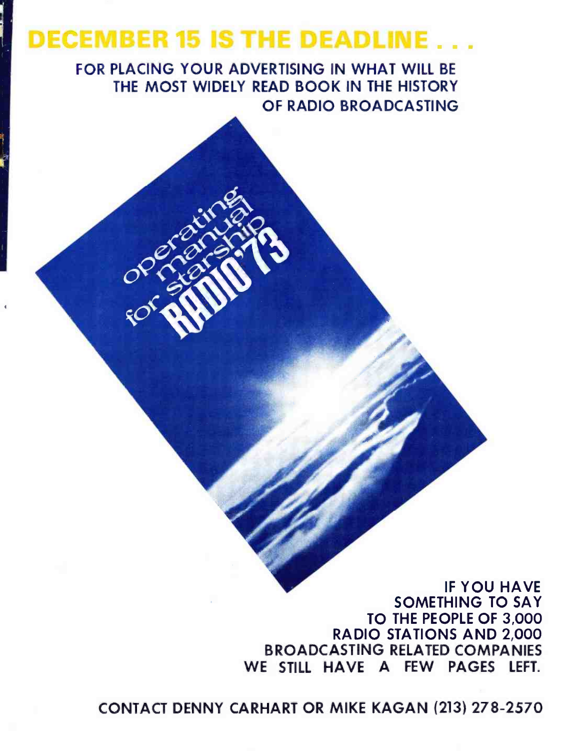# DECEMBER 15 IS THE DEADLINE . . .

**FOR PLACING YOUR ADVERTISING IN WHAT WILL BE THE MOST WIDELY READ BOOK IN THE HISTORY OF RADIO BROADCASTING**

operating manual for starship RADIO '73

**IF YOU HAVE SOMETHING TO SAY TO THE PEOPLE OF 3,000 RADIO STATIONS AND 2,000 BROADCASTING RELATED COMPANIES WE STILL HAVE A FEW PAGES LEFT.**

**CONTACT DENNY CARHART OR MIKE KAGAN (213) 278-2570**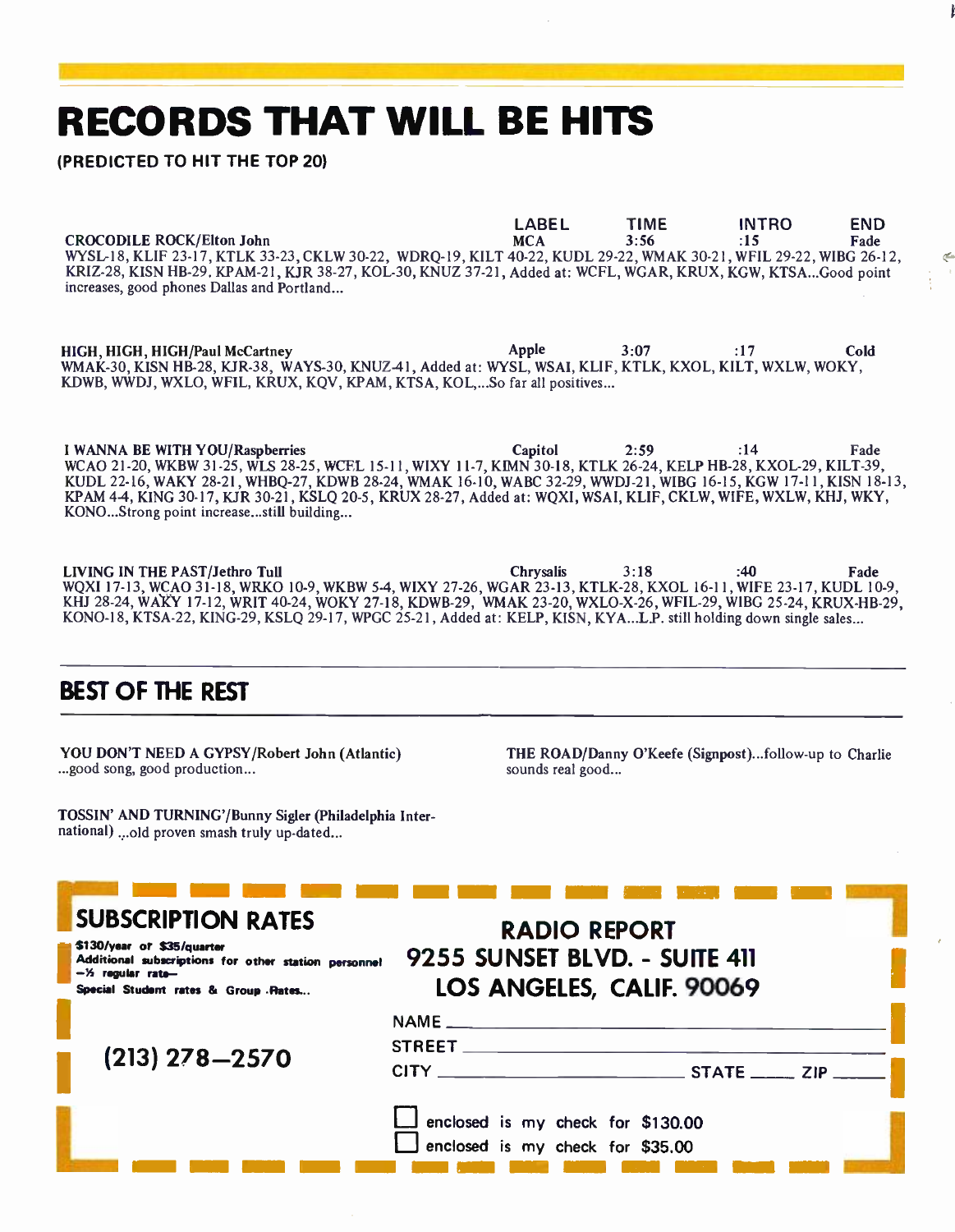# RECORDS THAT WILL BE HITS

**(PREDICTED TO HIT THE TOP 20)**

| | LABEL | TIME | INTRO | END |
|---|---|---|---|---|
| **CROCODILE ROCK/Elton John** | **MCA** | **3:56** | **:15** | **Fade** |

WYSL-18, KLIF 23-17, KTLK 33-23, CKLW 30-22, WDRQ-19, KILT 40-22, KUDL 29-22, WMAK 30-21, WFIL 29-22, WIBG 26-12, KRIZ-28, KISN HB-29, KPAM-21, KJR 38-27, KOL-30, KNUZ 37-21, Added at: WCFL, WGAR, KRUX, KGW, KTSA...Good point increases, good phones Dallas and Portland...

| | | | | |
|---|---|---|---|---|
| **HIGH, HIGH, HIGH/Paul McCartney** | **Apple** | **3:07** | **:17** | **Cold** |

WMAK-30, KISN HB-28, KJR-38, WAYS-30, KNUZ-41, Added at: WYSL, WSAI, KLIF, KTLK, KXOL, KILT, WXLW, WOKY, KDWB, WWDJ, WXLO, WFIL, KRUX, KQV, KPAM, KTSA, KOL,...So far all positives...

| | | | | |
|---|---|---|---|---|
| **I WANNA BE WITH YOU/Raspberries** | **Capitol** | **2:59** | **:14** | **Fade** |

WCAO 21-20, WKBW 31-25, WLS 28-25, WCFL 15-11, WIXY 11-7, KIMN 30-18, KTLK 26-24, KELP HB-28, KXOL-29, KILT-39, KUDL 22-16, WAKY 28-21, WHBQ-27, KDWB 28-24, WMAK 16-10, WABC 32-29, WWDJ-21, WIBG 16-15, KGW 17-11, KISN 18-13, KPAM 4-4, KING 30-17, KJR 30-21, KSLQ 20-5, KRUX 28-27, Added at: WQXI, WSAI, KLIF, CKLW, WIFE, WXLW, KHJ, WKY, KONO...Strong point increase...still building...

| | | | | |
|---|---|---|---|---|
| **LIVING IN THE PAST/Jethro Tull** | **Chrysalis** | **3:18** | **:40** | **Fade** |

WQXI 17-13, WCAO 31-18, WRKO 10-9, WKBW 5-4, WIXY 27-26, WGAR 23-13, KTLK-28, KXOL 16-11, WIFE 23-17, KUDL 10-9, KHJ 28-24, WAKY 17-12, WRIT 40-24, WOKY 27-18, KDWB-29, WMAK 23-20, WXLO-X-26, WFIL-29, WIBG 25-24, KRUX-HB-29, KONO-18, KTSA-22, KING-29, KSLQ 29-17, WPGC 25-21, Added at: KELP, KISN, KYA...L.P. still holding down single sales...

## BEST OF THE REST

**YOU DON'T NEED A GYPSY/Robert John (Atlantic)** ...good song, good production...

**TOSSIN' AND TURNING'/Bunny Sigler (Philadelphia International)** ...old proven smash truly up-dated...

**THE ROAD/Danny O'Keefe (Signpost)**...follow-up to Charlie sounds real good...

## SUBSCRIPTION RATES

**$130/year or $35/quarter**
**Additional subscriptions for other station personnel —½ regular rate—**
**Special Student rates & Group Rates...**

**(213) 278—2570**

**RADIO REPORT**
**9255 SUNSET BLVD. - SUITE 411**
**LOS ANGELES, CALIF. 90069**

NAME ______________________

STREET ______________________

CITY ______________ STATE _____ ZIP _____

☐ enclosed is my check for $130.00
☐ enclosed is my check for $35.00